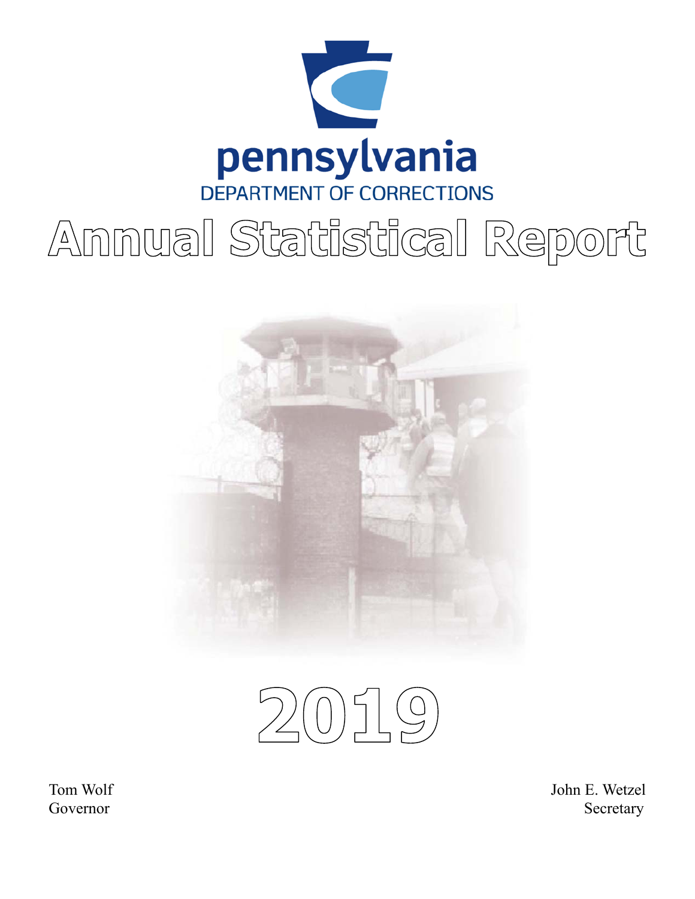pennsylvania

DEPARTMENT OF CORRECTIONS

# Annual Statistical Report

# 2019

Tom Wolf
Governor

John E. Wetzel
Secretary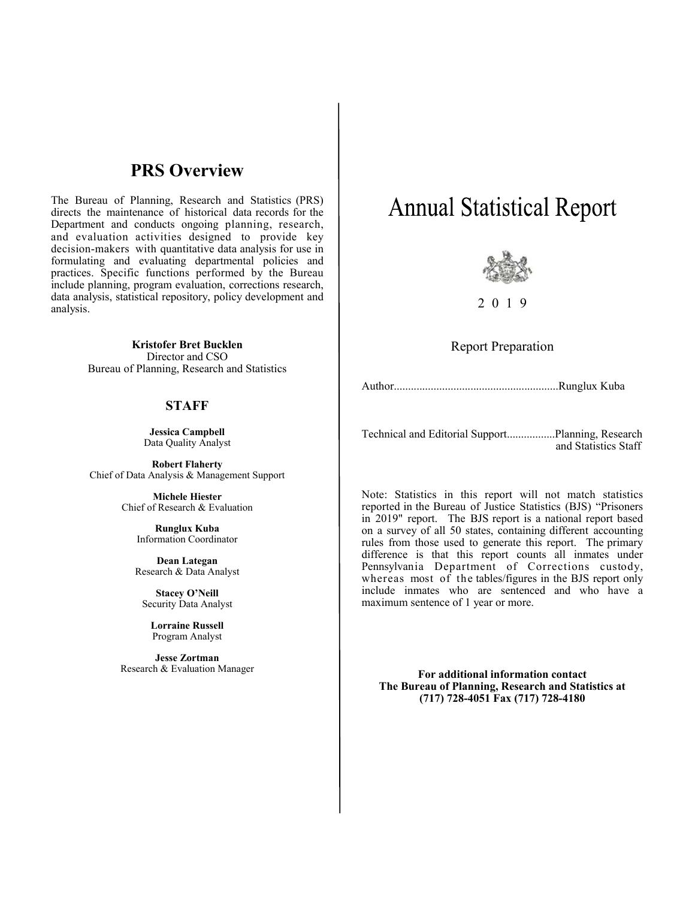## PRS Overview

The Bureau of Planning, Research and Statistics (PRS) directs the maintenance of historical data records for the Department and conducts ongoing planning, research, and evaluation activities designed to provide key decision-makers with quantitative data analysis for use in formulating and evaluating departmental policies and practices. Specific functions performed by the Bureau include planning, program evaluation, corrections research, data analysis, statistical repository, policy development and analysis.

**Kristofer Bret Bucklen**
Director and CSO
Bureau of Planning, Research and Statistics

### STAFF

**Jessica Campbell**
Data Quality Analyst

**Robert Flaherty**
Chief of Data Analysis & Management Support

**Michele Hiester**
Chief of Research & Evaluation

**Runglux Kuba**
Information Coordinator

**Dean Lategan**
Research & Data Analyst

**Stacey O'Neill**
Security Data Analyst

**Lorraine Russell**
Program Analyst

**Jesse Zortman**
Research & Evaluation Manager

# Annual Statistical Report

2 0 1 9

Report Preparation

Author.........................................................Runglux Kuba

Technical and Editorial Support.................Planning, Research and Statistics Staff

Note: Statistics in this report will not match statistics reported in the Bureau of Justice Statistics (BJS) "Prisoners in 2019" report. The BJS report is a national report based on a survey of all 50 states, containing different accounting rules from those used to generate this report. The primary difference is that this report counts all inmates under Pennsylvania Department of Corrections custody, whereas most of the tables/figures in the BJS report only include inmates who are sentenced and who have a maximum sentence of 1 year or more.

**For additional information contact**
**The Bureau of Planning, Research and Statistics at**
**(717) 728-4051 Fax (717) 728-4180**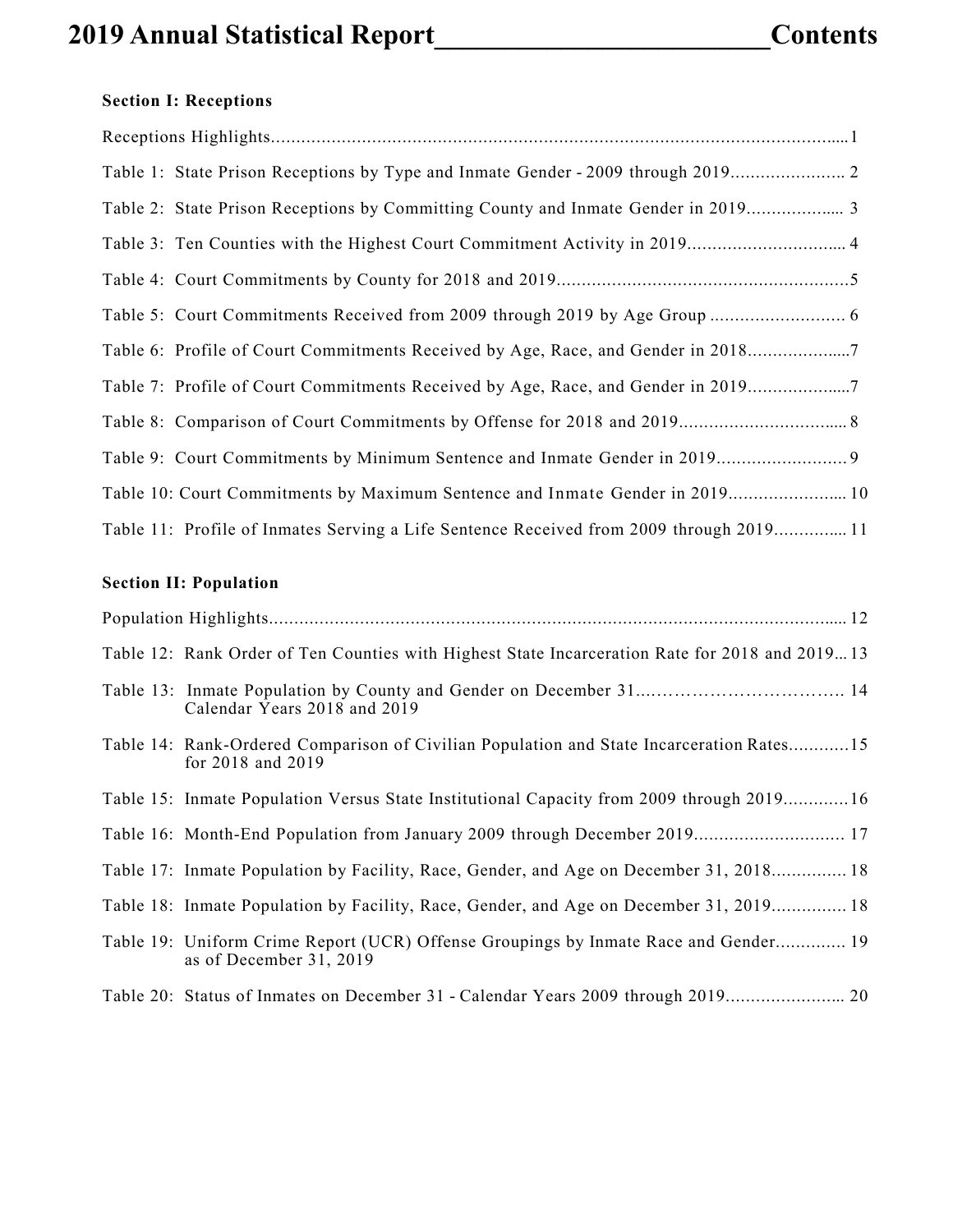# 2019 Annual Statistical Report Contents

**Section I: Receptions**

Receptions Highlights....1

Table 1: State Prison Receptions by Type and Inmate Gender - 2009 through 2019.... 2

Table 2: State Prison Receptions by Committing County and Inmate Gender in 2019.... 3

Table 3: Ten Counties with the Highest Court Commitment Activity in 2019.... 4

Table 4: Court Commitments by County for 2018 and 2019....5

Table 5: Court Commitments Received from 2009 through 2019 by Age Group .... 6

Table 6: Profile of Court Commitments Received by Age, Race, and Gender in 2018....7

Table 7: Profile of Court Commitments Received by Age, Race, and Gender in 2019....7

Table 8: Comparison of Court Commitments by Offense for 2018 and 2019.... 8

Table 9: Court Commitments by Minimum Sentence and Inmate Gender in 2019.... 9

Table 10: Court Commitments by Maximum Sentence and Inmate Gender in 2019.... 10

Table 11: Profile of Inmates Serving a Life Sentence Received from 2009 through 2019.... 11

**Section II: Population**

Population Highlights.... 12

Table 12: Rank Order of Ten Counties with Highest State Incarceration Rate for 2018 and 2019... 13

Table 13: Inmate Population by County and Gender on December 31 Calendar Years 2018 and 2019.... 14

Table 14: Rank-Ordered Comparison of Civilian Population and State Incarceration Rates for 2018 and 2019....15

Table 15: Inmate Population Versus State Institutional Capacity from 2009 through 2019....16

Table 16: Month-End Population from January 2009 through December 2019.... 17

Table 17: Inmate Population by Facility, Race, Gender, and Age on December 31, 2018.... 18

Table 18: Inmate Population by Facility, Race, Gender, and Age on December 31, 2019.... 18

Table 19: Uniform Crime Report (UCR) Offense Groupings by Inmate Race and Gender as of December 31, 2019.... 19

Table 20: Status of Inmates on December 31 - Calendar Years 2009 through 2019.... 20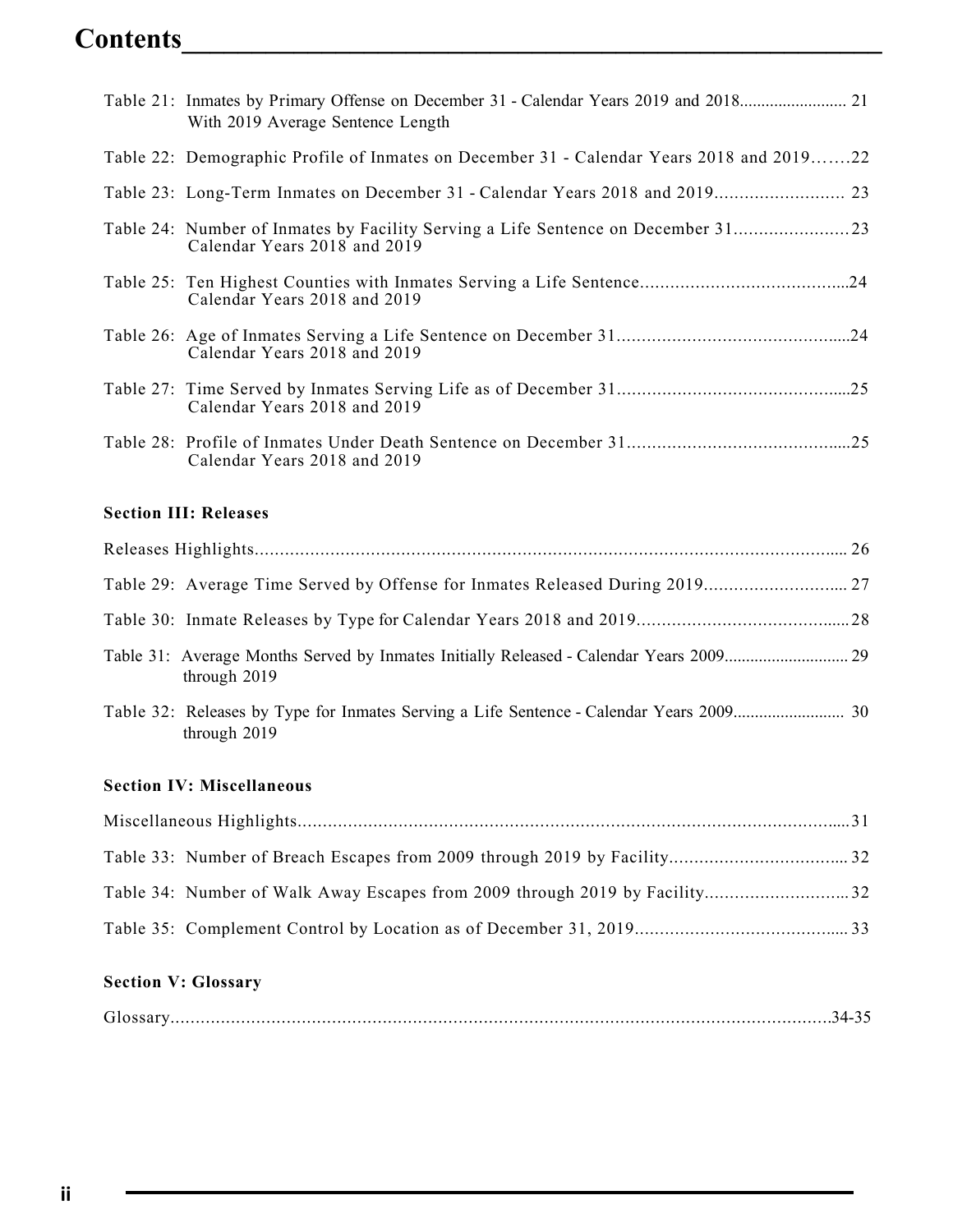# Contents

Table 21: Inmates by Primary Offense on December 31 - Calendar Years 2019 and 2018........................ 21
With 2019 Average Sentence Length

Table 22: Demographic Profile of Inmates on December 31 - Calendar Years 2018 and 2019.......22

Table 23: Long-Term Inmates on December 31 - Calendar Years 2018 and 2019.......................... 23

Table 24: Number of Inmates by Facility Serving a Life Sentence on December 31.......................23
Calendar Years 2018 and 2019

Table 25: Ten Highest Counties with Inmates Serving a Life Sentence..........................................24
Calendar Years 2018 and 2019

Table 26: Age of Inmates Serving a Life Sentence on December 31..............................................24
Calendar Years 2018 and 2019

Table 27: Time Served by Inmates Serving Life as of December 31..............................................25
Calendar Years 2018 and 2019

Table 28: Profile of Inmates Under Death Sentence on December 31............................................25
Calendar Years 2018 and 2019

**Section III: Releases**

Releases Highlights.......................................................................................................................... 26

Table 29: Average Time Served by Offense for Inmates Released During 2019............................ 27

Table 30: Inmate Releases by Type for Calendar Years 2018 and 2019..........................................28

Table 31: Average Months Served by Inmates Initially Released - Calendar Years 2009............................ 29
through 2019

Table 32: Releases by Type for Inmates Serving a Life Sentence - Calendar Years 2009......................... 30
through 2019

**Section IV: Miscellaneous**

Miscellaneous Highlights.....................................................................................................................31

Table 33: Number of Breach Escapes from 2009 through 2019 by Facility.................................. 32

Table 34: Number of Walk Away Escapes from 2009 through 2019 by Facility............................32

Table 35: Complement Control by Location as of December 31, 2019.......................................... 33

**Section V: Glossary**

Glossary...............................................................................................................................34-35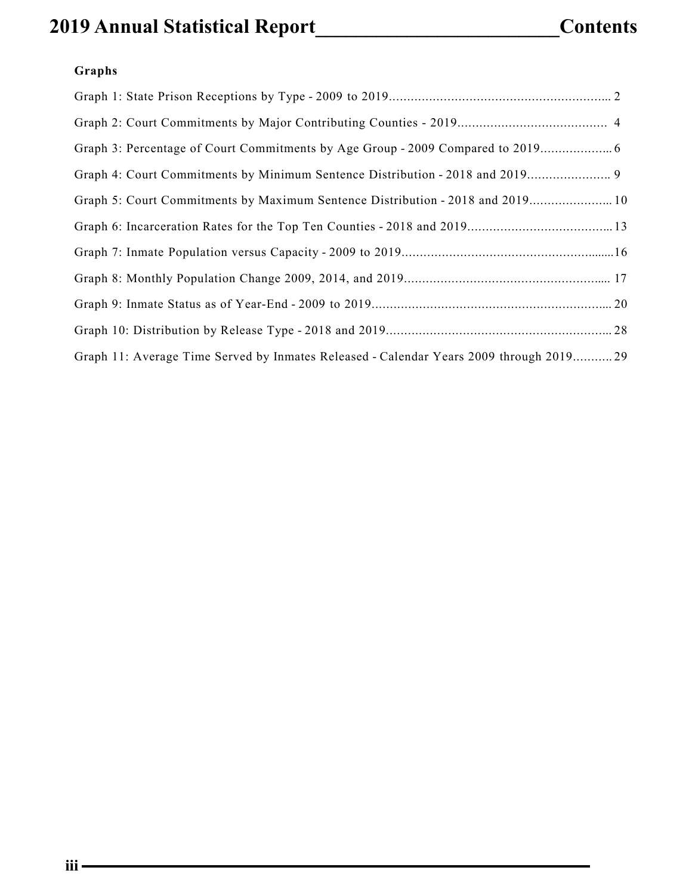### Graphs

Graph 1: State Prison Receptions by Type - 2009 to 2019.............................................................. 2

Graph 2: Court Commitments by Major Contributing Counties - 2019......................................... 4

Graph 3: Percentage of Court Commitments by Age Group - 2009 Compared to 2019.................... 6

Graph 4: Court Commitments by Minimum Sentence Distribution - 2018 and 2019....................... 9

Graph 5: Court Commitments by Maximum Sentence Distribution - 2018 and 2019....................... 10

Graph 6: Incarceration Rates for the Top Ten Counties - 2018 and 2019........................................ 13

Graph 7: Inmate Population versus Capacity - 2009 to 2019.......................................................... 16

Graph 8: Monthly Population Change 2009, 2014, and 2019........................................................ 17

Graph 9: Inmate Status as of Year-End - 2009 to 2019................................................................... 20

Graph 10: Distribution by Release Type - 2018 and 2019............................................................... 28

Graph 11: Average Time Served by Inmates Released - Calendar Years 2009 through 2019........... 29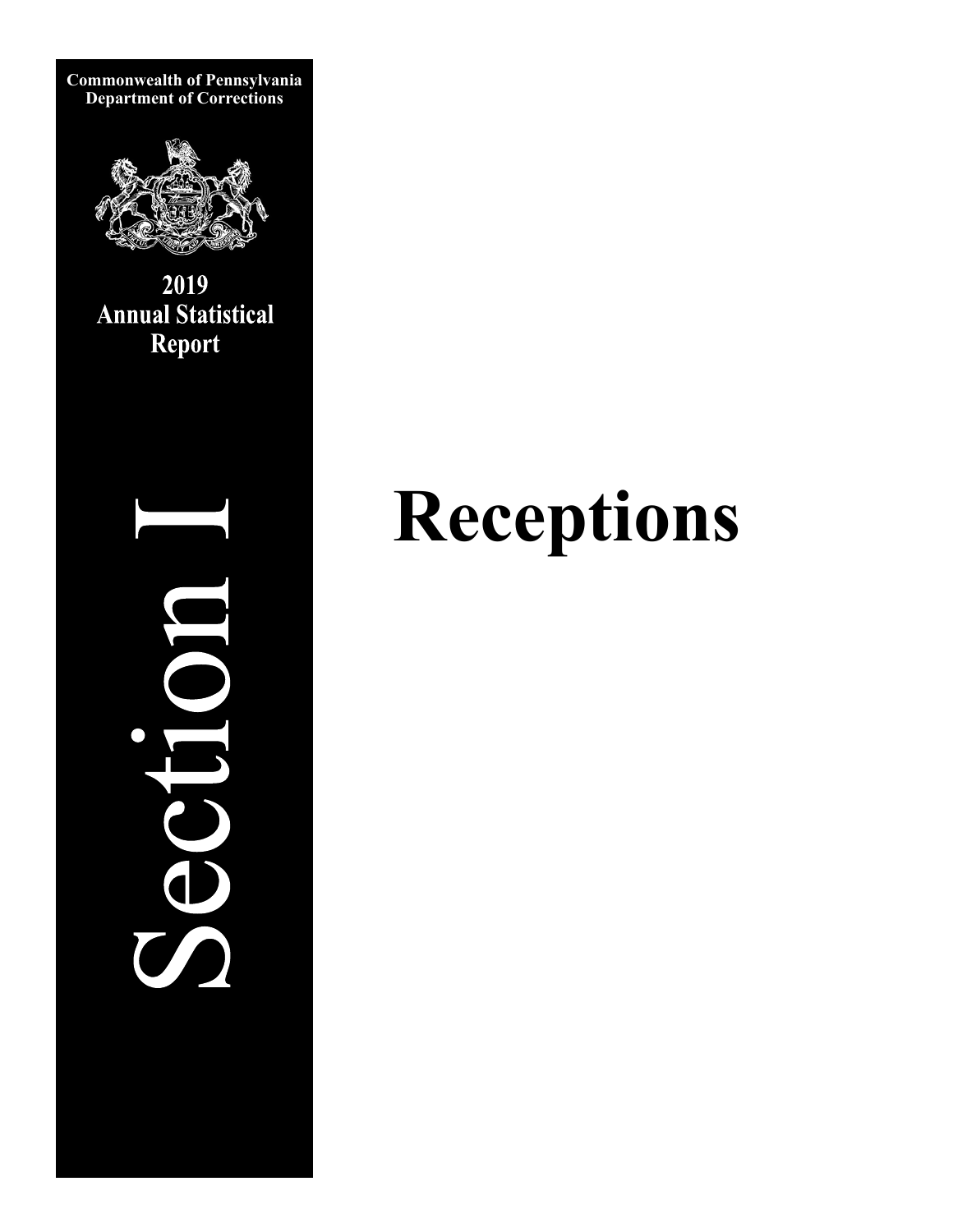**Commonwealth of Pennsylvania**
**Department of Corrections**

**2019**
**Annual Statistical**
**Report**

# Section I

# Receptions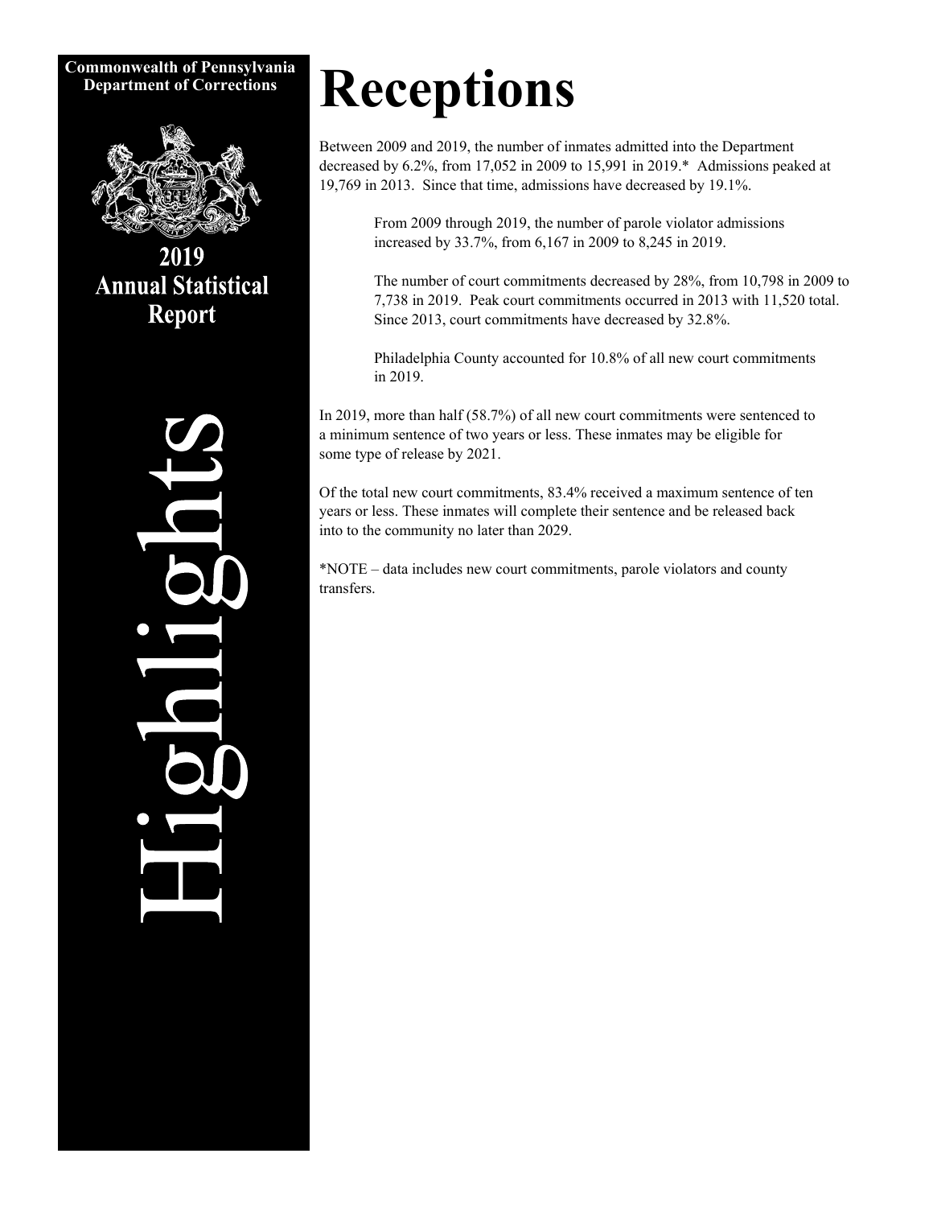**Commonwealth of Pennsylvania**
**Department of Corrections**

**2019 Annual Statistical Report**

Highlights

# Receptions

Between 2009 and 2019, the number of inmates admitted into the Department decreased by 6.2%, from 17,052 in 2009 to 15,991 in 2019.* Admissions peaked at 19,769 in 2013. Since that time, admissions have decreased by 19.1%.

> From 2009 through 2019, the number of parole violator admissions increased by 33.7%, from 6,167 in 2009 to 8,245 in 2019.
>
> The number of court commitments decreased by 28%, from 10,798 in 2009 to 7,738 in 2019. Peak court commitments occurred in 2013 with 11,520 total. Since 2013, court commitments have decreased by 32.8%.
>
> Philadelphia County accounted for 10.8% of all new court commitments in 2019.

In 2019, more than half (58.7%) of all new court commitments were sentenced to a minimum sentence of two years or less. These inmates may be eligible for some type of release by 2021.

Of the total new court commitments, 83.4% received a maximum sentence of ten years or less. These inmates will complete their sentence and be released back into to the community no later than 2029.

*NOTE – data includes new court commitments, parole violators and county transfers.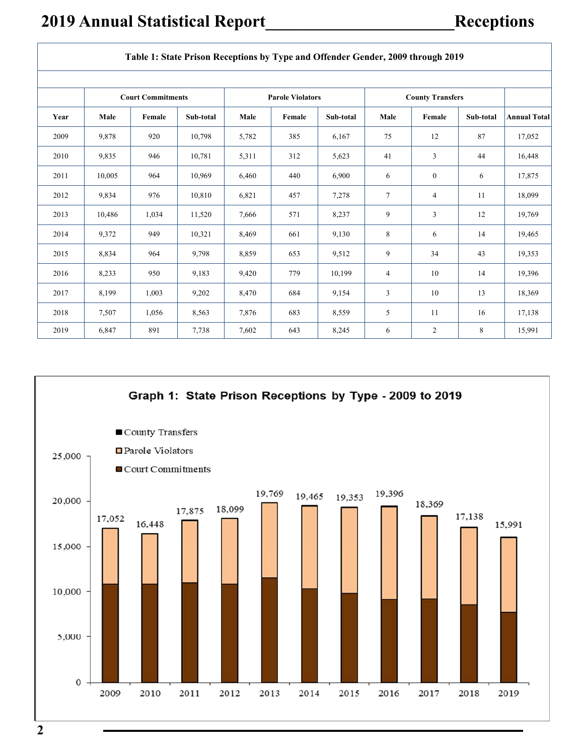## Table 1: State Prison Receptions by Type and Offender Gender, 2009 through 2019

| | Court Commitments | | | Parole Violators | | | County Transfers | | | |
|---|---|---|---|---|---|---|---|---|---|---|
| Year | Male | Female | Sub-total | Male | Female | Sub-total | Male | Female | Sub-total | Annual Total |
| 2009 | 9,878 | 920 | 10,798 | 5,782 | 385 | 6,167 | 75 | 12 | 87 | 17,052 |
| 2010 | 9,835 | 946 | 10,781 | 5,311 | 312 | 5,623 | 41 | 3 | 44 | 16,448 |
| 2011 | 10,005 | 964 | 10,969 | 6,460 | 440 | 6,900 | 6 | 0 | 6 | 17,875 |
| 2012 | 9,834 | 976 | 10,810 | 6,821 | 457 | 7,278 | 7 | 4 | 11 | 18,099 |
| 2013 | 10,486 | 1,034 | 11,520 | 7,666 | 571 | 8,237 | 9 | 3 | 12 | 19,769 |
| 2014 | 9,372 | 949 | 10,321 | 8,469 | 661 | 9,130 | 8 | 6 | 14 | 19,465 |
| 2015 | 8,834 | 964 | 9,798 | 8,859 | 653 | 9,512 | 9 | 34 | 43 | 19,353 |
| 2016 | 8,233 | 950 | 9,183 | 9,420 | 779 | 10,199 | 4 | 10 | 14 | 19,396 |
| 2017 | 8,199 | 1,003 | 9,202 | 8,470 | 684 | 9,154 | 3 | 10 | 13 | 18,369 |
| 2018 | 7,507 | 1,056 | 8,563 | 7,876 | 683 | 8,559 | 5 | 11 | 16 | 17,138 |
| 2019 | 6,847 | 891 | 7,738 | 7,602 | 643 | 8,245 | 6 | 2 | 8 | 15,991 |

## Graph 1: State Prison Receptions by Type - 2009 to 2019

| Year | Annual Total |
|---|---|
| 2009 | 17,052 |
| 2010 | 16,448 |
| 2011 | 17,875 |
| 2012 | 18,099 |
| 2013 | 19,769 |
| 2014 | 19,465 |
| 2015 | 19,353 |
| 2016 | 19,396 |
| 2017 | 18,369 |
| 2018 | 17,138 |
| 2019 | 15,991 |

Legend: County Transfers; Parole Violators; Court Commitments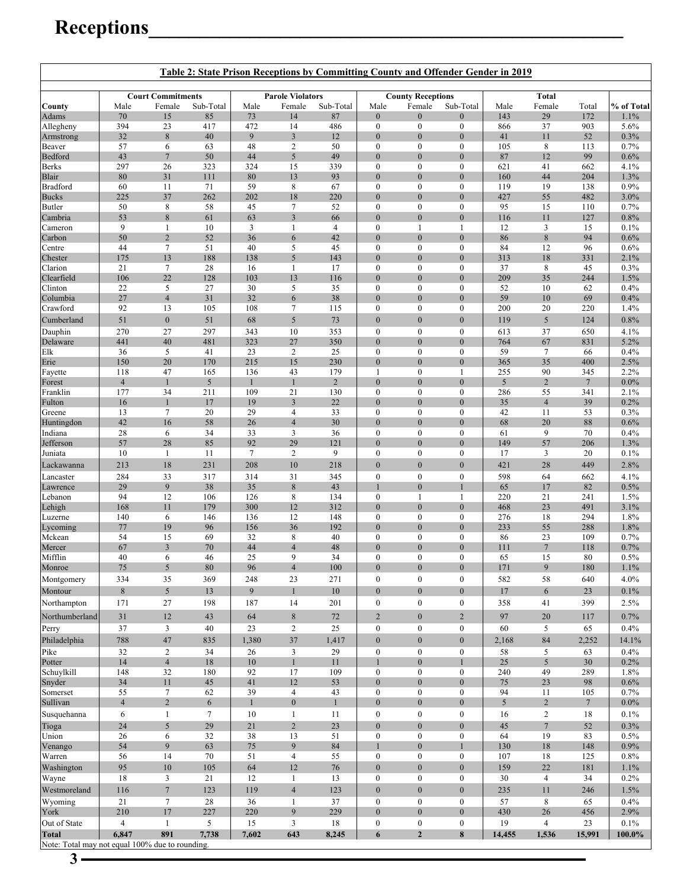# Receptions

**Table 2: State Prison Receptions by Committing County and Offender Gender in 2019**

| | Court Commitments | | | Parole Violators | | | County Receptions | | | Total | | | |
|---|---|---|---|---|---|---|---|---|---|---|---|---|---|
| County | Male | Female | Sub-Total | Male | Female | Sub-Total | Male | Female | Sub-Total | Male | Female | Total | % of Total |
| Adams | 70 | 15 | 85 | 73 | 14 | 87 | 0 | 0 | 0 | 143 | 29 | 172 | 1.1% |
| Allegheny | 394 | 23 | 417 | 472 | 14 | 486 | 0 | 0 | 0 | 866 | 37 | 903 | 5.6% |
| Armstrong | 32 | 8 | 40 | 9 | 3 | 12 | 0 | 0 | 0 | 41 | 11 | 52 | 0.3% |
| Beaver | 57 | 6 | 63 | 48 | 2 | 50 | 0 | 0 | 0 | 105 | 8 | 113 | 0.7% |
| Bedford | 43 | 7 | 50 | 44 | 5 | 49 | 0 | 0 | 0 | 87 | 12 | 99 | 0.6% |
| Berks | 297 | 26 | 323 | 324 | 15 | 339 | 0 | 0 | 0 | 621 | 41 | 662 | 4.1% |
| Blair | 80 | 31 | 111 | 80 | 13 | 93 | 0 | 0 | 0 | 160 | 44 | 204 | 1.3% |
| Bradford | 60 | 11 | 71 | 59 | 8 | 67 | 0 | 0 | 0 | 119 | 19 | 138 | 0.9% |
| Bucks | 225 | 37 | 262 | 202 | 18 | 220 | 0 | 0 | 0 | 427 | 55 | 482 | 3.0% |
| Butler | 50 | 8 | 58 | 45 | 7 | 52 | 0 | 0 | 0 | 95 | 15 | 110 | 0.7% |
| Cambria | 53 | 8 | 61 | 63 | 3 | 66 | 0 | 0 | 0 | 116 | 11 | 127 | 0.8% |
| Cameron | 9 | 1 | 10 | 3 | 1 | 4 | 0 | 1 | 1 | 12 | 3 | 15 | 0.1% |
| Carbon | 50 | 2 | 52 | 36 | 6 | 42 | 0 | 0 | 0 | 86 | 8 | 94 | 0.6% |
| Centre | 44 | 7 | 51 | 40 | 5 | 45 | 0 | 0 | 0 | 84 | 12 | 96 | 0.6% |
| Chester | 175 | 13 | 188 | 138 | 5 | 143 | 0 | 0 | 0 | 313 | 18 | 331 | 2.1% |
| Clarion | 21 | 7 | 28 | 16 | 1 | 17 | 0 | 0 | 0 | 37 | 8 | 45 | 0.3% |
| Clearfield | 106 | 22 | 128 | 103 | 13 | 116 | 0 | 0 | 0 | 209 | 35 | 244 | 1.5% |
| Clinton | 22 | 5 | 27 | 30 | 5 | 35 | 0 | 0 | 0 | 52 | 10 | 62 | 0.4% |
| Columbia | 27 | 4 | 31 | 32 | 6 | 38 | 0 | 0 | 0 | 59 | 10 | 69 | 0.4% |
| Crawford | 92 | 13 | 105 | 108 | 7 | 115 | 0 | 0 | 0 | 200 | 20 | 220 | 1.4% |
| Cumberland | 51 | 0 | 51 | 68 | 5 | 73 | 0 | 0 | 0 | 119 | 5 | 124 | 0.8% |
| Dauphin | 270 | 27 | 297 | 343 | 10 | 353 | 0 | 0 | 0 | 613 | 37 | 650 | 4.1% |
| Delaware | 441 | 40 | 481 | 323 | 27 | 350 | 0 | 0 | 0 | 764 | 67 | 831 | 5.2% |
| Elk | 36 | 5 | 41 | 23 | 2 | 25 | 0 | 0 | 0 | 59 | 7 | 66 | 0.4% |
| Erie | 150 | 20 | 170 | 215 | 15 | 230 | 0 | 0 | 0 | 365 | 35 | 400 | 2.5% |
| Fayette | 118 | 47 | 165 | 136 | 43 | 179 | 1 | 0 | 1 | 255 | 90 | 345 | 2.2% |
| Forest | 4 | 1 | 5 | 1 | 1 | 2 | 0 | 0 | 0 | 5 | 2 | 7 | 0.0% |
| Franklin | 177 | 34 | 211 | 109 | 21 | 130 | 0 | 0 | 0 | 286 | 55 | 341 | 2.1% |
| Fulton | 16 | 1 | 17 | 19 | 3 | 22 | 0 | 0 | 0 | 35 | 4 | 39 | 0.2% |
| Greene | 13 | 7 | 20 | 29 | 4 | 33 | 0 | 0 | 0 | 42 | 11 | 53 | 0.3% |
| Huntingdon | 42 | 16 | 58 | 26 | 4 | 30 | 0 | 0 | 0 | 68 | 20 | 88 | 0.6% |
| Indiana | 28 | 6 | 34 | 33 | 3 | 36 | 0 | 0 | 0 | 61 | 9 | 70 | 0.4% |
| Jefferson | 57 | 28 | 85 | 92 | 29 | 121 | 0 | 0 | 0 | 149 | 57 | 206 | 1.3% |
| Juniata | 10 | 1 | 11 | 7 | 2 | 9 | 0 | 0 | 0 | 17 | 3 | 20 | 0.1% |
| Lackawanna | 213 | 18 | 231 | 208 | 10 | 218 | 0 | 0 | 0 | 421 | 28 | 449 | 2.8% |
| Lancaster | 284 | 33 | 317 | 314 | 31 | 345 | 0 | 0 | 0 | 598 | 64 | 662 | 4.1% |
| Lawrence | 29 | 9 | 38 | 35 | 8 | 43 | 1 | 0 | 1 | 65 | 17 | 82 | 0.5% |
| Lebanon | 94 | 12 | 106 | 126 | 8 | 134 | 0 | 1 | 1 | 220 | 21 | 241 | 1.5% |
| Lehigh | 168 | 11 | 179 | 300 | 12 | 312 | 0 | 0 | 0 | 468 | 23 | 491 | 3.1% |
| Luzerne | 140 | 6 | 146 | 136 | 12 | 148 | 0 | 0 | 0 | 276 | 18 | 294 | 1.8% |
| Lycoming | 77 | 19 | 96 | 156 | 36 | 192 | 0 | 0 | 0 | 233 | 55 | 288 | 1.8% |
| Mckean | 54 | 15 | 69 | 32 | 8 | 40 | 0 | 0 | 0 | 86 | 23 | 109 | 0.7% |
| Mercer | 67 | 3 | 70 | 44 | 4 | 48 | 0 | 0 | 0 | 111 | 7 | 118 | 0.7% |
| Mifflin | 40 | 6 | 46 | 25 | 9 | 34 | 0 | 0 | 0 | 65 | 15 | 80 | 0.5% |
| Monroe | 75 | 5 | 80 | 96 | 4 | 100 | 0 | 0 | 0 | 171 | 9 | 180 | 1.1% |
| Montgomery | 334 | 35 | 369 | 248 | 23 | 271 | 0 | 0 | 0 | 582 | 58 | 640 | 4.0% |
| Montour | 8 | 5 | 13 | 9 | 1 | 10 | 0 | 0 | 0 | 17 | 6 | 23 | 0.1% |
| Northampton | 171 | 27 | 198 | 187 | 14 | 201 | 0 | 0 | 0 | 358 | 41 | 399 | 2.5% |
| Northumberland | 31 | 12 | 43 | 64 | 8 | 72 | 2 | 0 | 2 | 97 | 20 | 117 | 0.7% |
| Perry | 37 | 3 | 40 | 23 | 2 | 25 | 0 | 0 | 0 | 60 | 5 | 65 | 0.4% |
| Philadelphia | 788 | 47 | 835 | 1,380 | 37 | 1,417 | 0 | 0 | 0 | 2,168 | 84 | 2,252 | 14.1% |
| Pike | 32 | 2 | 34 | 26 | 3 | 29 | 0 | 0 | 0 | 58 | 5 | 63 | 0.4% |
| Potter | 14 | 4 | 18 | 10 | 1 | 11 | 1 | 0 | 1 | 25 | 5 | 30 | 0.2% |
| Schuylkill | 148 | 32 | 180 | 92 | 17 | 109 | 0 | 0 | 0 | 240 | 49 | 289 | 1.8% |
| Snyder | 34 | 11 | 45 | 41 | 12 | 53 | 0 | 0 | 0 | 75 | 23 | 98 | 0.6% |
| Somerset | 55 | 7 | 62 | 39 | 4 | 43 | 0 | 0 | 0 | 94 | 11 | 105 | 0.7% |
| Sullivan | 4 | 2 | 6 | 1 | 0 | 1 | 0 | 0 | 0 | 5 | 2 | 7 | 0.0% |
| Susquehanna | 6 | 1 | 7 | 10 | 1 | 11 | 0 | 0 | 0 | 16 | 2 | 18 | 0.1% |
| Tioga | 24 | 5 | 29 | 21 | 2 | 23 | 0 | 0 | 0 | 45 | 7 | 52 | 0.3% |
| Union | 26 | 6 | 32 | 38 | 13 | 51 | 0 | 0 | 0 | 64 | 19 | 83 | 0.5% |
| Venango | 54 | 9 | 63 | 75 | 9 | 84 | 1 | 0 | 1 | 130 | 18 | 148 | 0.9% |
| Warren | 56 | 14 | 70 | 51 | 4 | 55 | 0 | 0 | 0 | 107 | 18 | 125 | 0.8% |
| Washington | 95 | 10 | 105 | 64 | 12 | 76 | 0 | 0 | 0 | 159 | 22 | 181 | 1.1% |
| Wayne | 18 | 3 | 21 | 12 | 1 | 13 | 0 | 0 | 0 | 30 | 4 | 34 | 0.2% |
| Westmoreland | 116 | 7 | 123 | 119 | 4 | 123 | 0 | 0 | 0 | 235 | 11 | 246 | 1.5% |
| Wyoming | 21 | 7 | 28 | 36 | 1 | 37 | 0 | 0 | 0 | 57 | 8 | 65 | 0.4% |
| York | 210 | 17 | 227 | 220 | 9 | 229 | 0 | 0 | 0 | 430 | 26 | 456 | 2.9% |
| Out of State | 4 | 1 | 5 | 15 | 3 | 18 | 0 | 0 | 0 | 19 | 4 | 23 | 0.1% |
| **Total** | **6,847** | **891** | **7,738** | **7,602** | **643** | **8,245** | **6** | **2** | **8** | **14,455** | **1,536** | **15,991** | **100.0%** |

Note: Total may not equal 100% due to rounding.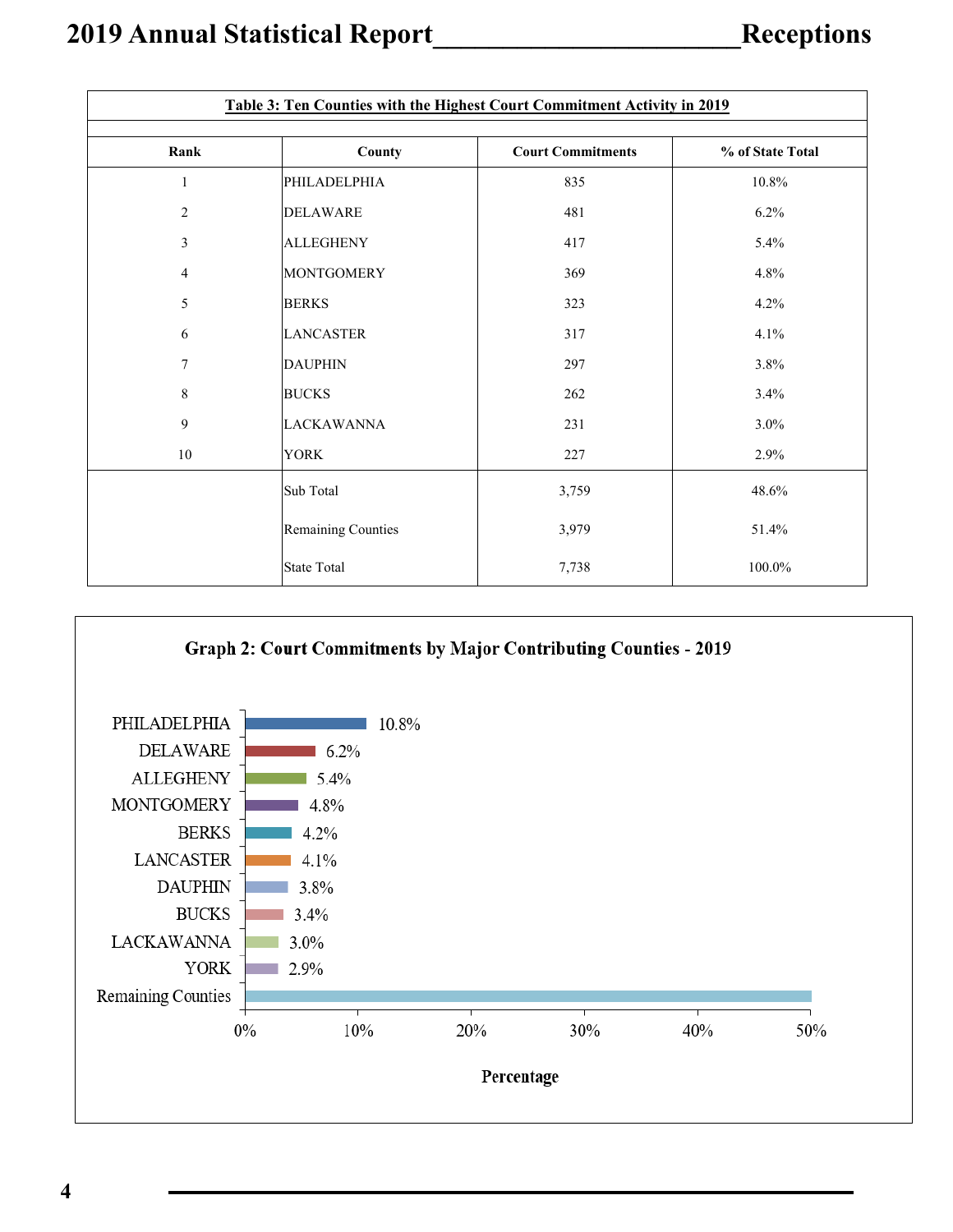**Table 3: Ten Counties with the Highest Court Commitment Activity in 2019**

| Rank | County | Court Commitments | % of State Total |
|---|---|---|---|
| 1 | PHILADELPHIA | 835 | 10.8% |
| 2 | DELAWARE | 481 | 6.2% |
| 3 | ALLEGHENY | 417 | 5.4% |
| 4 | MONTGOMERY | 369 | 4.8% |
| 5 | BERKS | 323 | 4.2% |
| 6 | LANCASTER | 317 | 4.1% |
| 7 | DAUPHIN | 297 | 3.8% |
| 8 | BUCKS | 262 | 3.4% |
| 9 | LACKAWANNA | 231 | 3.0% |
| 10 | YORK | 227 | 2.9% |
| | Sub Total | 3,759 | 48.6% |
| | Remaining Counties | 3,979 | 51.4% |
| | State Total | 7,738 | 100.0% |

**Graph 2: Court Commitments by Major Contributing Counties - 2019**

| County | Percentage |
|---|---|
| PHILADELPHIA | 10.8% |
| DELAWARE | 6.2% |
| ALLEGHENY | 5.4% |
| MONTGOMERY | 4.8% |
| BERKS | 4.2% |
| LANCASTER | 4.1% |
| DAUPHIN | 3.8% |
| BUCKS | 3.4% |
| LACKAWANNA | 3.0% |
| YORK | 2.9% |
| Remaining Counties | |

Percentage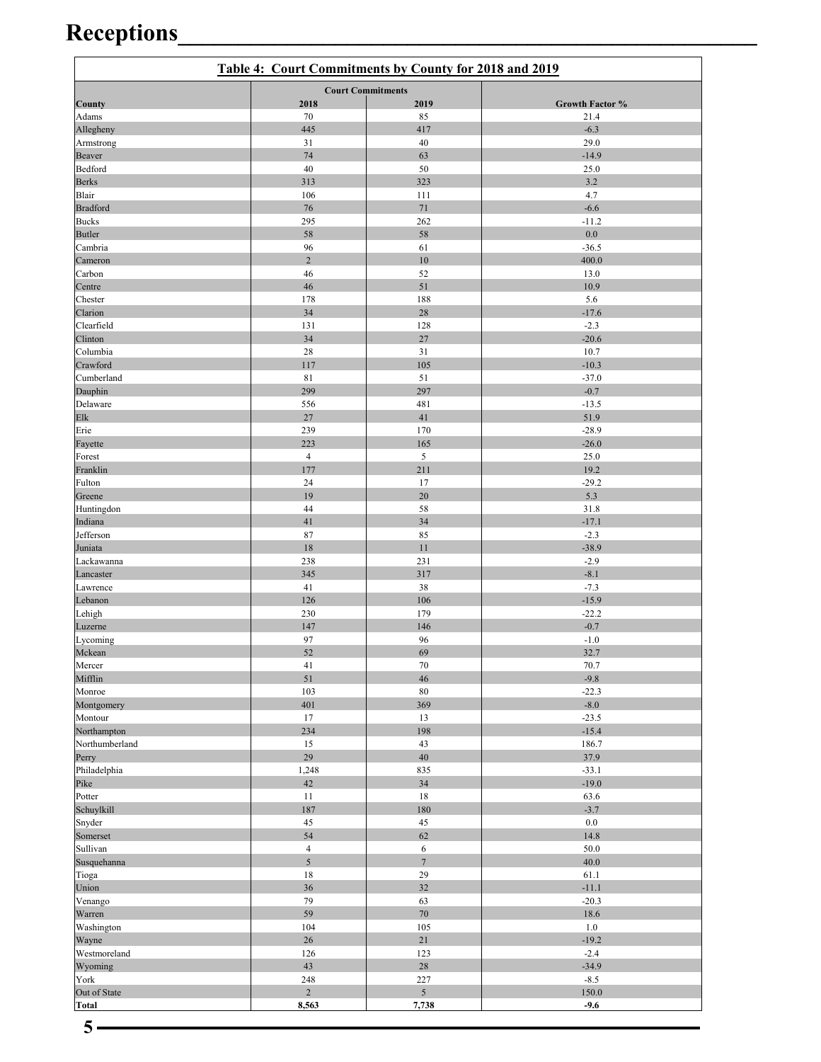# Receptions

**Table 4: Court Commitments by County for 2018 and 2019**

| County | Court Commitments | | Growth Factor % |
|---|---|---|---|
| | 2018 | 2019 | |
| Adams | 70 | 85 | 21.4 |
| Allegheny | 445 | 417 | -6.3 |
| Armstrong | 31 | 40 | 29.0 |
| Beaver | 74 | 63 | -14.9 |
| Bedford | 40 | 50 | 25.0 |
| Berks | 313 | 323 | 3.2 |
| Blair | 106 | 111 | 4.7 |
| Bradford | 76 | 71 | -6.6 |
| Bucks | 295 | 262 | -11.2 |
| Butler | 58 | 58 | 0.0 |
| Cambria | 96 | 61 | -36.5 |
| Cameron | 2 | 10 | 400.0 |
| Carbon | 46 | 52 | 13.0 |
| Centre | 46 | 51 | 10.9 |
| Chester | 178 | 188 | 5.6 |
| Clarion | 34 | 28 | -17.6 |
| Clearfield | 131 | 128 | -2.3 |
| Clinton | 34 | 27 | -20.6 |
| Columbia | 28 | 31 | 10.7 |
| Crawford | 117 | 105 | -10.3 |
| Cumberland | 81 | 51 | -37.0 |
| Dauphin | 299 | 297 | -0.7 |
| Delaware | 556 | 481 | -13.5 |
| Elk | 27 | 41 | 51.9 |
| Erie | 239 | 170 | -28.9 |
| Fayette | 223 | 165 | -26.0 |
| Forest | 4 | 5 | 25.0 |
| Franklin | 177 | 211 | 19.2 |
| Fulton | 24 | 17 | -29.2 |
| Greene | 19 | 20 | 5.3 |
| Huntingdon | 44 | 58 | 31.8 |
| Indiana | 41 | 34 | -17.1 |
| Jefferson | 87 | 85 | -2.3 |
| Juniata | 18 | 11 | -38.9 |
| Lackawanna | 238 | 231 | -2.9 |
| Lancaster | 345 | 317 | -8.1 |
| Lawrence | 41 | 38 | -7.3 |
| Lebanon | 126 | 106 | -15.9 |
| Lehigh | 230 | 179 | -22.2 |
| Luzerne | 147 | 146 | -0.7 |
| Lycoming | 97 | 96 | -1.0 |
| Mckean | 52 | 69 | 32.7 |
| Mercer | 41 | 70 | 70.7 |
| Mifflin | 51 | 46 | -9.8 |
| Monroe | 103 | 80 | -22.3 |
| Montgomery | 401 | 369 | -8.0 |
| Montour | 17 | 13 | -23.5 |
| Northampton | 234 | 198 | -15.4 |
| Northumberland | 15 | 43 | 186.7 |
| Perry | 29 | 40 | 37.9 |
| Philadelphia | 1,248 | 835 | -33.1 |
| Pike | 42 | 34 | -19.0 |
| Potter | 11 | 18 | 63.6 |
| Schuylkill | 187 | 180 | -3.7 |
| Snyder | 45 | 45 | 0.0 |
| Somerset | 54 | 62 | 14.8 |
| Sullivan | 4 | 6 | 50.0 |
| Susquehanna | 5 | 7 | 40.0 |
| Tioga | 18 | 29 | 61.1 |
| Union | 36 | 32 | -11.1 |
| Venango | 79 | 63 | -20.3 |
| Warren | 59 | 70 | 18.6 |
| Washington | 104 | 105 | 1.0 |
| Wayne | 26 | 21 | -19.2 |
| Westmoreland | 126 | 123 | -2.4 |
| Wyoming | 43 | 28 | -34.9 |
| York | 248 | 227 | -8.5 |
| Out of State | 2 | 5 | 150.0 |
| **Total** | **8,563** | **7,738** | **-9.6** |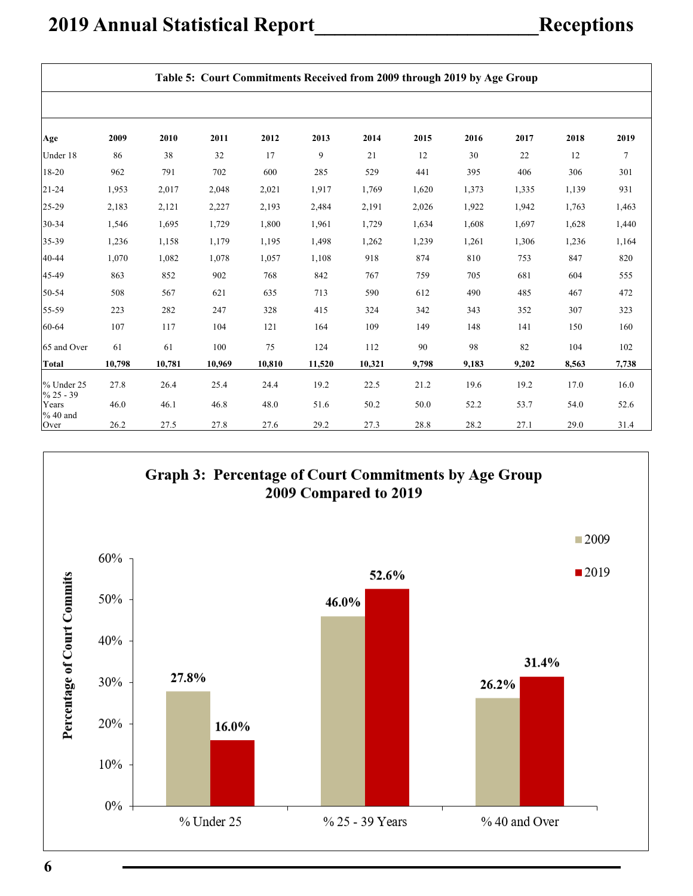**Table 5: Court Commitments Received from 2009 through 2019 by Age Group**

| Age | 2009 | 2010 | 2011 | 2012 | 2013 | 2014 | 2015 | 2016 | 2017 | 2018 | 2019 |
|---|---|---|---|---|---|---|---|---|---|---|---|
| Under 18 | 86 | 38 | 32 | 17 | 9 | 21 | 12 | 30 | 22 | 12 | 7 |
| 18-20 | 962 | 791 | 702 | 600 | 285 | 529 | 441 | 395 | 406 | 306 | 301 |
| 21-24 | 1,953 | 2,017 | 2,048 | 2,021 | 1,917 | 1,769 | 1,620 | 1,373 | 1,335 | 1,139 | 931 |
| 25-29 | 2,183 | 2,121 | 2,227 | 2,193 | 2,484 | 2,191 | 2,026 | 1,922 | 1,942 | 1,763 | 1,463 |
| 30-34 | 1,546 | 1,695 | 1,729 | 1,800 | 1,961 | 1,729 | 1,634 | 1,608 | 1,697 | 1,628 | 1,440 |
| 35-39 | 1,236 | 1,158 | 1,179 | 1,195 | 1,498 | 1,262 | 1,239 | 1,261 | 1,306 | 1,236 | 1,164 |
| 40-44 | 1,070 | 1,082 | 1,078 | 1,057 | 1,108 | 918 | 874 | 810 | 753 | 847 | 820 |
| 45-49 | 863 | 852 | 902 | 768 | 842 | 767 | 759 | 705 | 681 | 604 | 555 |
| 50-54 | 508 | 567 | 621 | 635 | 713 | 590 | 612 | 490 | 485 | 467 | 472 |
| 55-59 | 223 | 282 | 247 | 328 | 415 | 324 | 342 | 343 | 352 | 307 | 323 |
| 60-64 | 107 | 117 | 104 | 121 | 164 | 109 | 149 | 148 | 141 | 150 | 160 |
| 65 and Over | 61 | 61 | 100 | 75 | 124 | 112 | 90 | 98 | 82 | 104 | 102 |
| **Total** | **10,798** | **10,781** | **10,969** | **10,810** | **11,520** | **10,321** | **9,798** | **9,183** | **9,202** | **8,563** | **7,738** |
| % Under 25 | 27.8 | 26.4 | 25.4 | 24.4 | 19.2 | 22.5 | 21.2 | 19.6 | 19.2 | 17.0 | 16.0 |
| % 25 - 39 Years | 46.0 | 46.1 | 46.8 | 48.0 | 51.6 | 50.2 | 50.0 | 52.2 | 53.7 | 54.0 | 52.6 |
| % 40 and Over | 26.2 | 27.5 | 27.8 | 27.6 | 29.2 | 27.3 | 28.8 | 28.2 | 27.1 | 29.0 | 31.4 |

**Graph 3: Percentage of Court Commitments by Age Group 2009 Compared to 2019**

| Age Group | 2009 | 2019 |
|---|---|---|
| % Under 25 | 27.8% | 16.0% |
| % 25 - 39 Years | 46.0% | 52.6% |
| % 40 and Over | 26.2% | 31.4% |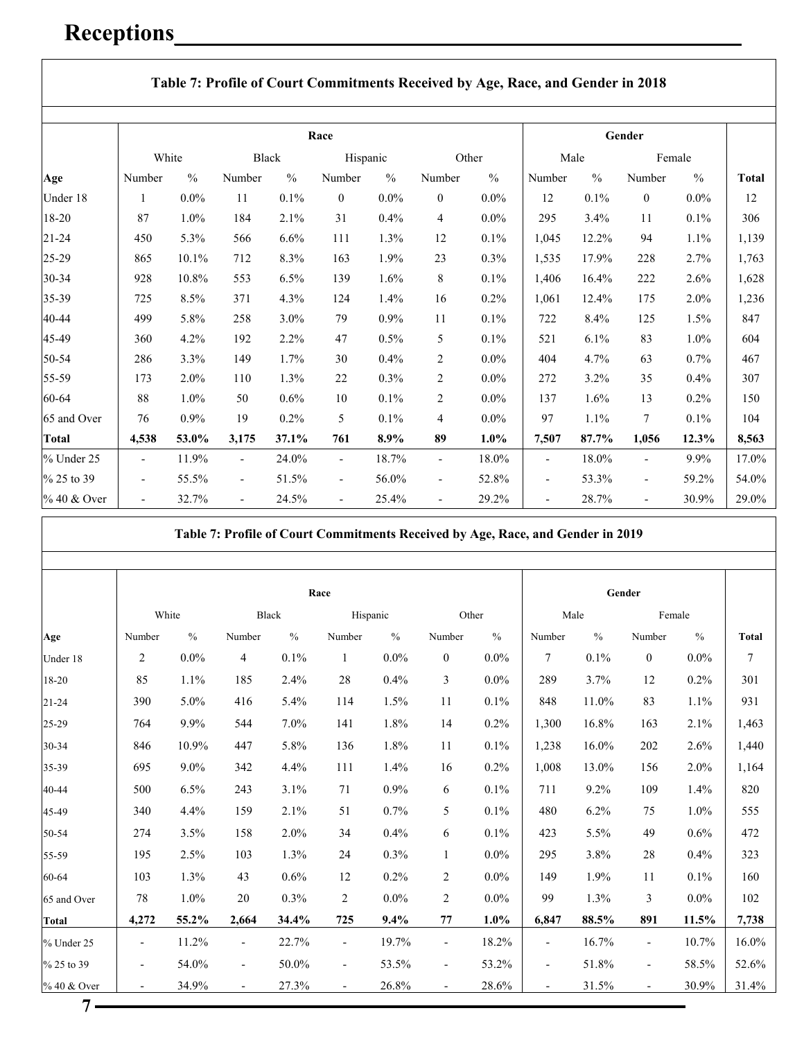# Receptions

### Table 7: Profile of Court Commitments Received by Age, Race, and Gender in 2018

| | Race | | | | | | | | Gender | | | | |
|---|---|---|---|---|---|---|---|---|---|---|---|---|---|
| | White | | Black | | Hispanic | | Other | | Male | | Female | | |
| Age | Number | % | Number | % | Number | % | Number | % | Number | % | Number | % | Total |
| Under 18 | 1 | 0.0% | 11 | 0.1% | 0 | 0.0% | 0 | 0.0% | 12 | 0.1% | 0 | 0.0% | 12 |
| 18-20 | 87 | 1.0% | 184 | 2.1% | 31 | 0.4% | 4 | 0.0% | 295 | 3.4% | 11 | 0.1% | 306 |
| 21-24 | 450 | 5.3% | 566 | 6.6% | 111 | 1.3% | 12 | 0.1% | 1,045 | 12.2% | 94 | 1.1% | 1,139 |
| 25-29 | 865 | 10.1% | 712 | 8.3% | 163 | 1.9% | 23 | 0.3% | 1,535 | 17.9% | 228 | 2.7% | 1,763 |
| 30-34 | 928 | 10.8% | 553 | 6.5% | 139 | 1.6% | 8 | 0.1% | 1,406 | 16.4% | 222 | 2.6% | 1,628 |
| 35-39 | 725 | 8.5% | 371 | 4.3% | 124 | 1.4% | 16 | 0.2% | 1,061 | 12.4% | 175 | 2.0% | 1,236 |
| 40-44 | 499 | 5.8% | 258 | 3.0% | 79 | 0.9% | 11 | 0.1% | 722 | 8.4% | 125 | 1.5% | 847 |
| 45-49 | 360 | 4.2% | 192 | 2.2% | 47 | 0.5% | 5 | 0.1% | 521 | 6.1% | 83 | 1.0% | 604 |
| 50-54 | 286 | 3.3% | 149 | 1.7% | 30 | 0.4% | 2 | 0.0% | 404 | 4.7% | 63 | 0.7% | 467 |
| 55-59 | 173 | 2.0% | 110 | 1.3% | 22 | 0.3% | 2 | 0.0% | 272 | 3.2% | 35 | 0.4% | 307 |
| 60-64 | 88 | 1.0% | 50 | 0.6% | 10 | 0.1% | 2 | 0.0% | 137 | 1.6% | 13 | 0.2% | 150 |
| 65 and Over | 76 | 0.9% | 19 | 0.2% | 5 | 0.1% | 4 | 0.0% | 97 | 1.1% | 7 | 0.1% | 104 |
| **Total** | **4,538** | **53.0%** | **3,175** | **37.1%** | **761** | **8.9%** | **89** | **1.0%** | **7,507** | **87.7%** | **1,056** | **12.3%** | **8,563** |
| % Under 25 | - | 11.9% | - | 24.0% | - | 18.7% | - | 18.0% | - | 18.0% | - | 9.9% | 17.0% |
| % 25 to 39 | - | 55.5% | - | 51.5% | - | 56.0% | - | 52.8% | - | 53.3% | - | 59.2% | 54.0% |
| % 40 & Over | - | 32.7% | - | 24.5% | - | 25.4% | - | 29.2% | - | 28.7% | - | 30.9% | 29.0% |

### Table 7: Profile of Court Commitments Received by Age, Race, and Gender in 2019

| | Race | | | | | | | | Gender | | | | |
|---|---|---|---|---|---|---|---|---|---|---|---|---|---|
| | White | | Black | | Hispanic | | Other | | Male | | Female | | |
| Age | Number | % | Number | % | Number | % | Number | % | Number | % | Number | % | Total |
| Under 18 | 2 | 0.0% | 4 | 0.1% | 1 | 0.0% | 0 | 0.0% | 7 | 0.1% | 0 | 0.0% | 7 |
| 18-20 | 85 | 1.1% | 185 | 2.4% | 28 | 0.4% | 3 | 0.0% | 289 | 3.7% | 12 | 0.2% | 301 |
| 21-24 | 390 | 5.0% | 416 | 5.4% | 114 | 1.5% | 11 | 0.1% | 848 | 11.0% | 83 | 1.1% | 931 |
| 25-29 | 764 | 9.9% | 544 | 7.0% | 141 | 1.8% | 14 | 0.2% | 1,300 | 16.8% | 163 | 2.1% | 1,463 |
| 30-34 | 846 | 10.9% | 447 | 5.8% | 136 | 1.8% | 11 | 0.1% | 1,238 | 16.0% | 202 | 2.6% | 1,440 |
| 35-39 | 695 | 9.0% | 342 | 4.4% | 111 | 1.4% | 16 | 0.2% | 1,008 | 13.0% | 156 | 2.0% | 1,164 |
| 40-44 | 500 | 6.5% | 243 | 3.1% | 71 | 0.9% | 6 | 0.1% | 711 | 9.2% | 109 | 1.4% | 820 |
| 45-49 | 340 | 4.4% | 159 | 2.1% | 51 | 0.7% | 5 | 0.1% | 480 | 6.2% | 75 | 1.0% | 555 |
| 50-54 | 274 | 3.5% | 158 | 2.0% | 34 | 0.4% | 6 | 0.1% | 423 | 5.5% | 49 | 0.6% | 472 |
| 55-59 | 195 | 2.5% | 103 | 1.3% | 24 | 0.3% | 1 | 0.0% | 295 | 3.8% | 28 | 0.4% | 323 |
| 60-64 | 103 | 1.3% | 43 | 0.6% | 12 | 0.2% | 2 | 0.0% | 149 | 1.9% | 11 | 0.1% | 160 |
| 65 and Over | 78 | 1.0% | 20 | 0.3% | 2 | 0.0% | 2 | 0.0% | 99 | 1.3% | 3 | 0.0% | 102 |
| **Total** | **4,272** | **55.2%** | **2,664** | **34.4%** | **725** | **9.4%** | **77** | **1.0%** | **6,847** | **88.5%** | **891** | **11.5%** | **7,738** |
| % Under 25 | - | 11.2% | - | 22.7% | - | 19.7% | - | 18.2% | - | 16.7% | - | 10.7% | 16.0% |
| % 25 to 39 | - | 54.0% | - | 50.0% | - | 53.5% | - | 53.2% | - | 51.8% | - | 58.5% | 52.6% |
| % 40 & Over | - | 34.9% | - | 27.3% | - | 26.8% | - | 28.6% | - | 31.5% | - | 30.9% | 31.4% |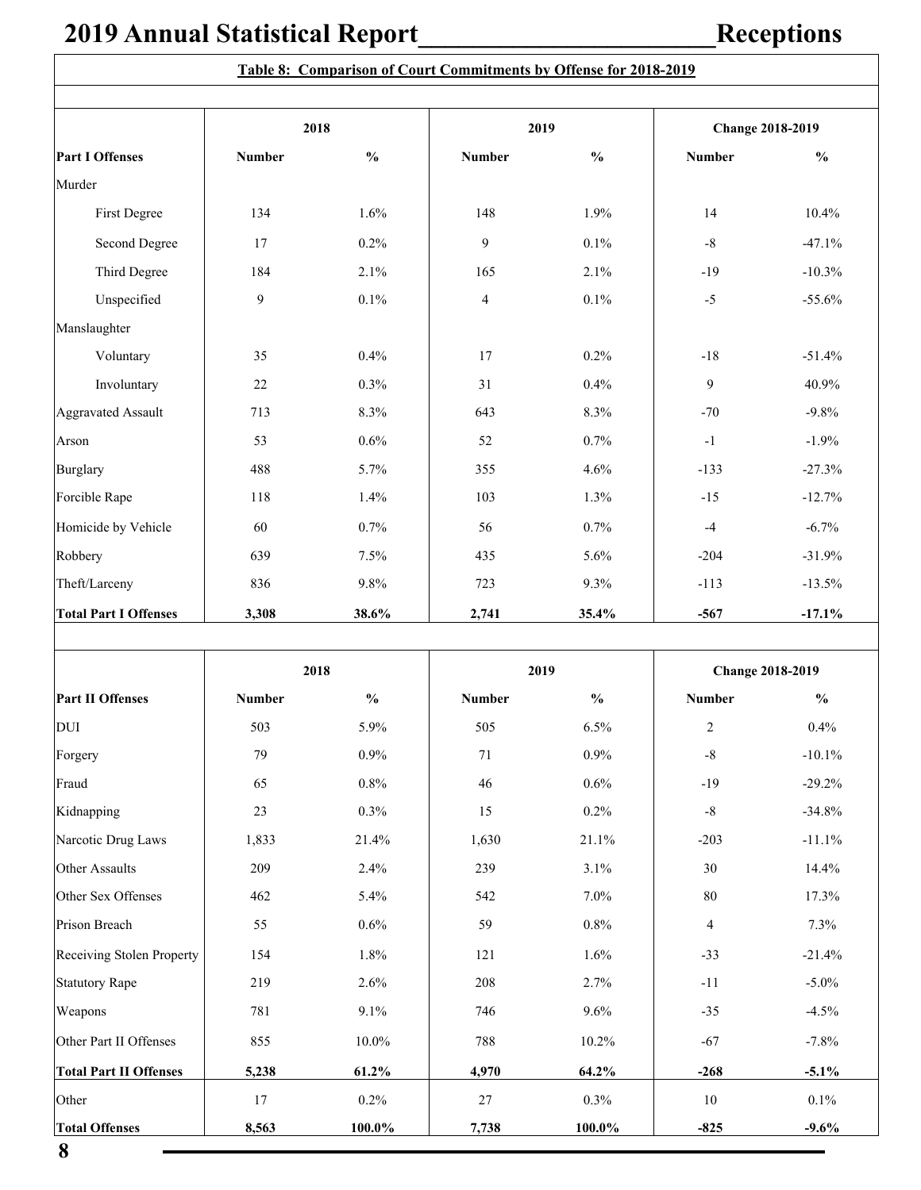## Table 8: Comparison of Court Commitments by Offense for 2018-2019

| | 2018 | | 2019 | | Change 2018-2019 | |
|---|---|---|---|---|---|---|
| **Part I Offenses** | **Number** | **%** | **Number** | **%** | **Number** | **%** |
| Murder | | | | | | |
| First Degree | 134 | 1.6% | 148 | 1.9% | 14 | 10.4% |
| Second Degree | 17 | 0.2% | 9 | 0.1% | -8 | -47.1% |
| Third Degree | 184 | 2.1% | 165 | 2.1% | -19 | -10.3% |
| Unspecified | 9 | 0.1% | 4 | 0.1% | -5 | -55.6% |
| Manslaughter | | | | | | |
| Voluntary | 35 | 0.4% | 17 | 0.2% | -18 | -51.4% |
| Involuntary | 22 | 0.3% | 31 | 0.4% | 9 | 40.9% |
| Aggravated Assault | 713 | 8.3% | 643 | 8.3% | -70 | -9.8% |
| Arson | 53 | 0.6% | 52 | 0.7% | -1 | -1.9% |
| Burglary | 488 | 5.7% | 355 | 4.6% | -133 | -27.3% |
| Forcible Rape | 118 | 1.4% | 103 | 1.3% | -15 | -12.7% |
| Homicide by Vehicle | 60 | 0.7% | 56 | 0.7% | -4 | -6.7% |
| Robbery | 639 | 7.5% | 435 | 5.6% | -204 | -31.9% |
| Theft/Larceny | 836 | 9.8% | 723 | 9.3% | -113 | -13.5% |
| **Total Part I Offenses** | **3,308** | **38.6%** | **2,741** | **35.4%** | **-567** | **-17.1%** |

| | 2018 | | 2019 | | Change 2018-2019 | |
|---|---|---|---|---|---|---|
| **Part II Offenses** | **Number** | **%** | **Number** | **%** | **Number** | **%** |
| DUI | 503 | 5.9% | 505 | 6.5% | 2 | 0.4% |
| Forgery | 79 | 0.9% | 71 | 0.9% | -8 | -10.1% |
| Fraud | 65 | 0.8% | 46 | 0.6% | -19 | -29.2% |
| Kidnapping | 23 | 0.3% | 15 | 0.2% | -8 | -34.8% |
| Narcotic Drug Laws | 1,833 | 21.4% | 1,630 | 21.1% | -203 | -11.1% |
| Other Assaults | 209 | 2.4% | 239 | 3.1% | 30 | 14.4% |
| Other Sex Offenses | 462 | 5.4% | 542 | 7.0% | 80 | 17.3% |
| Prison Breach | 55 | 0.6% | 59 | 0.8% | 4 | 7.3% |
| Receiving Stolen Property | 154 | 1.8% | 121 | 1.6% | -33 | -21.4% |
| Statutory Rape | 219 | 2.6% | 208 | 2.7% | -11 | -5.0% |
| Weapons | 781 | 9.1% | 746 | 9.6% | -35 | -4.5% |
| Other Part II Offenses | 855 | 10.0% | 788 | 10.2% | -67 | -7.8% |
| **Total Part II Offenses** | **5,238** | **61.2%** | **4,970** | **64.2%** | **-268** | **-5.1%** |
| Other | 17 | 0.2% | 27 | 0.3% | 10 | 0.1% |
| **Total Offenses** | **8,563** | **100.0%** | **7,738** | **100.0%** | **-825** | **-9.6%** |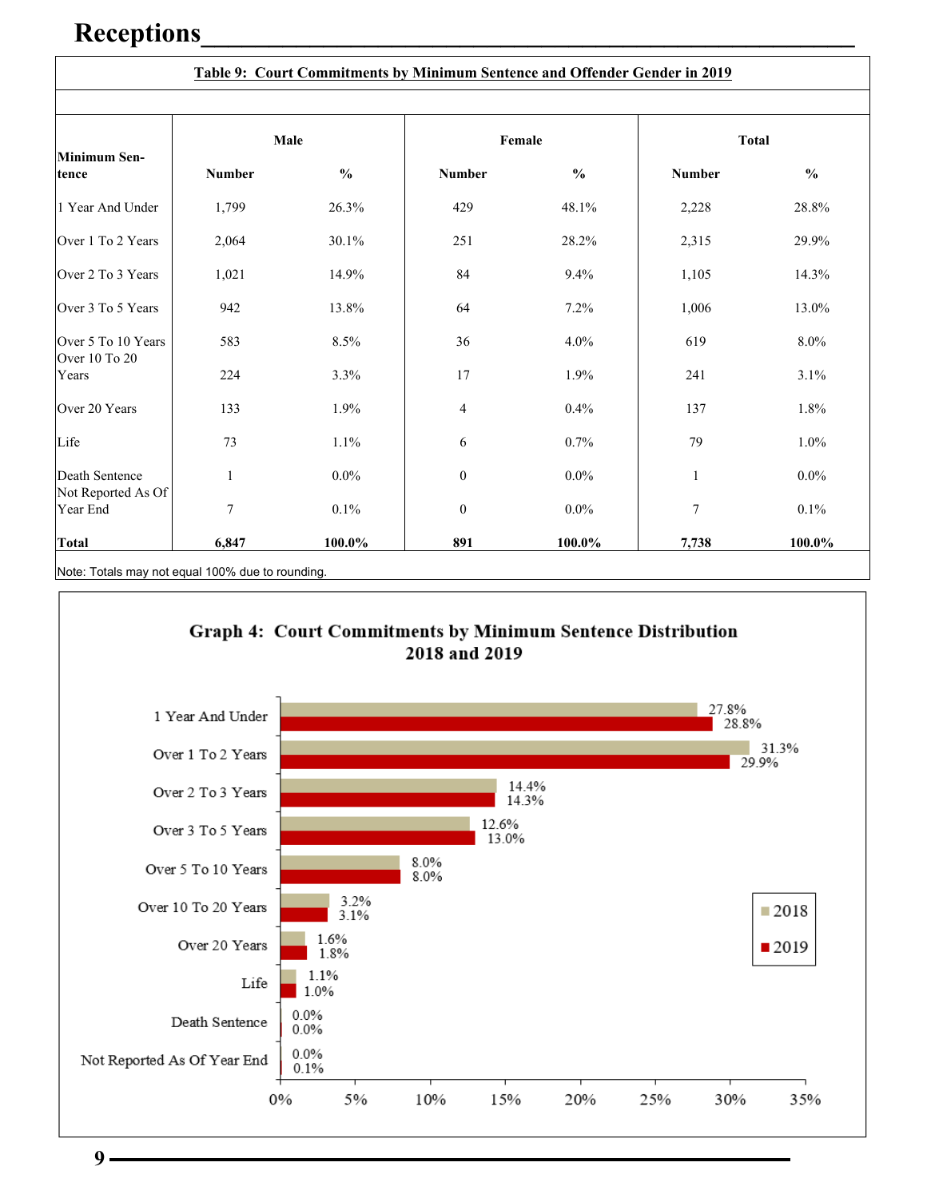# Receptions

**Table 9: Court Commitments by Minimum Sentence and Offender Gender in 2019**

| Minimum Sentence | Male | | Female | | Total | |
|---|---|---|---|---|---|---|
| | Number | % | Number | % | Number | % |
| 1 Year And Under | 1,799 | 26.3% | 429 | 48.1% | 2,228 | 28.8% |
| Over 1 To 2 Years | 2,064 | 30.1% | 251 | 28.2% | 2,315 | 29.9% |
| Over 2 To 3 Years | 1,021 | 14.9% | 84 | 9.4% | 1,105 | 14.3% |
| Over 3 To 5 Years | 942 | 13.8% | 64 | 7.2% | 1,006 | 13.0% |
| Over 5 To 10 Years | 583 | 8.5% | 36 | 4.0% | 619 | 8.0% |
| Over 10 To 20 Years | 224 | 3.3% | 17 | 1.9% | 241 | 3.1% |
| Over 20 Years | 133 | 1.9% | 4 | 0.4% | 137 | 1.8% |
| Life | 73 | 1.1% | 6 | 0.7% | 79 | 1.0% |
| Death Sentence | 1 | 0.0% | 0 | 0.0% | 1 | 0.0% |
| Not Reported As Of Year End | 7 | 0.1% | 0 | 0.0% | 7 | 0.1% |
| **Total** | **6,847** | **100.0%** | **891** | **100.0%** | **7,738** | **100.0%** |

Note: Totals may not equal 100% due to rounding.

**Graph 4: Court Commitments by Minimum Sentence Distribution 2018 and 2019**

| Minimum Sentence | 2018 | 2019 |
|---|---|---|
| 1 Year And Under | 27.8% | 28.8% |
| Over 1 To 2 Years | 31.3% | 29.9% |
| Over 2 To 3 Years | 14.4% | 14.3% |
| Over 3 To 5 Years | 12.6% | 13.0% |
| Over 5 To 10 Years | 8.0% | 8.0% |
| Over 10 To 20 Years | 3.2% | 3.1% |
| Over 20 Years | 1.6% | 1.8% |
| Life | 1.1% | 1.0% |
| Death Sentence | 0.0% | 0.0% |
| Not Reported As Of Year End | 0.0% | 0.1% |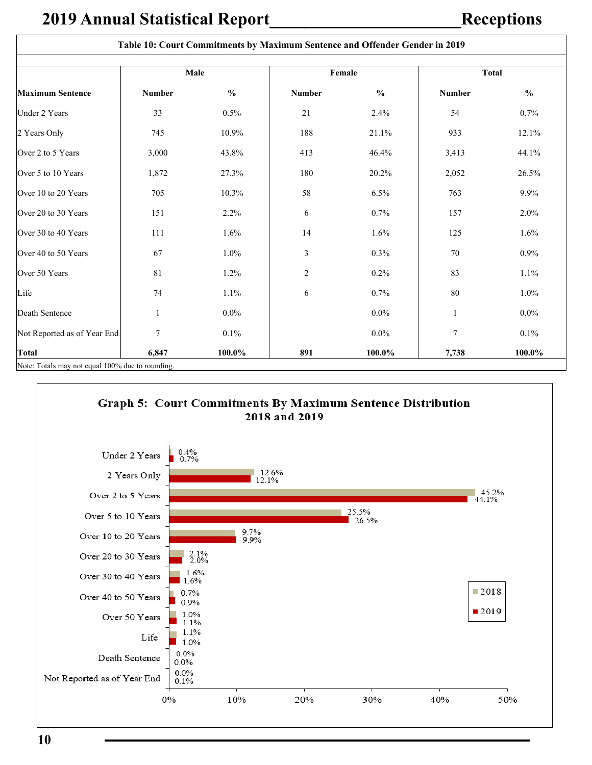# 2019 Annual Statistical Report — Receptions

**Table 10: Court Commitments by Maximum Sentence and Offender Gender in 2019**

| Maximum Sentence | Male Number | Male % | Female Number | Female % | Total Number | Total % |
|---|---|---|---|---|---|---|
| Under 2 Years | 33 | 0.5% | 21 | 2.4% | 54 | 0.7% |
| 2 Years Only | 745 | 10.9% | 188 | 21.1% | 933 | 12.1% |
| Over 2 to 5 Years | 3,000 | 43.8% | 413 | 46.4% | 3,413 | 44.1% |
| Over 5 to 10 Years | 1,872 | 27.3% | 180 | 20.2% | 2,052 | 26.5% |
| Over 10 to 20 Years | 705 | 10.3% | 58 | 6.5% | 763 | 9.9% |
| Over 20 to 30 Years | 151 | 2.2% | 6 | 0.7% | 157 | 2.0% |
| Over 30 to 40 Years | 111 | 1.6% | 14 | 1.6% | 125 | 1.6% |
| Over 40 to 50 Years | 67 | 1.0% | 3 | 0.3% | 70 | 0.9% |
| Over 50 Years | 81 | 1.2% | 2 | 0.2% | 83 | 1.1% |
| Life | 74 | 1.1% | 6 | 0.7% | 80 | 1.0% |
| Death Sentence | 1 | 0.0% | | 0.0% | 1 | 0.0% |
| Not Reported as of Year End | 7 | 0.1% | | 0.0% | 7 | 0.1% |
| **Total** | **6,847** | **100.0%** | **891** | **100.0%** | **7,738** | **100.0%** |

Note: Totals may not equal 100% due to rounding.

**Graph 5: Court Commitments By Maximum Sentence Distribution 2018 and 2019**

| Maximum Sentence | 2018 | 2019 |
|---|---|---|
| Under 2 Years | 0.4% | 0.7% |
| 2 Years Only | 12.6% | 12.1% |
| Over 2 to 5 Years | 45.2% | 44.1% |
| Over 5 to 10 Years | 25.5% | 26.5% |
| Over 10 to 20 Years | 9.7% | 9.9% |
| Over 20 to 30 Years | 2.1% | 2.0% |
| Over 30 to 40 Years | 1.6% | 1.6% |
| Over 40 to 50 Years | 0.7% | 0.9% |
| Over 50 Years | 1.0% | 1.1% |
| Life | 1.1% | 1.0% |
| Death Sentence | 0.0% | 0.0% |
| Not Reported as of Year End | 0.0% | 0.1% |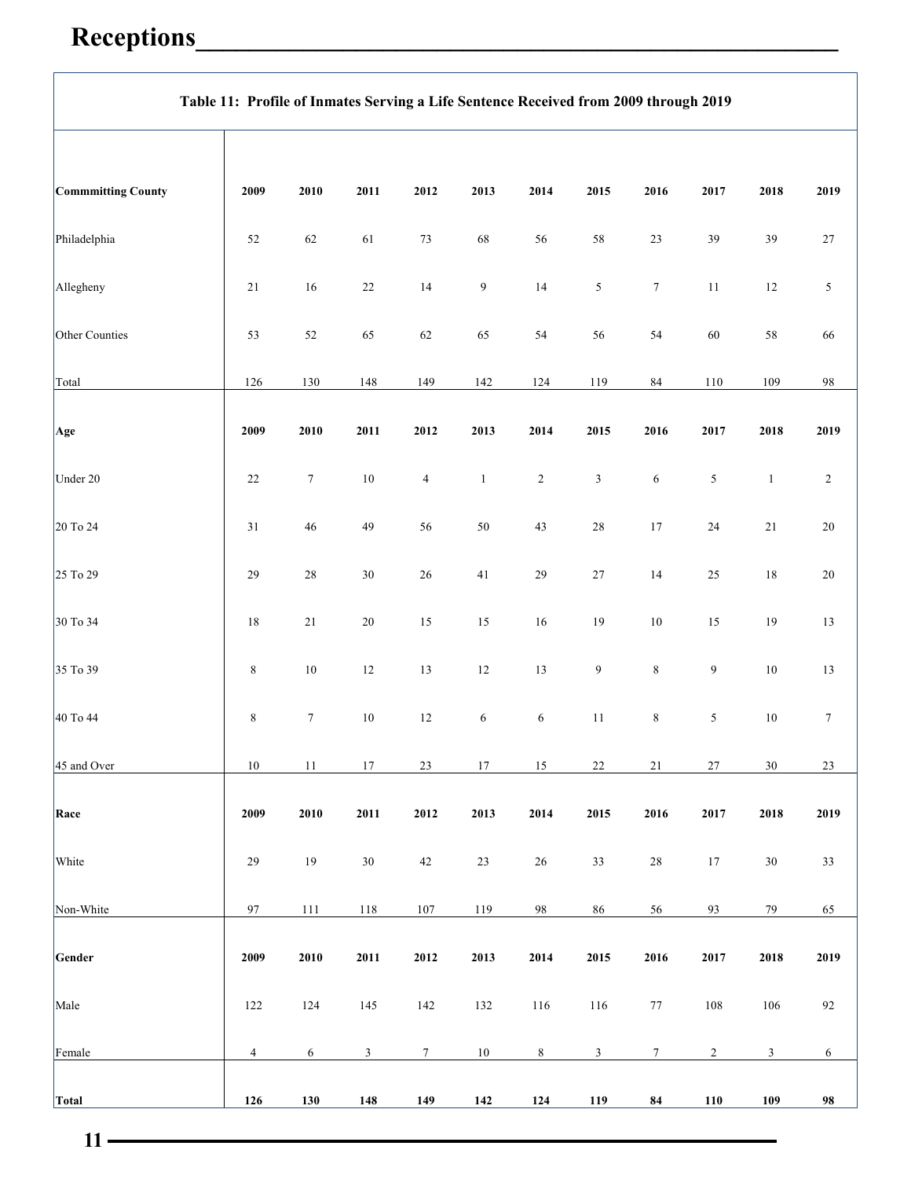# Receptions

**Table 11: Profile of Inmates Serving a Life Sentence Received from 2009 through 2019**

| **Commmitting County** | **2009** | **2010** | **2011** | **2012** | **2013** | **2014** | **2015** | **2016** | **2017** | **2018** | **2019** |
|---|---|---|---|---|---|---|---|---|---|---|---|
| Philadelphia | 52 | 62 | 61 | 73 | 68 | 56 | 58 | 23 | 39 | 39 | 27 |
| Allegheny | 21 | 16 | 22 | 14 | 9 | 14 | 5 | 7 | 11 | 12 | 5 |
| Other Counties | 53 | 52 | 65 | 62 | 65 | 54 | 56 | 54 | 60 | 58 | 66 |
| Total | 126 | 130 | 148 | 149 | 142 | 124 | 119 | 84 | 110 | 109 | 98 |
| **Age** | **2009** | **2010** | **2011** | **2012** | **2013** | **2014** | **2015** | **2016** | **2017** | **2018** | **2019** |
| Under 20 | 22 | 7 | 10 | 4 | 1 | 2 | 3 | 6 | 5 | 1 | 2 |
| 20 To 24 | 31 | 46 | 49 | 56 | 50 | 43 | 28 | 17 | 24 | 21 | 20 |
| 25 To 29 | 29 | 28 | 30 | 26 | 41 | 29 | 27 | 14 | 25 | 18 | 20 |
| 30 To 34 | 18 | 21 | 20 | 15 | 15 | 16 | 19 | 10 | 15 | 19 | 13 |
| 35 To 39 | 8 | 10 | 12 | 13 | 12 | 13 | 9 | 8 | 9 | 10 | 13 |
| 40 To 44 | 8 | 7 | 10 | 12 | 6 | 6 | 11 | 8 | 5 | 10 | 7 |
| 45 and Over | 10 | 11 | 17 | 23 | 17 | 15 | 22 | 21 | 27 | 30 | 23 |
| **Race** | **2009** | **2010** | **2011** | **2012** | **2013** | **2014** | **2015** | **2016** | **2017** | **2018** | **2019** |
| White | 29 | 19 | 30 | 42 | 23 | 26 | 33 | 28 | 17 | 30 | 33 |
| Non-White | 97 | 111 | 118 | 107 | 119 | 98 | 86 | 56 | 93 | 79 | 65 |
| **Gender** | **2009** | **2010** | **2011** | **2012** | **2013** | **2014** | **2015** | **2016** | **2017** | **2018** | **2019** |
| Male | 122 | 124 | 145 | 142 | 132 | 116 | 116 | 77 | 108 | 106 | 92 |
| Female | 4 | 6 | 3 | 7 | 10 | 8 | 3 | 7 | 2 | 3 | 6 |
| **Total** | **126** | **130** | **148** | **149** | **142** | **124** | **119** | **84** | **110** | **109** | **98** |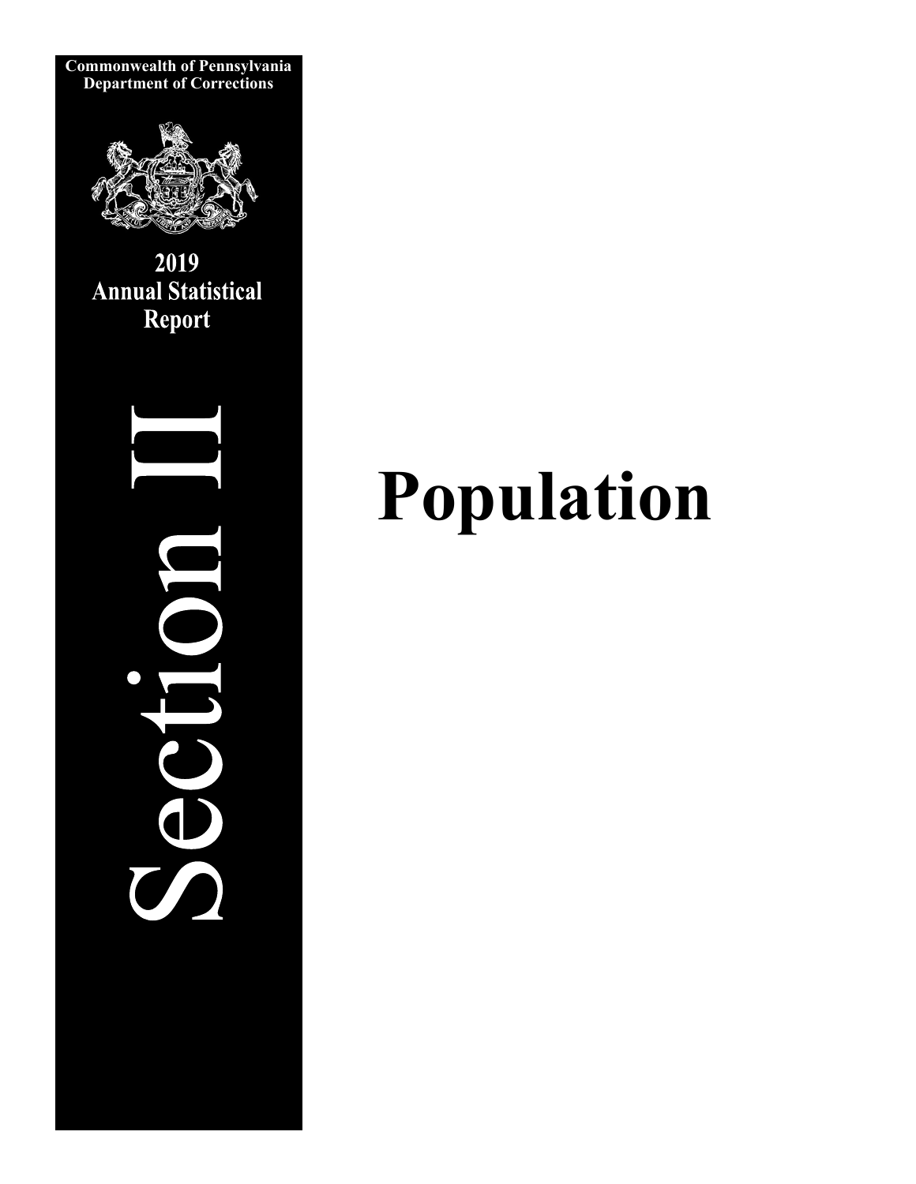Commonwealth of Pennsylvania
Department of Corrections

2019
Annual Statistical
Report

# Section II

# Population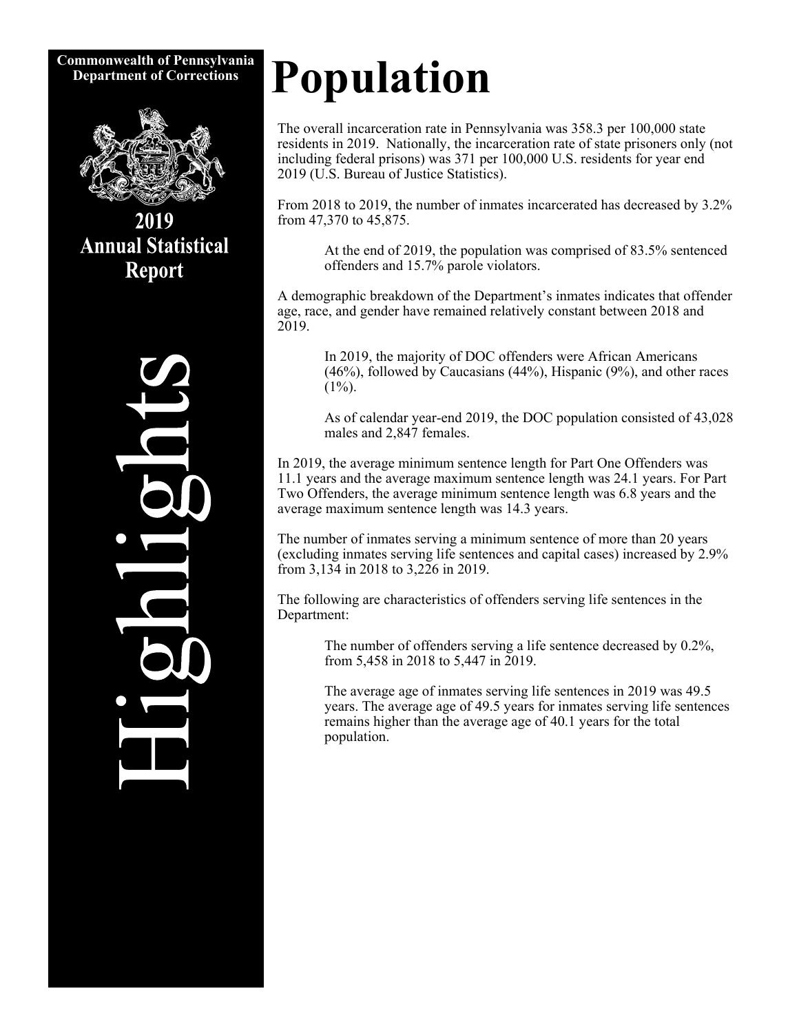**Commonwealth of Pennsylvania**
**Department of Corrections**

**2019 Annual Statistical Report**

Highlights

# Population

The overall incarceration rate in Pennsylvania was 358.3 per 100,000 state residents in 2019. Nationally, the incarceration rate of state prisoners only (not including federal prisons) was 371 per 100,000 U.S. residents for year end 2019 (U.S. Bureau of Justice Statistics).

From 2018 to 2019, the number of inmates incarcerated has decreased by 3.2% from 47,370 to 45,875.

> At the end of 2019, the population was comprised of 83.5% sentenced offenders and 15.7% parole violators.

A demographic breakdown of the Department's inmates indicates that offender age, race, and gender have remained relatively constant between 2018 and 2019.

> In 2019, the majority of DOC offenders were African Americans (46%), followed by Caucasians (44%), Hispanic (9%), and other races (1%).
>
> As of calendar year-end 2019, the DOC population consisted of 43,028 males and 2,847 females.

In 2019, the average minimum sentence length for Part One Offenders was 11.1 years and the average maximum sentence length was 24.1 years. For Part Two Offenders, the average minimum sentence length was 6.8 years and the average maximum sentence length was 14.3 years.

The number of inmates serving a minimum sentence of more than 20 years (excluding inmates serving life sentences and capital cases) increased by 2.9% from 3,134 in 2018 to 3,226 in 2019.

The following are characteristics of offenders serving life sentences in the Department:

> The number of offenders serving a life sentence decreased by 0.2%, from 5,458 in 2018 to 5,447 in 2019.
>
> The average age of inmates serving life sentences in 2019 was 49.5 years. The average age of 49.5 years for inmates serving life sentences remains higher than the average age of 40.1 years for the total population.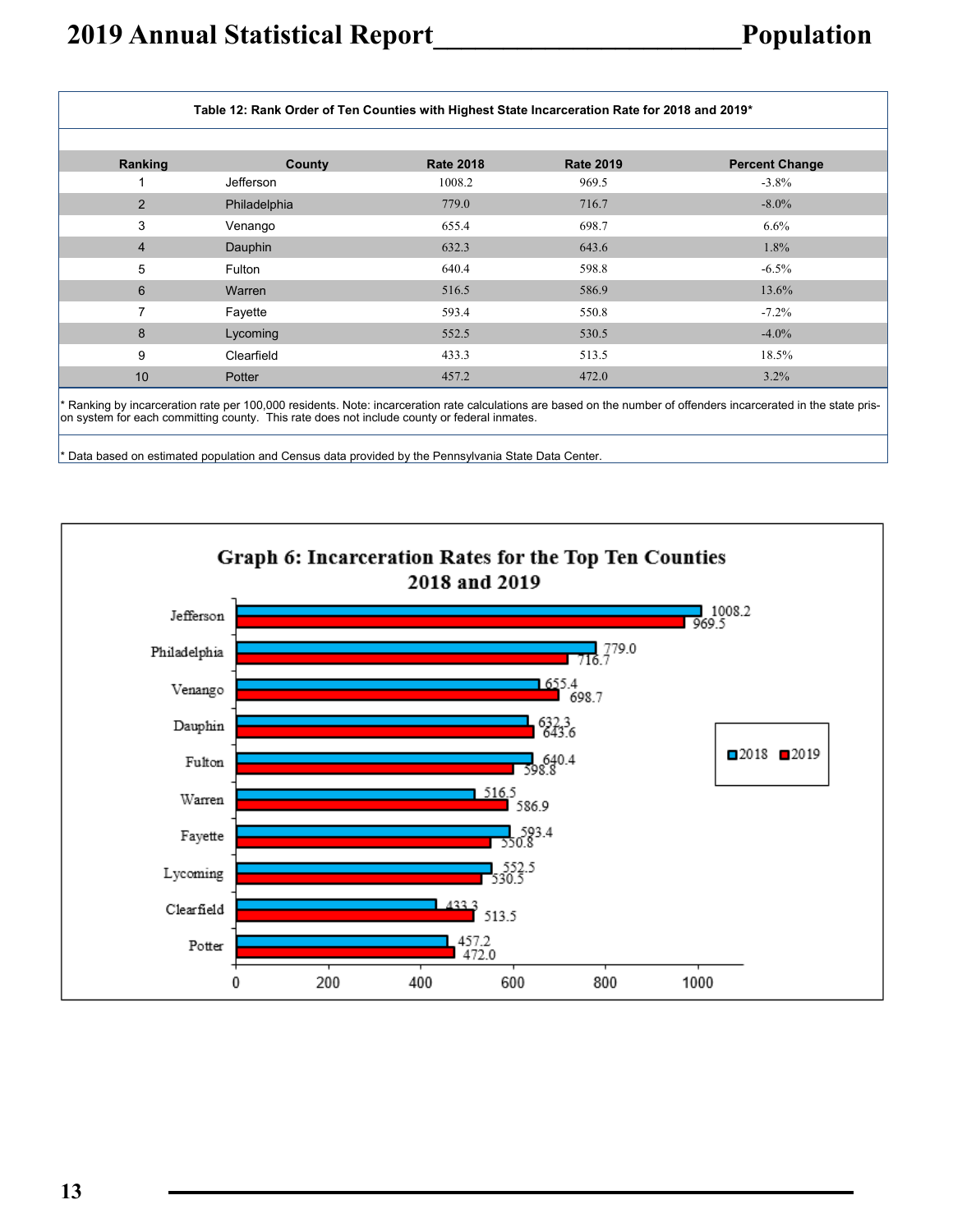**Table 12: Rank Order of Ten Counties with Highest State Incarceration Rate for 2018 and 2019***

| Ranking | County | Rate 2018 | Rate 2019 | Percent Change |
|---|---|---|---|---|
| 1 | Jefferson | 1008.2 | 969.5 | -3.8% |
| 2 | Philadelphia | 779.0 | 716.7 | -8.0% |
| 3 | Venango | 655.4 | 698.7 | 6.6% |
| 4 | Dauphin | 632.3 | 643.6 | 1.8% |
| 5 | Fulton | 640.4 | 598.8 | -6.5% |
| 6 | Warren | 516.5 | 586.9 | 13.6% |
| 7 | Fayette | 593.4 | 550.8 | -7.2% |
| 8 | Lycoming | 552.5 | 530.5 | -4.0% |
| 9 | Clearfield | 433.3 | 513.5 | 18.5% |
| 10 | Potter | 457.2 | 472.0 | 3.2% |

* Ranking by incarceration rate per 100,000 residents. Note: incarceration rate calculations are based on the number of offenders incarcerated in the state prison system for each committing county. This rate does not include county or federal inmates.

* Data based on estimated population and Census data provided by the Pennsylvania State Data Center.

**Graph 6: Incarceration Rates for the Top Ten Counties 2018 and 2019**

| County | 2018 | 2019 |
|---|---|---|
| Jefferson | 1008.2 | 969.5 |
| Philadelphia | 779.0 | 716.7 |
| Venango | 655.4 | 698.7 |
| Dauphin | 632.3 | 643.6 |
| Fulton | 640.4 | 598.8 |
| Warren | 516.5 | 586.9 |
| Fayette | 593.4 | 550.8 |
| Lycoming | 552.5 | 530.5 |
| Clearfield | 433.3 | 513.5 |
| Potter | 457.2 | 472.0 |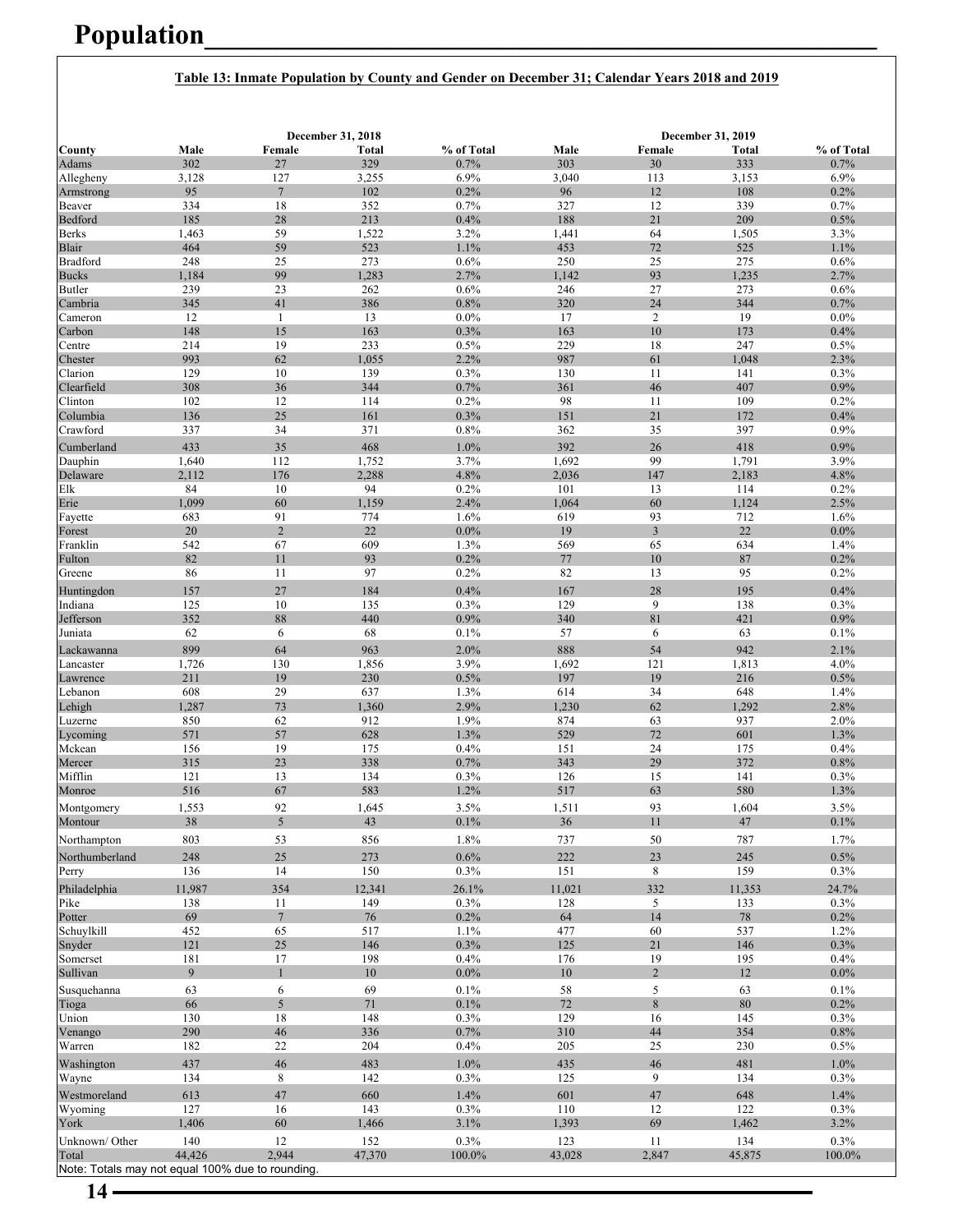# Population

**Table 13: Inmate Population by County and Gender on December 31; Calendar Years 2018 and 2019**

| | December 31, 2018 | | | | December 31, 2019 | | | |
|---|---|---|---|---|---|---|---|---|
| County | Male | Female | Total | % of Total | Male | Female | Total | % of Total |
| Adams | 302 | 27 | 329 | 0.7% | 303 | 30 | 333 | 0.7% |
| Allegheny | 3,128 | 127 | 3,255 | 6.9% | 3,040 | 113 | 3,153 | 6.9% |
| Armstrong | 95 | 7 | 102 | 0.2% | 96 | 12 | 108 | 0.2% |
| Beaver | 334 | 18 | 352 | 0.7% | 327 | 12 | 339 | 0.7% |
| Bedford | 185 | 28 | 213 | 0.4% | 188 | 21 | 209 | 0.5% |
| Berks | 1,463 | 59 | 1,522 | 3.2% | 1,441 | 64 | 1,505 | 3.3% |
| Blair | 464 | 59 | 523 | 1.1% | 453 | 72 | 525 | 1.1% |
| Bradford | 248 | 25 | 273 | 0.6% | 250 | 25 | 275 | 0.6% |
| Bucks | 1,184 | 99 | 1,283 | 2.7% | 1,142 | 93 | 1,235 | 2.7% |
| Butler | 239 | 23 | 262 | 0.6% | 246 | 27 | 273 | 0.6% |
| Cambria | 345 | 41 | 386 | 0.8% | 320 | 24 | 344 | 0.7% |
| Cameron | 12 | 1 | 13 | 0.0% | 17 | 2 | 19 | 0.0% |
| Carbon | 148 | 15 | 163 | 0.3% | 163 | 10 | 173 | 0.4% |
| Centre | 214 | 19 | 233 | 0.5% | 229 | 18 | 247 | 0.5% |
| Chester | 993 | 62 | 1,055 | 2.2% | 987 | 61 | 1,048 | 2.3% |
| Clarion | 129 | 10 | 139 | 0.3% | 130 | 11 | 141 | 0.3% |
| Clearfield | 308 | 36 | 344 | 0.7% | 361 | 46 | 407 | 0.9% |
| Clinton | 102 | 12 | 114 | 0.2% | 98 | 11 | 109 | 0.2% |
| Columbia | 136 | 25 | 161 | 0.3% | 151 | 21 | 172 | 0.4% |
| Crawford | 337 | 34 | 371 | 0.8% | 362 | 35 | 397 | 0.9% |
| Cumberland | 433 | 35 | 468 | 1.0% | 392 | 26 | 418 | 0.9% |
| Dauphin | 1,640 | 112 | 1,752 | 3.7% | 1,692 | 99 | 1,791 | 3.9% |
| Delaware | 2,112 | 176 | 2,288 | 4.8% | 2,036 | 147 | 2,183 | 4.8% |
| Elk | 84 | 10 | 94 | 0.2% | 101 | 13 | 114 | 0.2% |
| Erie | 1,099 | 60 | 1,159 | 2.4% | 1,064 | 60 | 1,124 | 2.5% |
| Fayette | 683 | 91 | 774 | 1.6% | 619 | 93 | 712 | 1.6% |
| Forest | 20 | 2 | 22 | 0.0% | 19 | 3 | 22 | 0.0% |
| Franklin | 542 | 67 | 609 | 1.3% | 569 | 65 | 634 | 1.4% |
| Fulton | 82 | 11 | 93 | 0.2% | 77 | 10 | 87 | 0.2% |
| Greene | 86 | 11 | 97 | 0.2% | 82 | 13 | 95 | 0.2% |
| Huntingdon | 157 | 27 | 184 | 0.4% | 167 | 28 | 195 | 0.4% |
| Indiana | 125 | 10 | 135 | 0.3% | 129 | 9 | 138 | 0.3% |
| Jefferson | 352 | 88 | 440 | 0.9% | 340 | 81 | 421 | 0.9% |
| Juniata | 62 | 6 | 68 | 0.1% | 57 | 6 | 63 | 0.1% |
| Lackawanna | 899 | 64 | 963 | 2.0% | 888 | 54 | 942 | 2.1% |
| Lancaster | 1,726 | 130 | 1,856 | 3.9% | 1,692 | 121 | 1,813 | 4.0% |
| Lawrence | 211 | 19 | 230 | 0.5% | 197 | 19 | 216 | 0.5% |
| Lebanon | 608 | 29 | 637 | 1.3% | 614 | 34 | 648 | 1.4% |
| Lehigh | 1,287 | 73 | 1,360 | 2.9% | 1,230 | 62 | 1,292 | 2.8% |
| Luzerne | 850 | 62 | 912 | 1.9% | 874 | 63 | 937 | 2.0% |
| Lycoming | 571 | 57 | 628 | 1.3% | 529 | 72 | 601 | 1.3% |
| Mckean | 156 | 19 | 175 | 0.4% | 151 | 24 | 175 | 0.4% |
| Mercer | 315 | 23 | 338 | 0.7% | 343 | 29 | 372 | 0.8% |
| Mifflin | 121 | 13 | 134 | 0.3% | 126 | 15 | 141 | 0.3% |
| Monroe | 516 | 67 | 583 | 1.2% | 517 | 63 | 580 | 1.3% |
| Montgomery | 1,553 | 92 | 1,645 | 3.5% | 1,511 | 93 | 1,604 | 3.5% |
| Montour | 38 | 5 | 43 | 0.1% | 36 | 11 | 47 | 0.1% |
| Northampton | 803 | 53 | 856 | 1.8% | 737 | 50 | 787 | 1.7% |
| Northumberland | 248 | 25 | 273 | 0.6% | 222 | 23 | 245 | 0.5% |
| Perry | 136 | 14 | 150 | 0.3% | 151 | 8 | 159 | 0.3% |
| Philadelphia | 11,987 | 354 | 12,341 | 26.1% | 11,021 | 332 | 11,353 | 24.7% |
| Pike | 138 | 11 | 149 | 0.3% | 128 | 5 | 133 | 0.3% |
| Potter | 69 | 7 | 76 | 0.2% | 64 | 14 | 78 | 0.2% |
| Schuylkill | 452 | 65 | 517 | 1.1% | 477 | 60 | 537 | 1.2% |
| Snyder | 121 | 25 | 146 | 0.3% | 125 | 21 | 146 | 0.3% |
| Somerset | 181 | 17 | 198 | 0.4% | 176 | 19 | 195 | 0.4% |
| Sullivan | 9 | 1 | 10 | 0.0% | 10 | 2 | 12 | 0.0% |
| Susquehanna | 63 | 6 | 69 | 0.1% | 58 | 5 | 63 | 0.1% |
| Tioga | 66 | 5 | 71 | 0.1% | 72 | 8 | 80 | 0.2% |
| Union | 130 | 18 | 148 | 0.3% | 129 | 16 | 145 | 0.3% |
| Venango | 290 | 46 | 336 | 0.7% | 310 | 44 | 354 | 0.8% |
| Warren | 182 | 22 | 204 | 0.4% | 205 | 25 | 230 | 0.5% |
| Washington | 437 | 46 | 483 | 1.0% | 435 | 46 | 481 | 1.0% |
| Wayne | 134 | 8 | 142 | 0.3% | 125 | 9 | 134 | 0.3% |
| Westmoreland | 613 | 47 | 660 | 1.4% | 601 | 47 | 648 | 1.4% |
| Wyoming | 127 | 16 | 143 | 0.3% | 110 | 12 | 122 | 0.3% |
| York | 1,406 | 60 | 1,466 | 3.1% | 1,393 | 69 | 1,462 | 3.2% |
| Unknown/ Other | 140 | 12 | 152 | 0.3% | 123 | 11 | 134 | 0.3% |
| Total | 44,426 | 2,944 | 47,370 | 100.0% | 43,028 | 2,847 | 45,875 | 100.0% |

Note: Totals may not equal 100% due to rounding.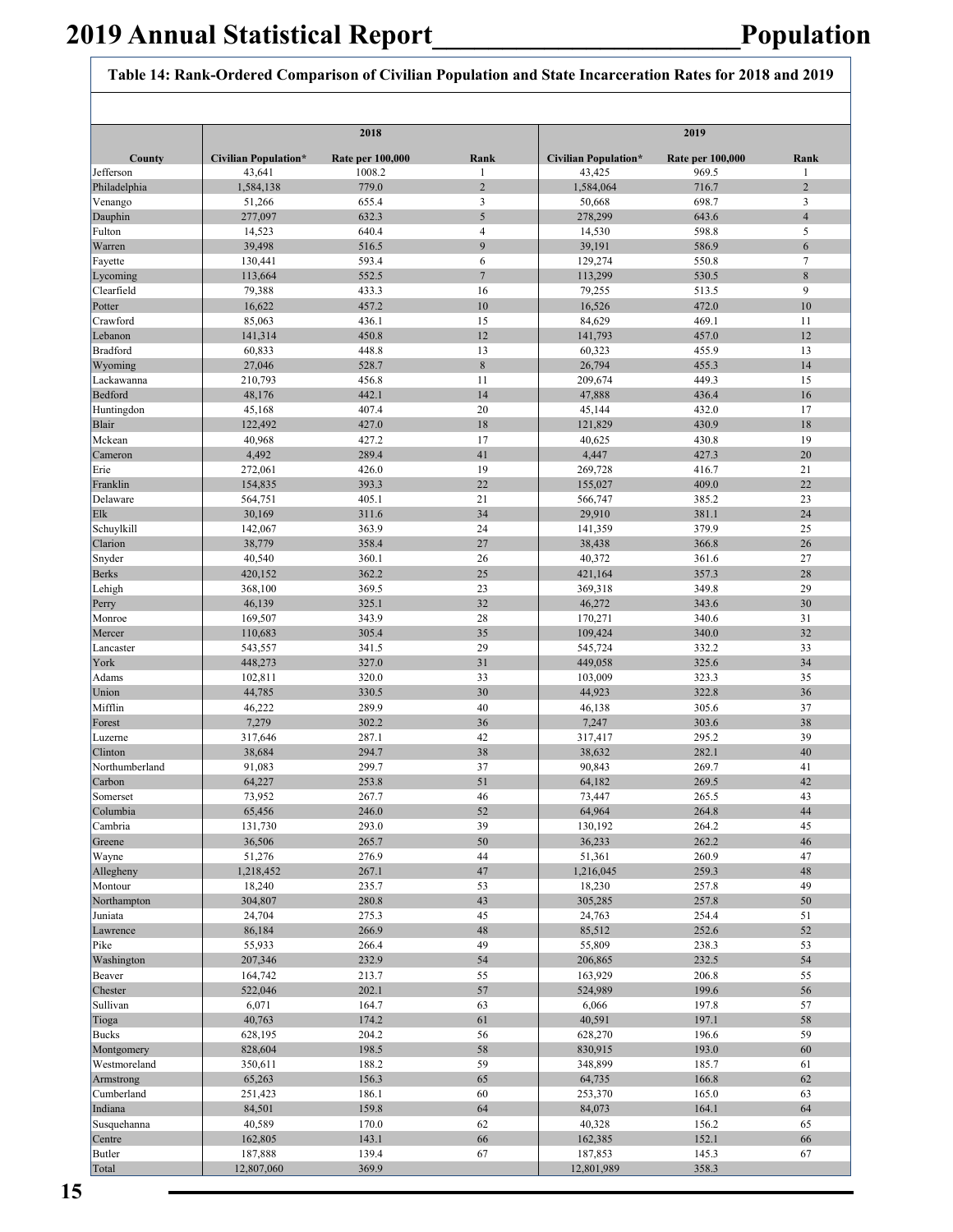## Table 14: Rank-Ordered Comparison of Civilian Population and State Incarceration Rates for 2018 and 2019

| County | 2018 | | | 2019 | | |
|---|---|---|---|---|---|---|
| | Civilian Population* | Rate per 100,000 | Rank | Civilian Population* | Rate per 100,000 | Rank |
| Jefferson | 43,641 | 1008.2 | 1 | 43,425 | 969.5 | 1 |
| Philadelphia | 1,584,138 | 779.0 | 2 | 1,584,064 | 716.7 | 2 |
| Venango | 51,266 | 655.4 | 3 | 50,668 | 698.7 | 3 |
| Dauphin | 277,097 | 632.3 | 5 | 278,299 | 643.6 | 4 |
| Fulton | 14,523 | 640.4 | 4 | 14,530 | 598.8 | 5 |
| Warren | 39,498 | 516.5 | 9 | 39,191 | 586.9 | 6 |
| Fayette | 130,441 | 593.4 | 6 | 129,274 | 550.8 | 7 |
| Lycoming | 113,664 | 552.5 | 7 | 113,299 | 530.5 | 8 |
| Clearfield | 79,388 | 433.3 | 16 | 79,255 | 513.5 | 9 |
| Potter | 16,622 | 457.2 | 10 | 16,526 | 472.0 | 10 |
| Crawford | 85,063 | 436.1 | 15 | 84,629 | 469.1 | 11 |
| Lebanon | 141,314 | 450.8 | 12 | 141,793 | 457.0 | 12 |
| Bradford | 60,833 | 448.8 | 13 | 60,323 | 455.9 | 13 |
| Wyoming | 27,046 | 528.7 | 8 | 26,794 | 455.3 | 14 |
| Lackawanna | 210,793 | 456.8 | 11 | 209,674 | 449.3 | 15 |
| Bedford | 48,176 | 442.1 | 14 | 47,888 | 436.4 | 16 |
| Huntingdon | 45,168 | 407.4 | 20 | 45,144 | 432.0 | 17 |
| Blair | 122,492 | 427.0 | 18 | 121,829 | 430.9 | 18 |
| Mckean | 40,968 | 427.2 | 17 | 40,625 | 430.8 | 19 |
| Cameron | 4,492 | 289.4 | 41 | 4,447 | 427.3 | 20 |
| Erie | 272,061 | 426.0 | 19 | 269,728 | 416.7 | 21 |
| Franklin | 154,835 | 393.3 | 22 | 155,027 | 409.0 | 22 |
| Delaware | 564,751 | 405.1 | 21 | 566,747 | 385.2 | 23 |
| Elk | 30,169 | 311.6 | 34 | 29,910 | 381.1 | 24 |
| Schuylkill | 142,067 | 363.9 | 24 | 141,359 | 379.9 | 25 |
| Clarion | 38,779 | 358.4 | 27 | 38,438 | 366.8 | 26 |
| Snyder | 40,540 | 360.1 | 26 | 40,372 | 361.6 | 27 |
| Berks | 420,152 | 362.2 | 25 | 421,164 | 357.3 | 28 |
| Lehigh | 368,100 | 369.5 | 23 | 369,318 | 349.8 | 29 |
| Perry | 46,139 | 325.1 | 32 | 46,272 | 343.6 | 30 |
| Monroe | 169,507 | 343.9 | 28 | 170,271 | 340.6 | 31 |
| Mercer | 110,683 | 305.4 | 35 | 109,424 | 340.0 | 32 |
| Lancaster | 543,557 | 341.5 | 29 | 545,724 | 332.2 | 33 |
| York | 448,273 | 327.0 | 31 | 449,058 | 325.6 | 34 |
| Adams | 102,811 | 320.0 | 33 | 103,009 | 323.3 | 35 |
| Union | 44,785 | 330.5 | 30 | 44,923 | 322.8 | 36 |
| Mifflin | 46,222 | 289.9 | 40 | 46,138 | 305.6 | 37 |
| Forest | 7,279 | 302.2 | 36 | 7,247 | 303.6 | 38 |
| Luzerne | 317,646 | 287.1 | 42 | 317,417 | 295.2 | 39 |
| Clinton | 38,684 | 294.7 | 38 | 38,632 | 282.1 | 40 |
| Northumberland | 91,083 | 299.7 | 37 | 90,843 | 269.7 | 41 |
| Carbon | 64,227 | 253.8 | 51 | 64,182 | 269.5 | 42 |
| Somerset | 73,952 | 267.7 | 46 | 73,447 | 265.5 | 43 |
| Columbia | 65,456 | 246.0 | 52 | 64,964 | 264.8 | 44 |
| Cambria | 131,730 | 293.0 | 39 | 130,192 | 264.2 | 45 |
| Greene | 36,506 | 265.7 | 50 | 36,233 | 262.2 | 46 |
| Wayne | 51,276 | 276.9 | 44 | 51,361 | 260.9 | 47 |
| Allegheny | 1,218,452 | 267.1 | 47 | 1,216,045 | 259.3 | 48 |
| Montour | 18,240 | 235.7 | 53 | 18,230 | 257.8 | 49 |
| Northampton | 304,807 | 280.8 | 43 | 305,285 | 257.8 | 50 |
| Juniata | 24,704 | 275.3 | 45 | 24,763 | 254.4 | 51 |
| Lawrence | 86,184 | 266.9 | 48 | 85,512 | 252.6 | 52 |
| Pike | 55,933 | 266.4 | 49 | 55,809 | 238.3 | 53 |
| Washington | 207,346 | 232.9 | 54 | 206,865 | 232.5 | 54 |
| Beaver | 164,742 | 213.7 | 55 | 163,929 | 206.8 | 55 |
| Chester | 522,046 | 202.1 | 57 | 524,989 | 199.6 | 56 |
| Sullivan | 6,071 | 164.7 | 63 | 6,066 | 197.8 | 57 |
| Tioga | 40,763 | 174.2 | 61 | 40,591 | 197.1 | 58 |
| Bucks | 628,195 | 204.2 | 56 | 628,270 | 196.6 | 59 |
| Montgomery | 828,604 | 198.5 | 58 | 830,915 | 193.0 | 60 |
| Westmoreland | 350,611 | 188.2 | 59 | 348,899 | 185.7 | 61 |
| Armstrong | 65,263 | 156.3 | 65 | 64,735 | 166.8 | 62 |
| Cumberland | 251,423 | 186.1 | 60 | 253,370 | 165.0 | 63 |
| Indiana | 84,501 | 159.8 | 64 | 84,073 | 164.1 | 64 |
| Susquehanna | 40,589 | 170.0 | 62 | 40,328 | 156.2 | 65 |
| Centre | 162,805 | 143.1 | 66 | 162,385 | 152.1 | 66 |
| Butler | 187,888 | 139.4 | 67 | 187,853 | 145.3 | 67 |
| Total | 12,807,060 | 369.9 | | 12,801,989 | 358.3 | |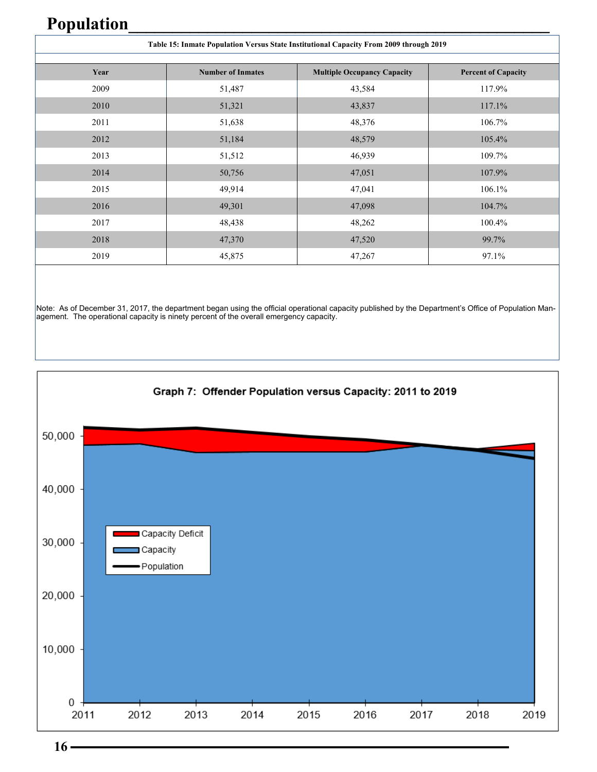# Population

**Table 15: Inmate Population Versus State Institutional Capacity From 2009 through 2019**

| Year | Number of Inmates | Multiple Occupancy Capacity | Percent of Capacity |
|---|---|---|---|
| 2009 | 51,487 | 43,584 | 117.9% |
| 2010 | 51,321 | 43,837 | 117.1% |
| 2011 | 51,638 | 48,376 | 106.7% |
| 2012 | 51,184 | 48,579 | 105.4% |
| 2013 | 51,512 | 46,939 | 109.7% |
| 2014 | 50,756 | 47,051 | 107.9% |
| 2015 | 49,914 | 47,041 | 106.1% |
| 2016 | 49,301 | 47,098 | 104.7% |
| 2017 | 48,438 | 48,262 | 100.4% |
| 2018 | 47,370 | 47,520 | 99.7% |
| 2019 | 45,875 | 47,267 | 97.1% |

Note: As of December 31, 2017, the department began using the official operational capacity published by the Department's Office of Population Management. The operational capacity is ninety percent of the overall emergency capacity.

**Graph 7: Offender Population versus Capacity: 2011 to 2019**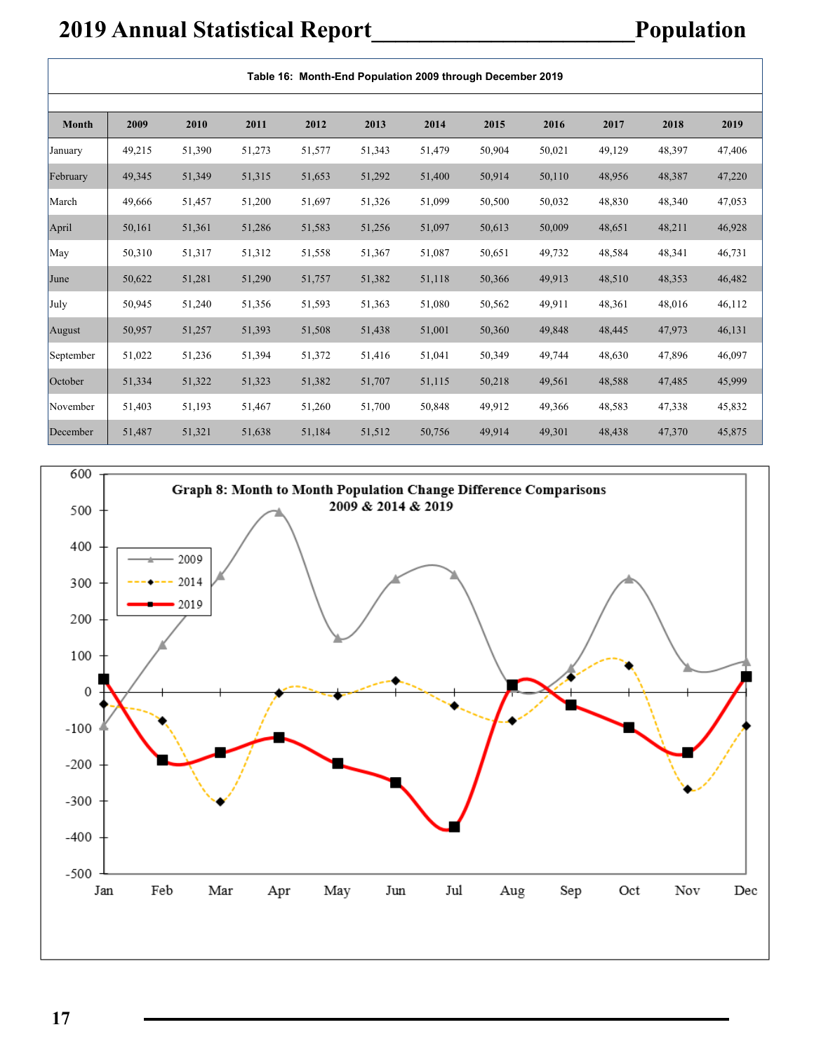**Table 16: Month-End Population 2009 through December 2019**

| Month | 2009 | 2010 | 2011 | 2012 | 2013 | 2014 | 2015 | 2016 | 2017 | 2018 | 2019 |
|---|---|---|---|---|---|---|---|---|---|---|---|
| January | 49,215 | 51,390 | 51,273 | 51,577 | 51,343 | 51,479 | 50,904 | 50,021 | 49,129 | 48,397 | 47,406 |
| February | 49,345 | 51,349 | 51,315 | 51,653 | 51,292 | 51,400 | 50,914 | 50,110 | 48,956 | 48,387 | 47,220 |
| March | 49,666 | 51,457 | 51,200 | 51,697 | 51,326 | 51,099 | 50,500 | 50,032 | 48,830 | 48,340 | 47,053 |
| April | 50,161 | 51,361 | 51,286 | 51,583 | 51,256 | 51,097 | 50,613 | 50,009 | 48,651 | 48,211 | 46,928 |
| May | 50,310 | 51,317 | 51,312 | 51,558 | 51,367 | 51,087 | 50,651 | 49,732 | 48,584 | 48,341 | 46,731 |
| June | 50,622 | 51,281 | 51,290 | 51,757 | 51,382 | 51,118 | 50,366 | 49,913 | 48,510 | 48,353 | 46,482 |
| July | 50,945 | 51,240 | 51,356 | 51,593 | 51,363 | 51,080 | 50,562 | 49,911 | 48,361 | 48,016 | 46,112 |
| August | 50,957 | 51,257 | 51,393 | 51,508 | 51,438 | 51,001 | 50,360 | 49,848 | 48,445 | 47,973 | 46,131 |
| September | 51,022 | 51,236 | 51,394 | 51,372 | 51,416 | 51,041 | 50,349 | 49,744 | 48,630 | 47,896 | 46,097 |
| October | 51,334 | 51,322 | 51,323 | 51,382 | 51,707 | 51,115 | 50,218 | 49,561 | 48,588 | 47,485 | 45,999 |
| November | 51,403 | 51,193 | 51,467 | 51,260 | 51,700 | 50,848 | 49,912 | 49,366 | 48,583 | 47,338 | 45,832 |
| December | 51,487 | 51,321 | 51,638 | 51,184 | 51,512 | 50,756 | 49,914 | 49,301 | 48,438 | 47,370 | 45,875 |

**Graph 8: Month to Month Population Change Difference Comparisons 2009 & 2014 & 2019**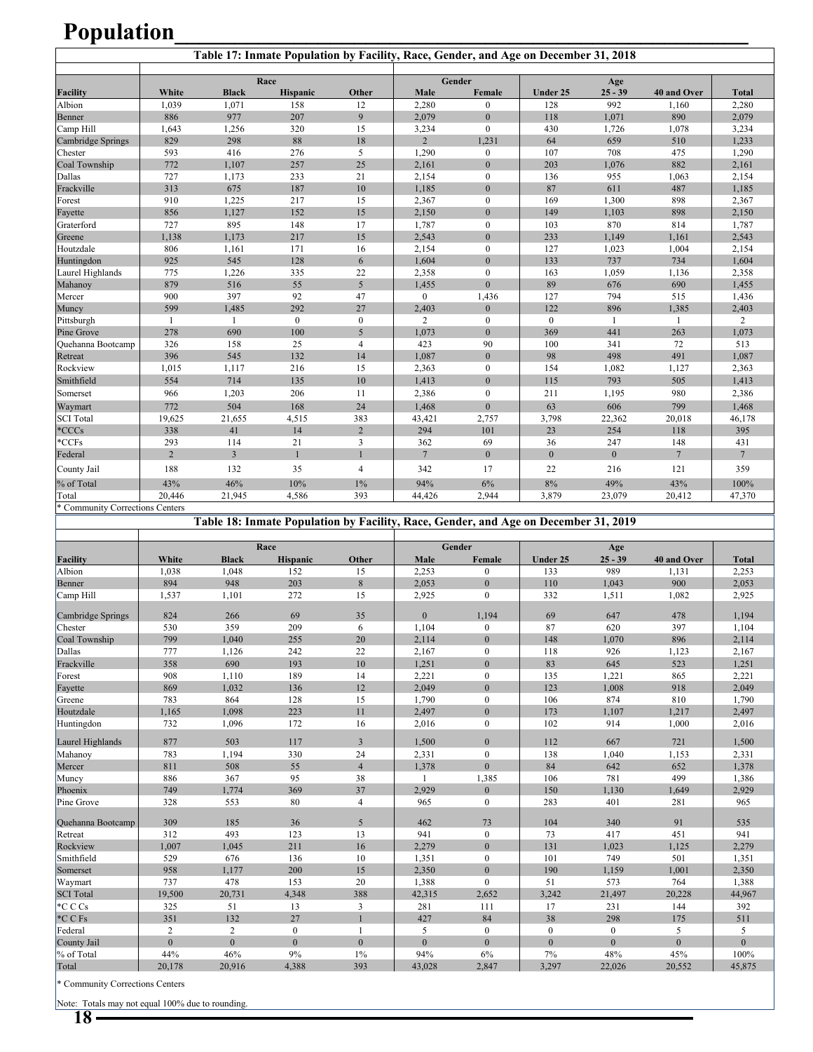# Population

**Table 17: Inmate Population by Facility, Race, Gender, and Age on December 31, 2018**

| Facility | Race | | | | Gender | | Age | | | Total |
|---|---|---|---|---|---|---|---|---|---|---|
| | White | Black | Hispanic | Other | Male | Female | Under 25 | 25 - 39 | 40 and Over | |
| Albion | 1,039 | 1,071 | 158 | 12 | 2,280 | 0 | 128 | 992 | 1,160 | 2,280 |
| Benner | 886 | 977 | 207 | 9 | 2,079 | 0 | 118 | 1,071 | 890 | 2,079 |
| Camp Hill | 1,643 | 1,256 | 320 | 15 | 3,234 | 0 | 430 | 1,726 | 1,078 | 3,234 |
| Cambridge Springs | 829 | 298 | 88 | 18 | 2 | 1,231 | 64 | 659 | 510 | 1,233 |
| Chester | 593 | 416 | 276 | 5 | 1,290 | 0 | 107 | 708 | 475 | 1,290 |
| Coal Township | 772 | 1,107 | 257 | 25 | 2,161 | 0 | 203 | 1,076 | 882 | 2,161 |
| Dallas | 727 | 1,173 | 233 | 21 | 2,154 | 0 | 136 | 955 | 1,063 | 2,154 |
| Frackville | 313 | 675 | 187 | 10 | 1,185 | 0 | 87 | 611 | 487 | 1,185 |
| Forest | 910 | 1,225 | 217 | 15 | 2,367 | 0 | 169 | 1,300 | 898 | 2,367 |
| Fayette | 856 | 1,127 | 152 | 15 | 2,150 | 0 | 149 | 1,103 | 898 | 2,150 |
| Graterford | 727 | 895 | 148 | 17 | 1,787 | 0 | 103 | 870 | 814 | 1,787 |
| Greene | 1,138 | 1,173 | 217 | 15 | 2,543 | 0 | 233 | 1,149 | 1,161 | 2,543 |
| Houtzdale | 806 | 1,161 | 171 | 16 | 2,154 | 0 | 127 | 1,023 | 1,004 | 2,154 |
| Huntingdon | 925 | 545 | 128 | 6 | 1,604 | 0 | 133 | 737 | 734 | 1,604 |
| Laurel Highlands | 775 | 1,226 | 335 | 22 | 2,358 | 0 | 163 | 1,059 | 1,136 | 2,358 |
| Mahanoy | 879 | 516 | 55 | 5 | 1,455 | 0 | 89 | 676 | 690 | 1,455 |
| Mercer | 900 | 397 | 92 | 47 | 0 | 1,436 | 127 | 794 | 515 | 1,436 |
| Muncy | 599 | 1,485 | 292 | 27 | 2,403 | 0 | 122 | 896 | 1,385 | 2,403 |
| Pittsburgh | 1 | 1 | 0 | 0 | 2 | 0 | 0 | 1 | 1 | 2 |
| Pine Grove | 278 | 690 | 100 | 5 | 1,073 | 0 | 369 | 441 | 263 | 1,073 |
| Quehanna Bootcamp | 326 | 158 | 25 | 4 | 423 | 90 | 100 | 341 | 72 | 513 |
| Retreat | 396 | 545 | 132 | 14 | 1,087 | 0 | 98 | 498 | 491 | 1,087 |
| Rockview | 1,015 | 1,117 | 216 | 15 | 2,363 | 0 | 154 | 1,082 | 1,127 | 2,363 |
| Smithfield | 554 | 714 | 135 | 10 | 1,413 | 0 | 115 | 793 | 505 | 1,413 |
| Somerset | 966 | 1,203 | 206 | 11 | 2,386 | 0 | 211 | 1,195 | 980 | 2,386 |
| Waymart | 772 | 504 | 168 | 24 | 1,468 | 0 | 63 | 606 | 799 | 1,468 |
| SCI Total | 19,625 | 21,655 | 4,515 | 383 | 43,421 | 2,757 | 3,798 | 22,362 | 20,018 | 46,178 |
| *CCCs | 338 | 41 | 14 | 2 | 294 | 101 | 23 | 254 | 118 | 395 |
| *CCFs | 293 | 114 | 21 | 3 | 362 | 69 | 36 | 247 | 148 | 431 |
| Federal | 2 | 3 | 1 | 1 | 7 | 0 | 0 | 0 | 7 | 7 |
| County Jail | 188 | 132 | 35 | 4 | 342 | 17 | 22 | 216 | 121 | 359 |
| % of Total | 43% | 46% | 10% | 1% | 94% | 6% | 8% | 49% | 43% | 100% |
| Total | 20,446 | 21,945 | 4,586 | 393 | 44,426 | 2,944 | 3,879 | 23,079 | 20,412 | 47,370 |

* Community Corrections Centers

**Table 18: Inmate Population by Facility, Race, Gender, and Age on December 31, 2019**

| Facility | Race | | | | Gender | | Age | | | Total |
|---|---|---|---|---|---|---|---|---|---|---|
| | White | Black | Hispanic | Other | Male | Female | Under 25 | 25 - 39 | 40 and Over | |
| Albion | 1,038 | 1,048 | 152 | 15 | 2,253 | 0 | 133 | 989 | 1,131 | 2,253 |
| Benner | 894 | 948 | 203 | 8 | 2,053 | 0 | 110 | 1,043 | 900 | 2,053 |
| Camp Hill | 1,537 | 1,101 | 272 | 15 | 2,925 | 0 | 332 | 1,511 | 1,082 | 2,925 |
| Cambridge Springs | 824 | 266 | 69 | 35 | 0 | 1,194 | 69 | 647 | 478 | 1,194 |
| Chester | 530 | 359 | 209 | 6 | 1,104 | 0 | 87 | 620 | 397 | 1,104 |
| Coal Township | 799 | 1,040 | 255 | 20 | 2,114 | 0 | 148 | 1,070 | 896 | 2,114 |
| Dallas | 777 | 1,126 | 242 | 22 | 2,167 | 0 | 118 | 926 | 1,123 | 2,167 |
| Frackville | 358 | 690 | 193 | 10 | 1,251 | 0 | 83 | 645 | 523 | 1,251 |
| Forest | 908 | 1,110 | 189 | 14 | 2,221 | 0 | 135 | 1,221 | 865 | 2,221 |
| Fayette | 869 | 1,032 | 136 | 12 | 2,049 | 0 | 123 | 1,008 | 918 | 2,049 |
| Greene | 783 | 864 | 128 | 15 | 1,790 | 0 | 106 | 874 | 810 | 1,790 |
| Houtzdale | 1,165 | 1,098 | 223 | 11 | 2,497 | 0 | 173 | 1,107 | 1,217 | 2,497 |
| Huntingdon | 732 | 1,096 | 172 | 16 | 2,016 | 0 | 102 | 914 | 1,000 | 2,016 |
| Laurel Highlands | 877 | 503 | 117 | 3 | 1,500 | 0 | 112 | 667 | 721 | 1,500 |
| Mahanoy | 783 | 1,194 | 330 | 24 | 2,331 | 0 | 138 | 1,040 | 1,153 | 2,331 |
| Mercer | 811 | 508 | 55 | 4 | 1,378 | 0 | 84 | 642 | 652 | 1,378 |
| Muncy | 886 | 367 | 95 | 38 | 1 | 1,385 | 106 | 781 | 499 | 1,386 |
| Phoenix | 749 | 1,774 | 369 | 37 | 2,929 | 0 | 150 | 1,130 | 1,649 | 2,929 |
| Pine Grove | 328 | 553 | 80 | 4 | 965 | 0 | 283 | 401 | 281 | 965 |
| Quehanna Bootcamp | 309 | 185 | 36 | 5 | 462 | 73 | 104 | 340 | 91 | 535 |
| Retreat | 312 | 493 | 123 | 13 | 941 | 0 | 73 | 417 | 451 | 941 |
| Rockview | 1,007 | 1,045 | 211 | 16 | 2,279 | 0 | 131 | 1,023 | 1,125 | 2,279 |
| Smithfield | 529 | 676 | 136 | 10 | 1,351 | 0 | 101 | 749 | 501 | 1,351 |
| Somerset | 958 | 1,177 | 200 | 15 | 2,350 | 0 | 190 | 1,159 | 1,001 | 2,350 |
| Waymart | 737 | 478 | 153 | 20 | 1,388 | 0 | 51 | 573 | 764 | 1,388 |
| SCI Total | 19,500 | 20,731 | 4,348 | 388 | 42,315 | 2,652 | 3,242 | 21,497 | 20,228 | 44,967 |
| *C C Cs | 325 | 51 | 13 | 3 | 281 | 111 | 17 | 231 | 144 | 392 |
| *C C Fs | 351 | 132 | 27 | 1 | 427 | 84 | 38 | 298 | 175 | 511 |
| Federal | 2 | 2 | 0 | 1 | 5 | 0 | 0 | 0 | 5 | 5 |
| County Jail | 0 | 0 | 0 | 0 | 0 | 0 | 0 | 0 | 0 | 0 |
| % of Total | 44% | 46% | 9% | 1% | 94% | 6% | 7% | 48% | 45% | 100% |
| Total | 20,178 | 20,916 | 4,388 | 393 | 43,028 | 2,847 | 3,297 | 22,026 | 20,552 | 45,875 |

* Community Corrections Centers

Note: Totals may not equal 100% due to rounding.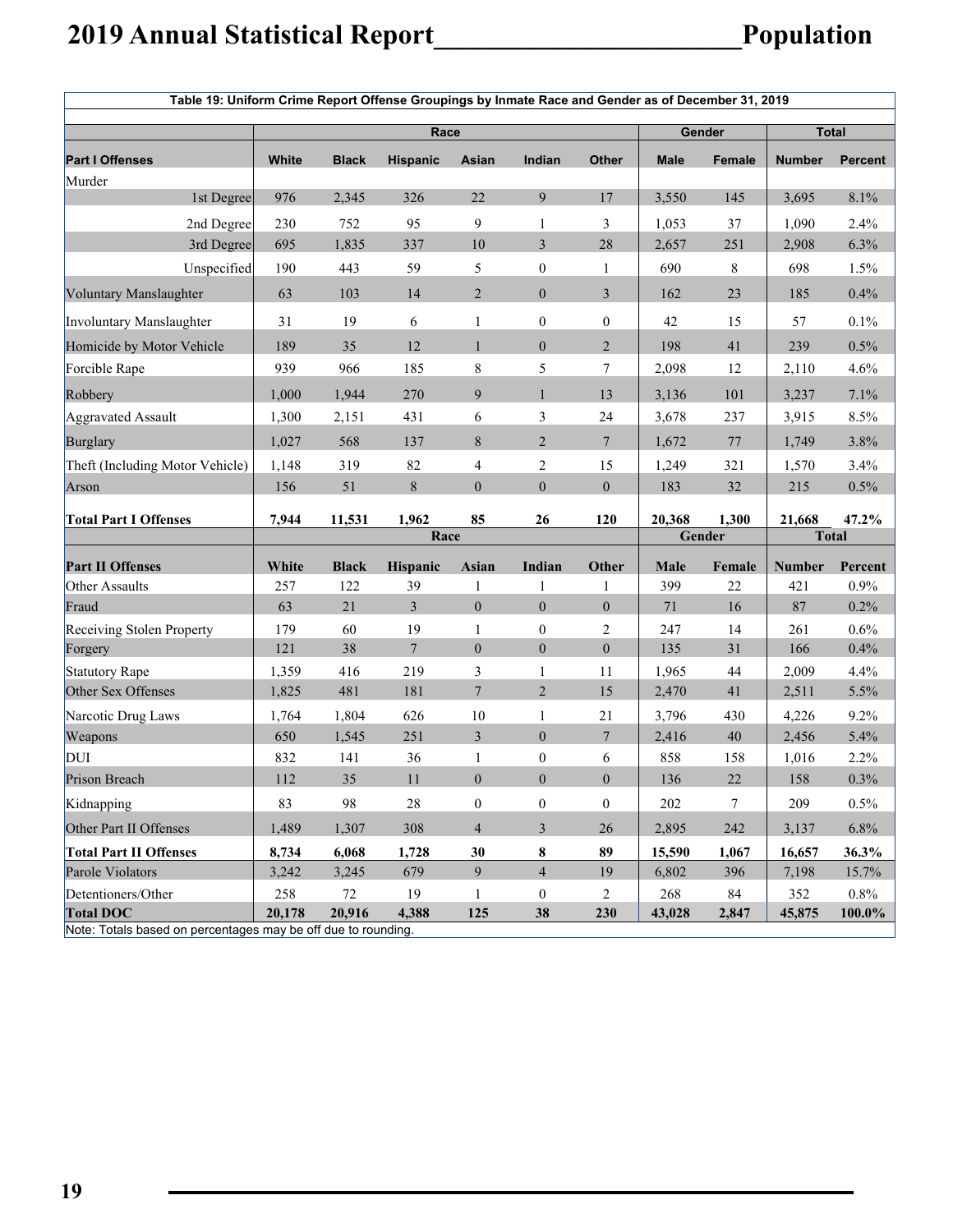**Table 19: Uniform Crime Report Offense Groupings by Inmate Race and Gender as of December 31, 2019**

| | Race | | | | | | Gender | | Total | |
|---|---|---|---|---|---|---|---|---|---|---|
| **Part I Offenses** | **White** | **Black** | **Hispanic** | **Asian** | **Indian** | **Other** | **Male** | **Female** | **Number** | **Percent** |
| Murder | | | | | | | | | | |
| 1st Degree | 976 | 2,345 | 326 | 22 | 9 | 17 | 3,550 | 145 | 3,695 | 8.1% |
| 2nd Degree | 230 | 752 | 95 | 9 | 1 | 3 | 1,053 | 37 | 1,090 | 2.4% |
| 3rd Degree | 695 | 1,835 | 337 | 10 | 3 | 28 | 2,657 | 251 | 2,908 | 6.3% |
| Unspecified | 190 | 443 | 59 | 5 | 0 | 1 | 690 | 8 | 698 | 1.5% |
| Voluntary Manslaughter | 63 | 103 | 14 | 2 | 0 | 3 | 162 | 23 | 185 | 0.4% |
| Involuntary Manslaughter | 31 | 19 | 6 | 1 | 0 | 0 | 42 | 15 | 57 | 0.1% |
| Homicide by Motor Vehicle | 189 | 35 | 12 | 1 | 0 | 2 | 198 | 41 | 239 | 0.5% |
| Forcible Rape | 939 | 966 | 185 | 8 | 5 | 7 | 2,098 | 12 | 2,110 | 4.6% |
| Robbery | 1,000 | 1,944 | 270 | 9 | 1 | 13 | 3,136 | 101 | 3,237 | 7.1% |
| Aggravated Assault | 1,300 | 2,151 | 431 | 6 | 3 | 24 | 3,678 | 237 | 3,915 | 8.5% |
| Burglary | 1,027 | 568 | 137 | 8 | 2 | 7 | 1,672 | 77 | 1,749 | 3.8% |
| Theft (Including Motor Vehicle) | 1,148 | 319 | 82 | 4 | 2 | 15 | 1,249 | 321 | 1,570 | 3.4% |
| Arson | 156 | 51 | 8 | 0 | 0 | 0 | 183 | 32 | 215 | 0.5% |
| **Total Part I Offenses** | **7,944** | **11,531** | **1,962** | **85** | **26** | **120** | **20,368** | **1,300** | **21,668** | **47.2%** |
| | **Race** | | | | | | **Gender** | | **Total** | |
| **Part II Offenses** | **White** | **Black** | **Hispanic** | **Asian** | **Indian** | **Other** | **Male** | **Female** | **Number** | **Percent** |
| Other Assaults | 257 | 122 | 39 | 1 | 1 | 1 | 399 | 22 | 421 | 0.9% |
| Fraud | 63 | 21 | 3 | 0 | 0 | 0 | 71 | 16 | 87 | 0.2% |
| Receiving Stolen Property | 179 | 60 | 19 | 1 | 0 | 2 | 247 | 14 | 261 | 0.6% |
| Forgery | 121 | 38 | 7 | 0 | 0 | 0 | 135 | 31 | 166 | 0.4% |
| Statutory Rape | 1,359 | 416 | 219 | 3 | 1 | 11 | 1,965 | 44 | 2,009 | 4.4% |
| Other Sex Offenses | 1,825 | 481 | 181 | 7 | 2 | 15 | 2,470 | 41 | 2,511 | 5.5% |
| Narcotic Drug Laws | 1,764 | 1,804 | 626 | 10 | 1 | 21 | 3,796 | 430 | 4,226 | 9.2% |
| Weapons | 650 | 1,545 | 251 | 3 | 0 | 7 | 2,416 | 40 | 2,456 | 5.4% |
| DUI | 832 | 141 | 36 | 1 | 0 | 6 | 858 | 158 | 1,016 | 2.2% |
| Prison Breach | 112 | 35 | 11 | 0 | 0 | 0 | 136 | 22 | 158 | 0.3% |
| Kidnapping | 83 | 98 | 28 | 0 | 0 | 0 | 202 | 7 | 209 | 0.5% |
| Other Part II Offenses | 1,489 | 1,307 | 308 | 4 | 3 | 26 | 2,895 | 242 | 3,137 | 6.8% |
| **Total Part II Offenses** | **8,734** | **6,068** | **1,728** | **30** | **8** | **89** | **15,590** | **1,067** | **16,657** | **36.3%** |
| Parole Violators | 3,242 | 3,245 | 679 | 9 | 4 | 19 | 6,802 | 396 | 7,198 | 15.7% |
| Detentioners/Other | 258 | 72 | 19 | 1 | 0 | 2 | 268 | 84 | 352 | 0.8% |
| **Total DOC** | **20,178** | **20,916** | **4,388** | **125** | **38** | **230** | **43,028** | **2,847** | **45,875** | **100.0%** |

Note: Totals based on percentages may be off due to rounding.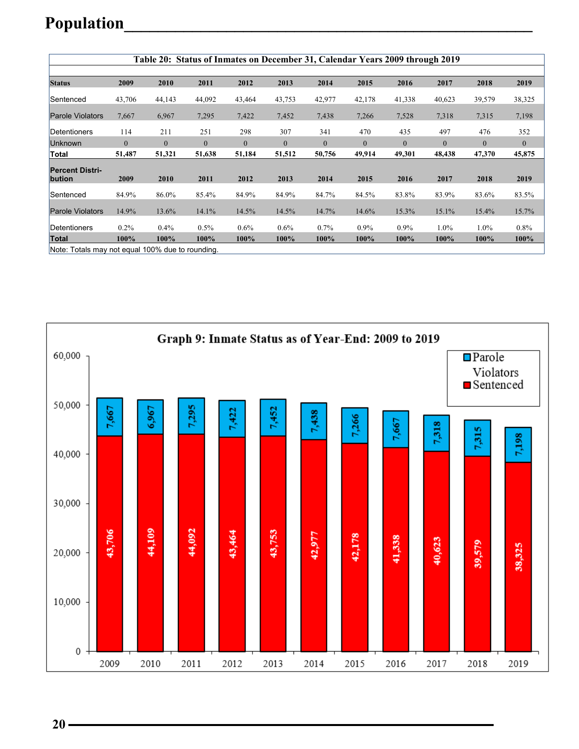# Population

| Table 20: Status of Inmates on December 31, Calendar Years 2009 through 2019 | | | | | | | | | | | |
|---|---|---|---|---|---|---|---|---|---|---|---|
| **Status** | **2009** | **2010** | **2011** | **2012** | **2013** | **2014** | **2015** | **2016** | **2017** | **2018** | **2019** |
| Sentenced | 43,706 | 44,143 | 44,092 | 43,464 | 43,753 | 42,977 | 42,178 | 41,338 | 40,623 | 39,579 | 38,325 |
| Parole Violators | 7,667 | 6,967 | 7,295 | 7,422 | 7,452 | 7,438 | 7,266 | 7,528 | 7,318 | 7,315 | 7,198 |
| Detentioners | 114 | 211 | 251 | 298 | 307 | 341 | 470 | 435 | 497 | 476 | 352 |
| Unknown | 0 | 0 | 0 | 0 | 0 | 0 | 0 | 0 | 0 | 0 | 0 |
| **Total** | **51,487** | **51,321** | **51,638** | **51,184** | **51,512** | **50,756** | **49,914** | **49,301** | **48,438** | **47,370** | **45,875** |
| **Percent Distribution** | **2009** | **2010** | **2011** | **2012** | **2013** | **2014** | **2015** | **2016** | **2017** | **2018** | **2019** |
| Sentenced | 84.9% | 86.0% | 85.4% | 84.9% | 84.9% | 84.7% | 84.5% | 83.8% | 83.9% | 83.6% | 83.5% |
| Parole Violators | 14.9% | 13.6% | 14.1% | 14.5% | 14.5% | 14.7% | 14.6% | 15.3% | 15.1% | 15.4% | 15.7% |
| Detentioners | 0.2% | 0.4% | 0.5% | 0.6% | 0.6% | 0.7% | 0.9% | 0.9% | 1.0% | 1.0% | 0.8% |
| **Total** | **100%** | **100%** | **100%** | **100%** | **100%** | **100%** | **100%** | **100%** | **100%** | **100%** | **100%** |

Note: Totals may not equal 100% due to rounding.

**Graph 9: Inmate Status as of Year-End: 2009 to 2019**

| Year | Sentenced | Parole Violators |
|---|---|---|
| 2009 | 43,706 | 7,667 |
| 2010 | 44,109 | 6,967 |
| 2011 | 44,092 | 7,295 |
| 2012 | 43,464 | 7,422 |
| 2013 | 43,753 | 7,452 |
| 2014 | 42,977 | 7,438 |
| 2015 | 42,178 | 7,266 |
| 2016 | 41,338 | 7,667 |
| 2017 | 40,623 | 7,318 |
| 2018 | 39,579 | 7,315 |
| 2019 | 38,325 | 7,198 |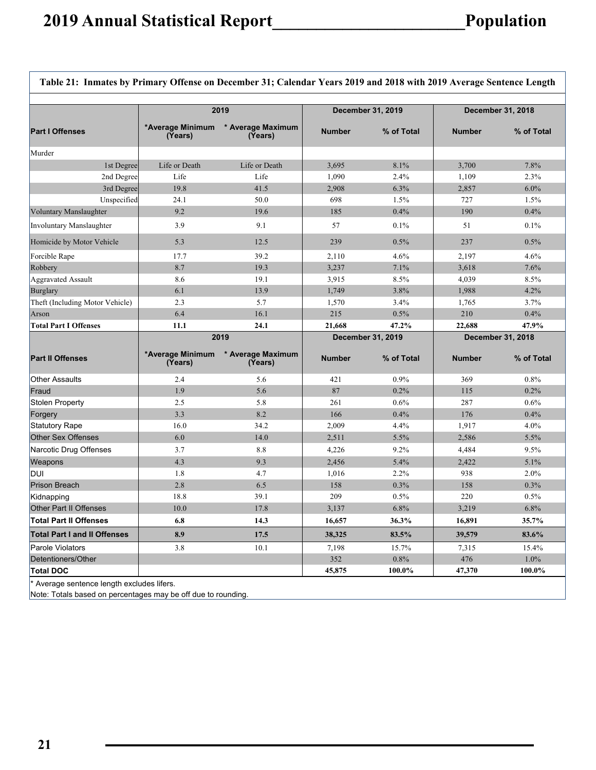# 2019 Annual Statistical Report ________________ Population

**Table 21: Inmates by Primary Offense on December 31; Calendar Years 2019 and 2018 with 2019 Average Sentence Length**

| | 2019 | | December 31, 2019 | | December 31, 2018 | |
|---|---|---|---|---|---|---|
| **Part I Offenses** | ***Average Minimum (Years)** | *** Average Maximum (Years)** | **Number** | **% of Total** | **Number** | **% of Total** |
| Murder | | | | | | |
| 1st Degree | Life or Death | Life or Death | 3,695 | 8.1% | 3,700 | 7.8% |
| 2nd Degree | Life | Life | 1,090 | 2.4% | 1,109 | 2.3% |
| 3rd Degree | 19.8 | 41.5 | 2,908 | 6.3% | 2,857 | 6.0% |
| Unspecified | 24.1 | 50.0 | 698 | 1.5% | 727 | 1.5% |
| Voluntary Manslaughter | 9.2 | 19.6 | 185 | 0.4% | 190 | 0.4% |
| Involuntary Manslaughter | 3.9 | 9.1 | 57 | 0.1% | 51 | 0.1% |
| Homicide by Motor Vehicle | 5.3 | 12.5 | 239 | 0.5% | 237 | 0.5% |
| Forcible Rape | 17.7 | 39.2 | 2,110 | 4.6% | 2,197 | 4.6% |
| Robbery | 8.7 | 19.3 | 3,237 | 7.1% | 3,618 | 7.6% |
| Aggravated Assault | 8.6 | 19.1 | 3,915 | 8.5% | 4,039 | 8.5% |
| Burglary | 6.1 | 13.9 | 1,749 | 3.8% | 1,988 | 4.2% |
| Theft (Including Motor Vehicle) | 2.3 | 5.7 | 1,570 | 3.4% | 1,765 | 3.7% |
| Arson | 6.4 | 16.1 | 215 | 0.5% | 210 | 0.4% |
| **Total Part I Offenses** | **11.1** | **24.1** | **21,668** | **47.2%** | **22,688** | **47.9%** |
| | **2019** | | **December 31, 2019** | | **December 31, 2018** | |
| **Part II Offenses** | ***Average Minimum (Years)** | *** Average Maximum (Years)** | **Number** | **% of Total** | **Number** | **% of Total** |
| Other Assaults | 2.4 | 5.6 | 421 | 0.9% | 369 | 0.8% |
| Fraud | 1.9 | 5.6 | 87 | 0.2% | 115 | 0.2% |
| Stolen Property | 2.5 | 5.8 | 261 | 0.6% | 287 | 0.6% |
| Forgery | 3.3 | 8.2 | 166 | 0.4% | 176 | 0.4% |
| Statutory Rape | 16.0 | 34.2 | 2,009 | 4.4% | 1,917 | 4.0% |
| Other Sex Offenses | 6.0 | 14.0 | 2,511 | 5.5% | 2,586 | 5.5% |
| Narcotic Drug Offenses | 3.7 | 8.8 | 4,226 | 9.2% | 4,484 | 9.5% |
| Weapons | 4.3 | 9.3 | 2,456 | 5.4% | 2,422 | 5.1% |
| DUI | 1.8 | 4.7 | 1,016 | 2.2% | 938 | 2.0% |
| Prison Breach | 2.8 | 6.5 | 158 | 0.3% | 158 | 0.3% |
| Kidnapping | 18.8 | 39.1 | 209 | 0.5% | 220 | 0.5% |
| Other Part II Offenses | 10.0 | 17.8 | 3,137 | 6.8% | 3,219 | 6.8% |
| **Total Part II Offenses** | **6.8** | **14.3** | **16,657** | **36.3%** | **16,891** | **35.7%** |
| **Total Part I and II Offenses** | **8.9** | **17.5** | **38,325** | **83.5%** | **39,579** | **83.6%** |
| Parole Violators | 3.8 | 10.1 | 7,198 | 15.7% | 7,315 | 15.4% |
| Detentioners/Other | | | 352 | 0.8% | 476 | 1.0% |
| **Total DOC** | | | **45,875** | **100.0%** | **47,370** | **100.0%** |

* Average sentence length excludes lifers.

Note: Totals based on percentages may be off due to rounding.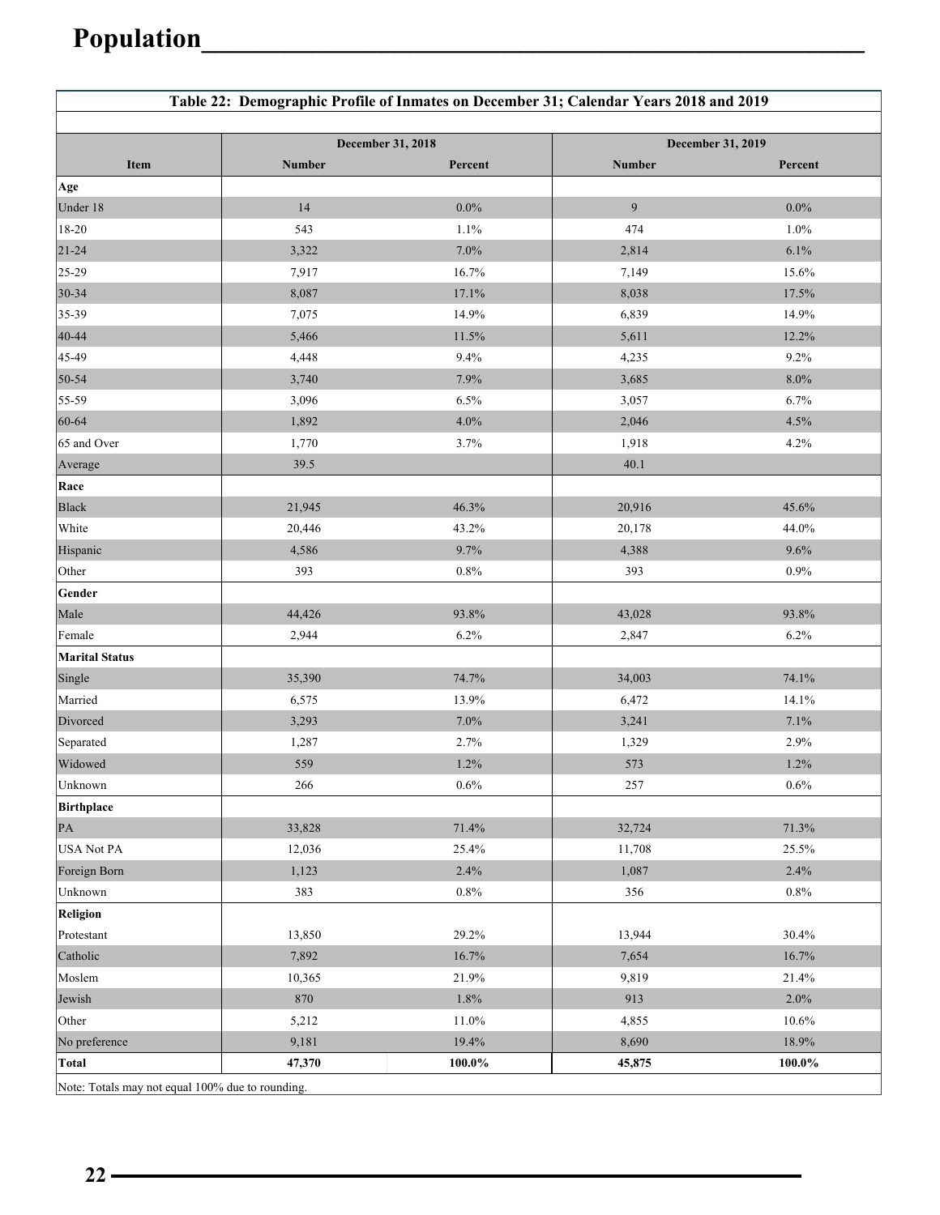# Population

| Table 22: Demographic Profile of Inmates on December 31; Calendar Years 2018 and 2019 | | | | |
|---|---|---|---|---|
| | December 31, 2018 | | December 31, 2019 | |
| Item | Number | Percent | Number | Percent |
| **Age** | | | | |
| Under 18 | 14 | 0.0% | 9 | 0.0% |
| 18-20 | 543 | 1.1% | 474 | 1.0% |
| 21-24 | 3,322 | 7.0% | 2,814 | 6.1% |
| 25-29 | 7,917 | 16.7% | 7,149 | 15.6% |
| 30-34 | 8,087 | 17.1% | 8,038 | 17.5% |
| 35-39 | 7,075 | 14.9% | 6,839 | 14.9% |
| 40-44 | 5,466 | 11.5% | 5,611 | 12.2% |
| 45-49 | 4,448 | 9.4% | 4,235 | 9.2% |
| 50-54 | 3,740 | 7.9% | 3,685 | 8.0% |
| 55-59 | 3,096 | 6.5% | 3,057 | 6.7% |
| 60-64 | 1,892 | 4.0% | 2,046 | 4.5% |
| 65 and Over | 1,770 | 3.7% | 1,918 | 4.2% |
| Average | 39.5 | | 40.1 | |
| **Race** | | | | |
| Black | 21,945 | 46.3% | 20,916 | 45.6% |
| White | 20,446 | 43.2% | 20,178 | 44.0% |
| Hispanic | 4,586 | 9.7% | 4,388 | 9.6% |
| Other | 393 | 0.8% | 393 | 0.9% |
| **Gender** | | | | |
| Male | 44,426 | 93.8% | 43,028 | 93.8% |
| Female | 2,944 | 6.2% | 2,847 | 6.2% |
| **Marital Status** | | | | |
| Single | 35,390 | 74.7% | 34,003 | 74.1% |
| Married | 6,575 | 13.9% | 6,472 | 14.1% |
| Divorced | 3,293 | 7.0% | 3,241 | 7.1% |
| Separated | 1,287 | 2.7% | 1,329 | 2.9% |
| Widowed | 559 | 1.2% | 573 | 1.2% |
| Unknown | 266 | 0.6% | 257 | 0.6% |
| **Birthplace** | | | | |
| PA | 33,828 | 71.4% | 32,724 | 71.3% |
| USA Not PA | 12,036 | 25.4% | 11,708 | 25.5% |
| Foreign Born | 1,123 | 2.4% | 1,087 | 2.4% |
| Unknown | 383 | 0.8% | 356 | 0.8% |
| **Religion** | | | | |
| Protestant | 13,850 | 29.2% | 13,944 | 30.4% |
| Catholic | 7,892 | 16.7% | 7,654 | 16.7% |
| Moslem | 10,365 | 21.9% | 9,819 | 21.4% |
| Jewish | 870 | 1.8% | 913 | 2.0% |
| Other | 5,212 | 11.0% | 4,855 | 10.6% |
| No preference | 9,181 | 19.4% | 8,690 | 18.9% |
| **Total** | **47,370** | **100.0%** | **45,875** | **100.0%** |

Note: Totals may not equal 100% due to rounding.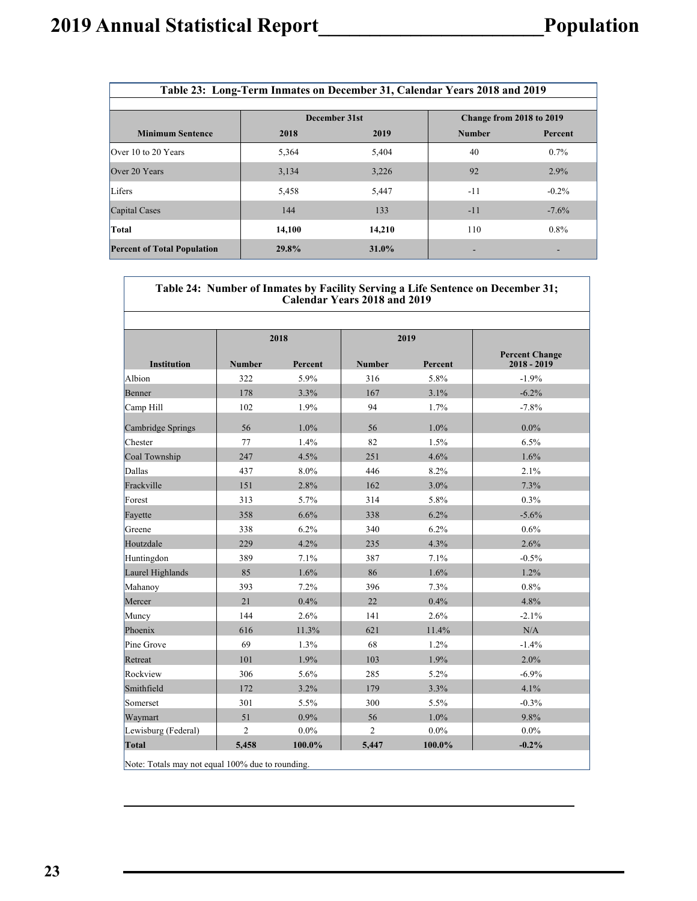| Table 23: Long-Term Inmates on December 31, Calendar Years 2018 and 2019 | | | | |
|---|---|---|---|---|
| | December 31st | | Change from 2018 to 2019 | |
| **Minimum Sentence** | **2018** | **2019** | **Number** | **Percent** |
| Over 10 to 20 Years | 5,364 | 5,404 | 40 | 0.7% |
| Over 20 Years | 3,134 | 3,226 | 92 | 2.9% |
| Lifers | 5,458 | 5,447 | -11 | -0.2% |
| Capital Cases | 144 | 133 | -11 | -7.6% |
| **Total** | **14,100** | **14,210** | 110 | 0.8% |
| **Percent of Total Population** | **29.8%** | **31.0%** | - | - |

| Table 24: Number of Inmates by Facility Serving a Life Sentence on December 31; Calendar Years 2018 and 2019 | | | | | |
|---|---|---|---|---|---|
| | 2018 | | 2019 | | |
| **Institution** | **Number** | **Percent** | **Number** | **Percent** | **Percent Change 2018 - 2019** |
| Albion | 322 | 5.9% | 316 | 5.8% | -1.9% |
| Benner | 178 | 3.3% | 167 | 3.1% | -6.2% |
| Camp Hill | 102 | 1.9% | 94 | 1.7% | -7.8% |
| Cambridge Springs | 56 | 1.0% | 56 | 1.0% | 0.0% |
| Chester | 77 | 1.4% | 82 | 1.5% | 6.5% |
| Coal Township | 247 | 4.5% | 251 | 4.6% | 1.6% |
| Dallas | 437 | 8.0% | 446 | 8.2% | 2.1% |
| Frackville | 151 | 2.8% | 162 | 3.0% | 7.3% |
| Forest | 313 | 5.7% | 314 | 5.8% | 0.3% |
| Fayette | 358 | 6.6% | 338 | 6.2% | -5.6% |
| Greene | 338 | 6.2% | 340 | 6.2% | 0.6% |
| Houtzdale | 229 | 4.2% | 235 | 4.3% | 2.6% |
| Huntingdon | 389 | 7.1% | 387 | 7.1% | -0.5% |
| Laurel Highlands | 85 | 1.6% | 86 | 1.6% | 1.2% |
| Mahanoy | 393 | 7.2% | 396 | 7.3% | 0.8% |
| Mercer | 21 | 0.4% | 22 | 0.4% | 4.8% |
| Muncy | 144 | 2.6% | 141 | 2.6% | -2.1% |
| Phoenix | 616 | 11.3% | 621 | 11.4% | N/A |
| Pine Grove | 69 | 1.3% | 68 | 1.2% | -1.4% |
| Retreat | 101 | 1.9% | 103 | 1.9% | 2.0% |
| Rockview | 306 | 5.6% | 285 | 5.2% | -6.9% |
| Smithfield | 172 | 3.2% | 179 | 3.3% | 4.1% |
| Somerset | 301 | 5.5% | 300 | 5.5% | -0.3% |
| Waymart | 51 | 0.9% | 56 | 1.0% | 9.8% |
| Lewisburg (Federal) | 2 | 0.0% | 2 | 0.0% | 0.0% |
| **Total** | **5,458** | **100.0%** | **5,447** | **100.0%** | **-0.2%** |

Note: Totals may not equal 100% due to rounding.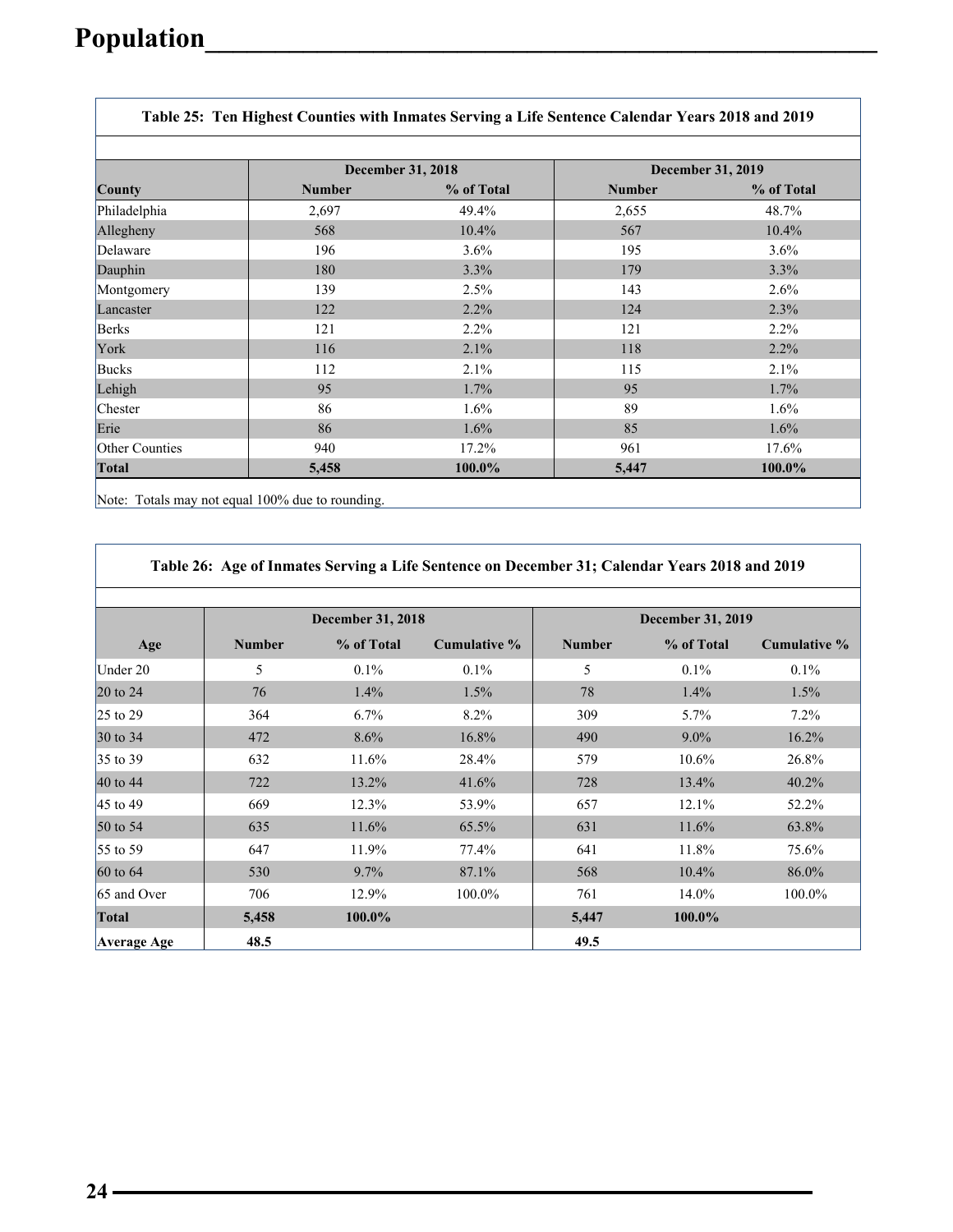# Population

| Table 25: Ten Highest Counties with Inmates Serving a Life Sentence Calendar Years 2018 and 2019 | | | | |
|---|---|---|---|---|
| | December 31, 2018 | | December 31, 2019 | |
| **County** | **Number** | **% of Total** | **Number** | **% of Total** |
| Philadelphia | 2,697 | 49.4% | 2,655 | 48.7% |
| Allegheny | 568 | 10.4% | 567 | 10.4% |
| Delaware | 196 | 3.6% | 195 | 3.6% |
| Dauphin | 180 | 3.3% | 179 | 3.3% |
| Montgomery | 139 | 2.5% | 143 | 2.6% |
| Lancaster | 122 | 2.2% | 124 | 2.3% |
| Berks | 121 | 2.2% | 121 | 2.2% |
| York | 116 | 2.1% | 118 | 2.2% |
| Bucks | 112 | 2.1% | 115 | 2.1% |
| Lehigh | 95 | 1.7% | 95 | 1.7% |
| Chester | 86 | 1.6% | 89 | 1.6% |
| Erie | 86 | 1.6% | 85 | 1.6% |
| Other Counties | 940 | 17.2% | 961 | 17.6% |
| **Total** | **5,458** | **100.0%** | **5,447** | **100.0%** |

Note: Totals may not equal 100% due to rounding.

| Table 26: Age of Inmates Serving a Life Sentence on December 31; Calendar Years 2018 and 2019 | | | | | | |
|---|---|---|---|---|---|---|
| | December 31, 2018 | | | December 31, 2019 | | |
| **Age** | **Number** | **% of Total** | **Cumulative %** | **Number** | **% of Total** | **Cumulative %** |
| Under 20 | 5 | 0.1% | 0.1% | 5 | 0.1% | 0.1% |
| 20 to 24 | 76 | 1.4% | 1.5% | 78 | 1.4% | 1.5% |
| 25 to 29 | 364 | 6.7% | 8.2% | 309 | 5.7% | 7.2% |
| 30 to 34 | 472 | 8.6% | 16.8% | 490 | 9.0% | 16.2% |
| 35 to 39 | 632 | 11.6% | 28.4% | 579 | 10.6% | 26.8% |
| 40 to 44 | 722 | 13.2% | 41.6% | 728 | 13.4% | 40.2% |
| 45 to 49 | 669 | 12.3% | 53.9% | 657 | 12.1% | 52.2% |
| 50 to 54 | 635 | 11.6% | 65.5% | 631 | 11.6% | 63.8% |
| 55 to 59 | 647 | 11.9% | 77.4% | 641 | 11.8% | 75.6% |
| 60 to 64 | 530 | 9.7% | 87.1% | 568 | 10.4% | 86.0% |
| 65 and Over | 706 | 12.9% | 100.0% | 761 | 14.0% | 100.0% |
| **Total** | **5,458** | **100.0%** | | **5,447** | **100.0%** | |
| **Average Age** | **48.5** | | | **49.5** | | |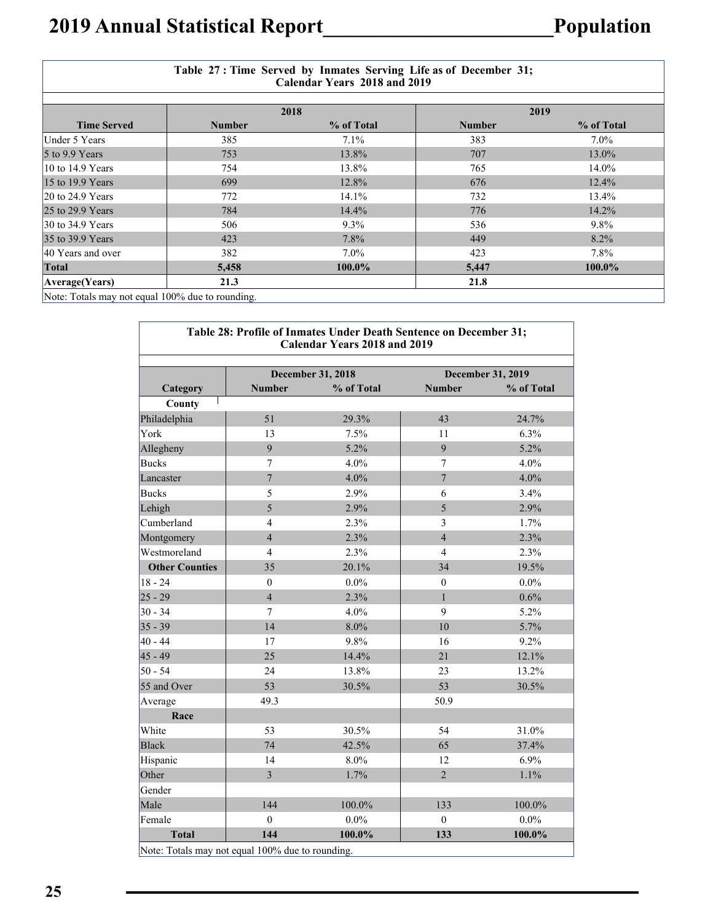| Table 27 : Time Served by Inmates Serving Life as of December 31; Calendar Years 2018 and 2019 | | | | |
|---|---|---|---|---|
| | 2018 | | 2019 | |
| **Time Served** | **Number** | **% of Total** | **Number** | **% of Total** |
| Under 5 Years | 385 | 7.1% | 383 | 7.0% |
| 5 to 9.9 Years | 753 | 13.8% | 707 | 13.0% |
| 10 to 14.9 Years | 754 | 13.8% | 765 | 14.0% |
| 15 to 19.9 Years | 699 | 12.8% | 676 | 12.4% |
| 20 to 24.9 Years | 772 | 14.1% | 732 | 13.4% |
| 25 to 29.9 Years | 784 | 14.4% | 776 | 14.2% |
| 30 to 34.9 Years | 506 | 9.3% | 536 | 9.8% |
| 35 to 39.9 Years | 423 | 7.8% | 449 | 8.2% |
| 40 Years and over | 382 | 7.0% | 423 | 7.8% |
| **Total** | **5,458** | **100.0%** | **5,447** | **100.0%** |
| **Average(Years)** | **21.3** | | **21.8** | |

Note: Totals may not equal 100% due to rounding.

| Table 28: Profile of Inmates Under Death Sentence on December 31; Calendar Years 2018 and 2019 | | | | |
|---|---|---|---|---|
| | December 31, 2018 | | December 31, 2019 | |
| **Category** | **Number** | **% of Total** | **Number** | **% of Total** |
| **County** | | | | |
| Philadelphia | 51 | 29.3% | 43 | 24.7% |
| York | 13 | 7.5% | 11 | 6.3% |
| Allegheny | 9 | 5.2% | 9 | 5.2% |
| Bucks | 7 | 4.0% | 7 | 4.0% |
| Lancaster | 7 | 4.0% | 7 | 4.0% |
| Bucks | 5 | 2.9% | 6 | 3.4% |
| Lehigh | 5 | 2.9% | 5 | 2.9% |
| Cumberland | 4 | 2.3% | 3 | 1.7% |
| Montgomery | 4 | 2.3% | 4 | 2.3% |
| Westmoreland | 4 | 2.3% | 4 | 2.3% |
| **Other Counties** | 35 | 20.1% | 34 | 19.5% |
| 18 - 24 | 0 | 0.0% | 0 | 0.0% |
| 25 - 29 | 4 | 2.3% | 1 | 0.6% |
| 30 - 34 | 7 | 4.0% | 9 | 5.2% |
| 35 - 39 | 14 | 8.0% | 10 | 5.7% |
| 40 - 44 | 17 | 9.8% | 16 | 9.2% |
| 45 - 49 | 25 | 14.4% | 21 | 12.1% |
| 50 - 54 | 24 | 13.8% | 23 | 13.2% |
| 55 and Over | 53 | 30.5% | 53 | 30.5% |
| Average | 49.3 | | 50.9 | |
| **Race** | | | | |
| White | 53 | 30.5% | 54 | 31.0% |
| Black | 74 | 42.5% | 65 | 37.4% |
| Hispanic | 14 | 8.0% | 12 | 6.9% |
| Other | 3 | 1.7% | 2 | 1.1% |
| Gender | | | | |
| Male | 144 | 100.0% | 133 | 100.0% |
| Female | 0 | 0.0% | 0 | 0.0% |
| **Total** | **144** | **100.0%** | **133** | **100.0%** |

Note: Totals may not equal 100% due to rounding.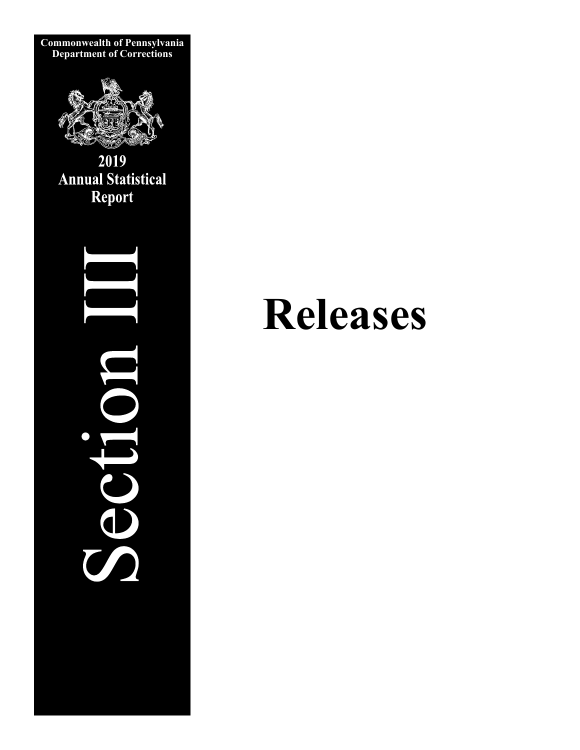Commonwealth of Pennsylvania
Department of Corrections

2019
Annual Statistical
Report

Section III

# Releases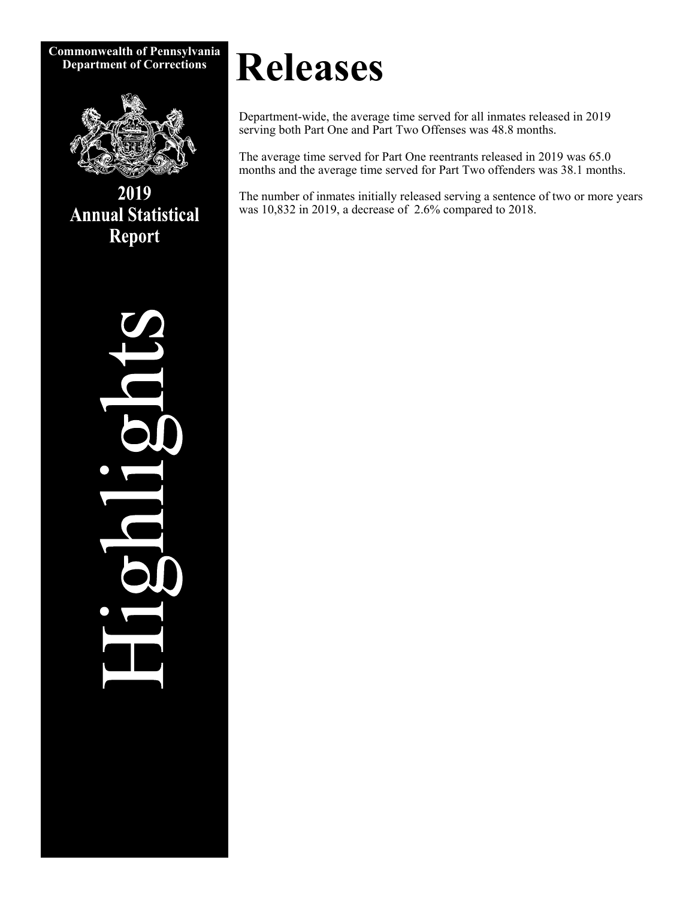Commonwealth of Pennsylvania
Department of Corrections

2019
Annual Statistical
Report

Highlights

# Releases

Department-wide, the average time served for all inmates released in 2019 serving both Part One and Part Two Offenses was 48.8 months.

The average time served for Part One reentrants released in 2019 was 65.0 months and the average time served for Part Two offenders was 38.1 months.

The number of inmates initially released serving a sentence of two or more years was 10,832 in 2019, a decrease of 2.6% compared to 2018.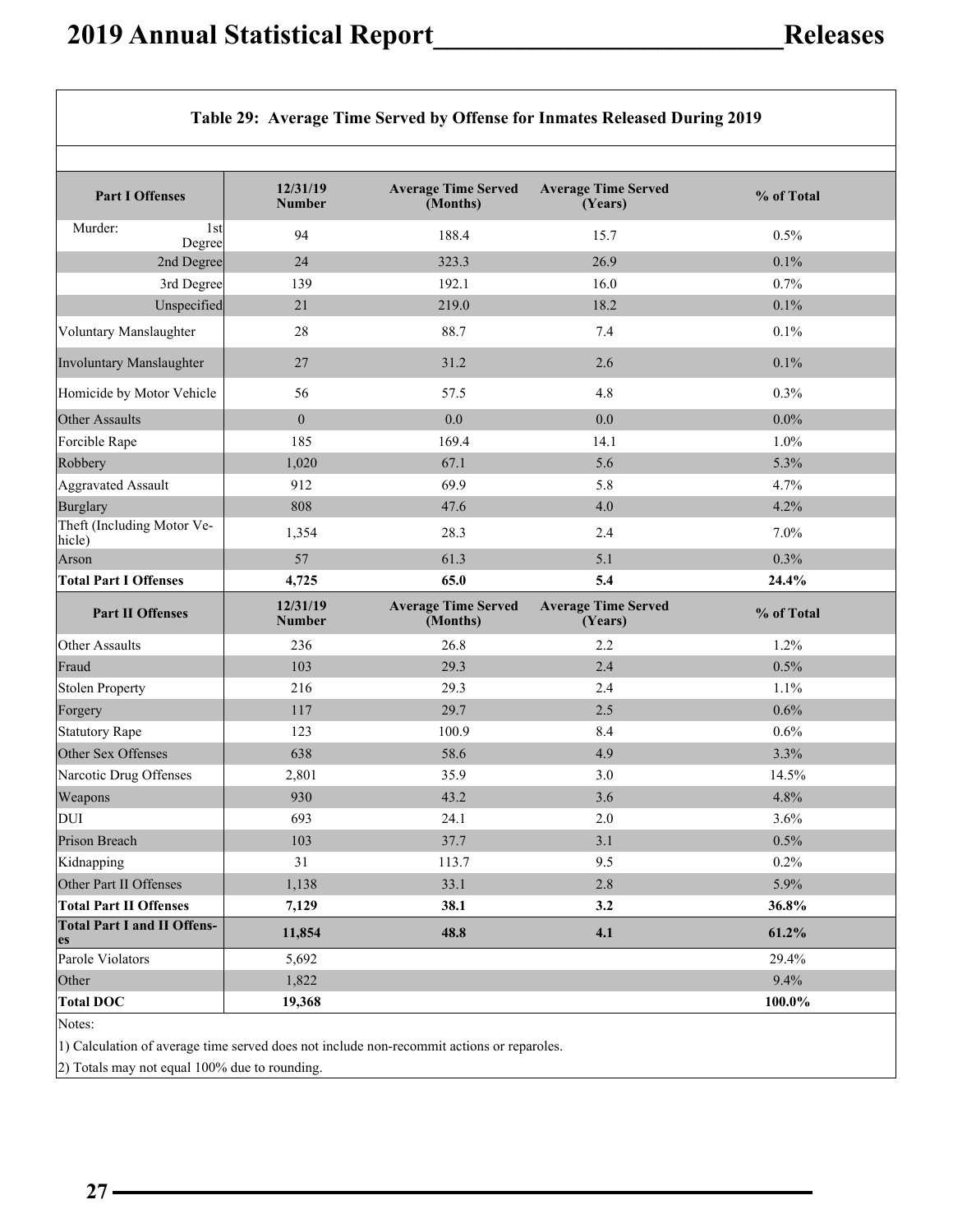## Table 29: Average Time Served by Offense for Inmates Released During 2019

| Part I Offenses | 12/31/19 Number | Average Time Served (Months) | Average Time Served (Years) | % of Total |
|---|---|---|---|---|
| Murder: 1st Degree | 94 | 188.4 | 15.7 | 0.5% |
| 2nd Degree | 24 | 323.3 | 26.9 | 0.1% |
| 3rd Degree | 139 | 192.1 | 16.0 | 0.7% |
| Unspecified | 21 | 219.0 | 18.2 | 0.1% |
| Voluntary Manslaughter | 28 | 88.7 | 7.4 | 0.1% |
| Involuntary Manslaughter | 27 | 31.2 | 2.6 | 0.1% |
| Homicide by Motor Vehicle | 56 | 57.5 | 4.8 | 0.3% |
| Other Assaults | 0 | 0.0 | 0.0 | 0.0% |
| Forcible Rape | 185 | 169.4 | 14.1 | 1.0% |
| Robbery | 1,020 | 67.1 | 5.6 | 5.3% |
| Aggravated Assault | 912 | 69.9 | 5.8 | 4.7% |
| Burglary | 808 | 47.6 | 4.0 | 4.2% |
| Theft (Including Motor Vehicle) | 1,354 | 28.3 | 2.4 | 7.0% |
| Arson | 57 | 61.3 | 5.1 | 0.3% |
| **Total Part I Offenses** | **4,725** | **65.0** | **5.4** | **24.4%** |
| **Part II Offenses** | **12/31/19 Number** | **Average Time Served (Months)** | **Average Time Served (Years)** | **% of Total** |
| Other Assaults | 236 | 26.8 | 2.2 | 1.2% |
| Fraud | 103 | 29.3 | 2.4 | 0.5% |
| Stolen Property | 216 | 29.3 | 2.4 | 1.1% |
| Forgery | 117 | 29.7 | 2.5 | 0.6% |
| Statutory Rape | 123 | 100.9 | 8.4 | 0.6% |
| Other Sex Offenses | 638 | 58.6 | 4.9 | 3.3% |
| Narcotic Drug Offenses | 2,801 | 35.9 | 3.0 | 14.5% |
| Weapons | 930 | 43.2 | 3.6 | 4.8% |
| DUI | 693 | 24.1 | 2.0 | 3.6% |
| Prison Breach | 103 | 37.7 | 3.1 | 0.5% |
| Kidnapping | 31 | 113.7 | 9.5 | 0.2% |
| Other Part II Offenses | 1,138 | 33.1 | 2.8 | 5.9% |
| **Total Part II Offenses** | **7,129** | **38.1** | **3.2** | **36.8%** |
| **Total Part I and II Offenses** | **11,854** | **48.8** | **4.1** | **61.2%** |
| Parole Violators | 5,692 | | | 29.4% |
| Other | 1,822 | | | 9.4% |
| **Total DOC** | **19,368** | | | **100.0%** |

Notes:

1) Calculation of average time served does not include non-recommit actions or reparoles.

2) Totals may not equal 100% due to rounding.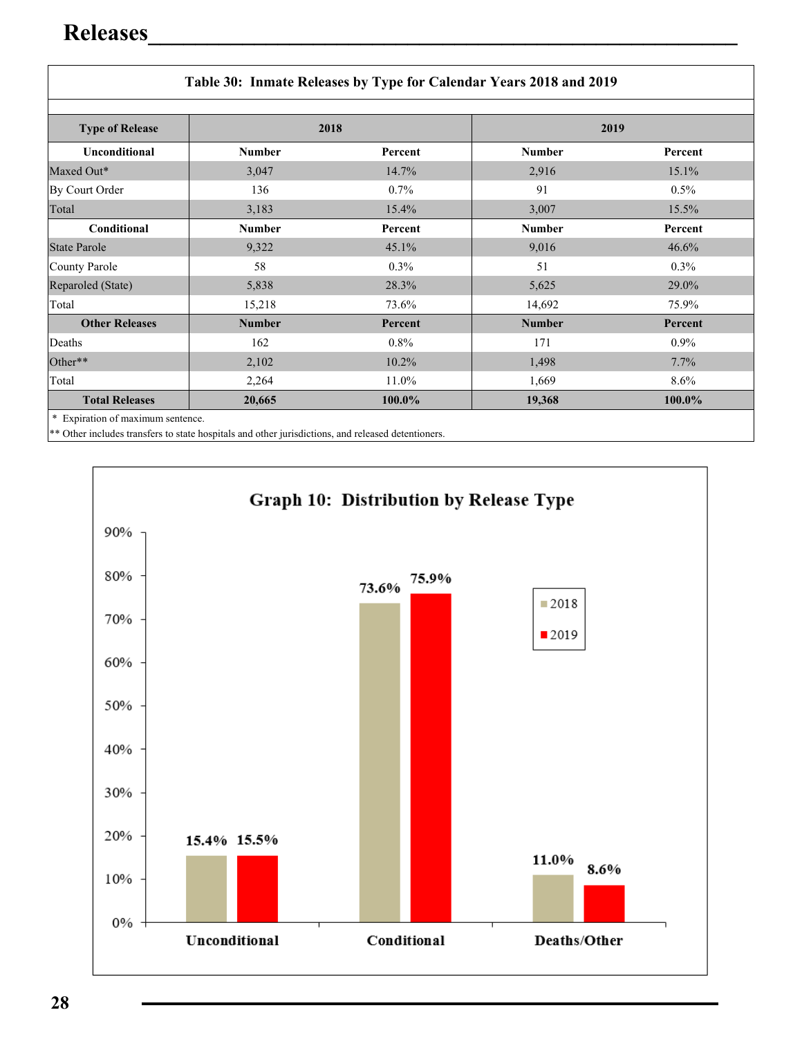# Releases

| Table 30: Inmate Releases by Type for Calendar Years 2018 and 2019 | | | | |
|---|---|---|---|---|
| **Type of Release** | **2018** | | **2019** | |
| **Unconditional** | **Number** | **Percent** | **Number** | **Percent** |
| Maxed Out* | 3,047 | 14.7% | 2,916 | 15.1% |
| By Court Order | 136 | 0.7% | 91 | 0.5% |
| Total | 3,183 | 15.4% | 3,007 | 15.5% |
| **Conditional** | **Number** | **Percent** | **Number** | **Percent** |
| State Parole | 9,322 | 45.1% | 9,016 | 46.6% |
| County Parole | 58 | 0.3% | 51 | 0.3% |
| Reparoled (State) | 5,838 | 28.3% | 5,625 | 29.0% |
| Total | 15,218 | 73.6% | 14,692 | 75.9% |
| **Other Releases** | **Number** | **Percent** | **Number** | **Percent** |
| Deaths | 162 | 0.8% | 171 | 0.9% |
| Other** | 2,102 | 10.2% | 1,498 | 7.7% |
| Total | 2,264 | 11.0% | 1,669 | 8.6% |
| **Total Releases** | **20,665** | **100.0%** | **19,368** | **100.0%** |

\* Expiration of maximum sentence.
** Other includes transfers to state hospitals and other jurisdictions, and released detentioners.

**Graph 10: Distribution by Release Type**

| | 2018 | 2019 |
|---|---|---|
| Unconditional | 15.4% | 15.5% |
| Conditional | 73.6% | 75.9% |
| Deaths/Other | 11.0% | 8.6% |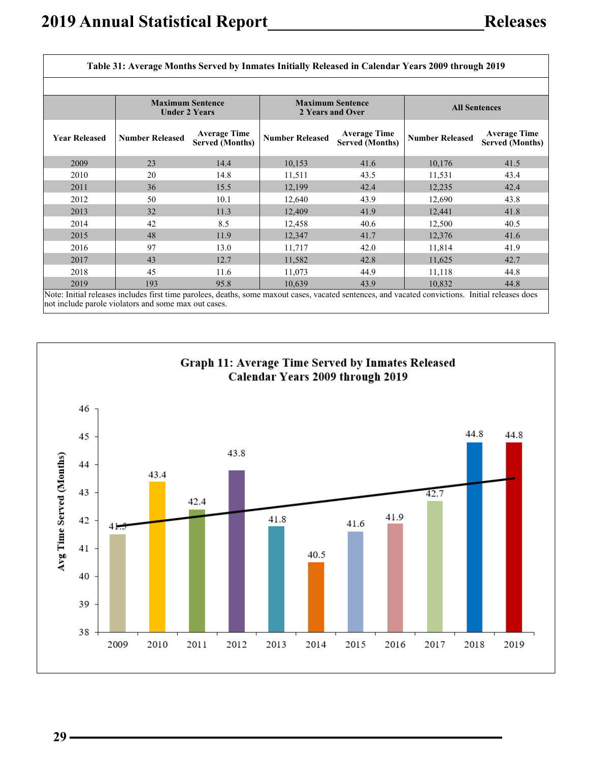**Table 31: Average Months Served by Inmates Initially Released in Calendar Years 2009 through 2019**

| Year Released | Maximum Sentence Under 2 Years | | Maximum Sentence 2 Years and Over | | All Sentences | |
|---|---|---|---|---|---|---|
| | Number Released | Average Time Served (Months) | Number Released | Average Time Served (Months) | Number Released | Average Time Served (Months) |
| 2009 | 23 | 14.4 | 10,153 | 41.6 | 10,176 | 41.5 |
| 2010 | 20 | 14.8 | 11,511 | 43.5 | 11,531 | 43.4 |
| 2011 | 36 | 15.5 | 12,199 | 42.4 | 12,235 | 42.4 |
| 2012 | 50 | 10.1 | 12,640 | 43.9 | 12,690 | 43.8 |
| 2013 | 32 | 11.3 | 12,409 | 41.9 | 12,441 | 41.8 |
| 2014 | 42 | 8.5 | 12,458 | 40.6 | 12,500 | 40.5 |
| 2015 | 48 | 11.9 | 12,347 | 41.7 | 12,376 | 41.6 |
| 2016 | 97 | 13.0 | 11,717 | 42.0 | 11,814 | 41.9 |
| 2017 | 43 | 12.7 | 11,582 | 42.8 | 11,625 | 42.7 |
| 2018 | 45 | 11.6 | 11,073 | 44.9 | 11,118 | 44.8 |
| 2019 | 193 | 95.8 | 10,639 | 43.9 | 10,832 | 44.8 |

Note: Initial releases includes first time parolees, deaths, some maxout cases, vacated sentences, and vacated convictions. Initial releases does not include parole violators and some max out cases.

**Graph 11: Average Time Served by Inmates Released Calendar Years 2009 through 2019**

| Year | Avg Time Served (Months) |
|---|---|
| 2009 | 41.5 |
| 2010 | 43.4 |
| 2011 | 42.4 |
| 2012 | 43.8 |
| 2013 | 41.8 |
| 2014 | 40.5 |
| 2015 | 41.6 |
| 2016 | 41.9 |
| 2017 | 42.7 |
| 2018 | 44.8 |
| 2019 | 44.8 |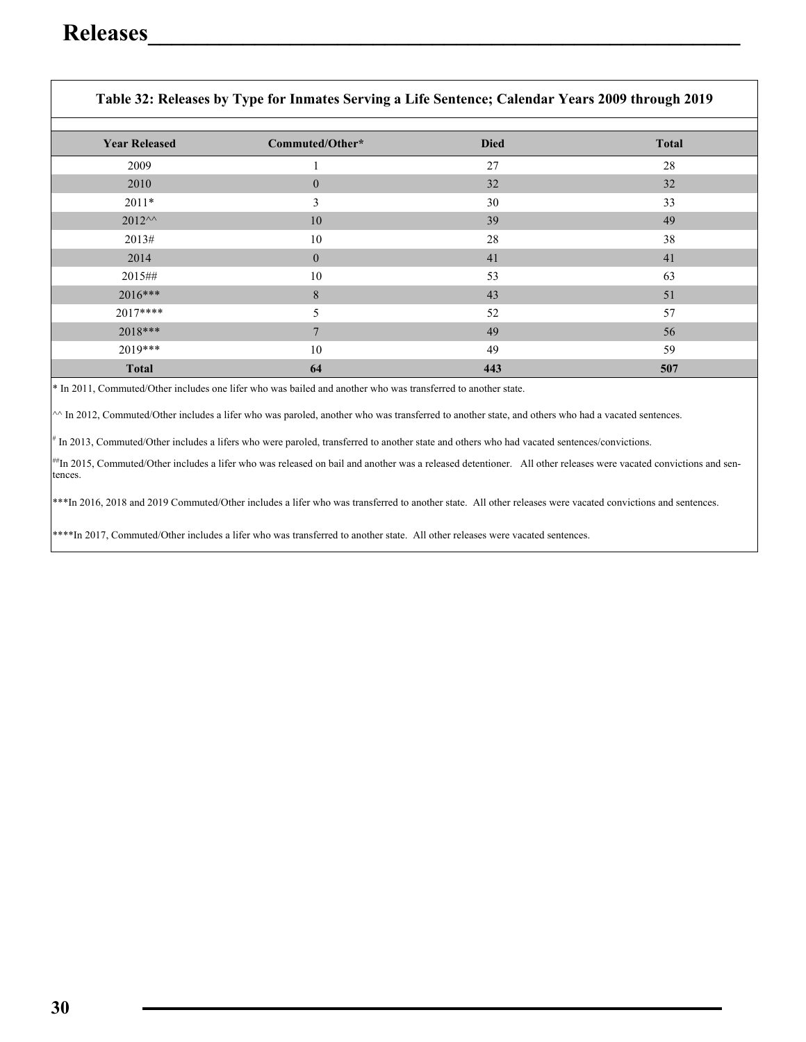# Releases

**Table 32: Releases by Type for Inmates Serving a Life Sentence; Calendar Years 2009 through 2019**

| Year Released | Commuted/Other* | Died | Total |
|---|---|---|---|
| 2009 | 1 | 27 | 28 |
| 2010 | 0 | 32 | 32 |
| 2011* | 3 | 30 | 33 |
| 2012^^ | 10 | 39 | 49 |
| 2013# | 10 | 28 | 38 |
| 2014 | 0 | 41 | 41 |
| 2015## | 10 | 53 | 63 |
| 2016*** | 8 | 43 | 51 |
| 2017**** | 5 | 52 | 57 |
| 2018*** | 7 | 49 | 56 |
| 2019*** | 10 | 49 | 59 |
| **Total** | **64** | **443** | **507** |

* In 2011, Commuted/Other includes one lifer who was bailed and another who was transferred to another state.

^^ In 2012, Commuted/Other includes a lifer who was paroled, another who was transferred to another state, and others who had a vacated sentences.

# In 2013, Commuted/Other includes a lifers who were paroled, transferred to another state and others who had vacated sentences/convictions.

##In 2015, Commuted/Other includes a lifer who was released on bail and another was a released detentioner. All other releases were vacated convictions and sentences.

***In 2016, 2018 and 2019 Commuted/Other includes a lifer who was transferred to another state. All other releases were vacated convictions and sentences.

****In 2017, Commuted/Other includes a lifer who was transferred to another state. All other releases were vacated sentences.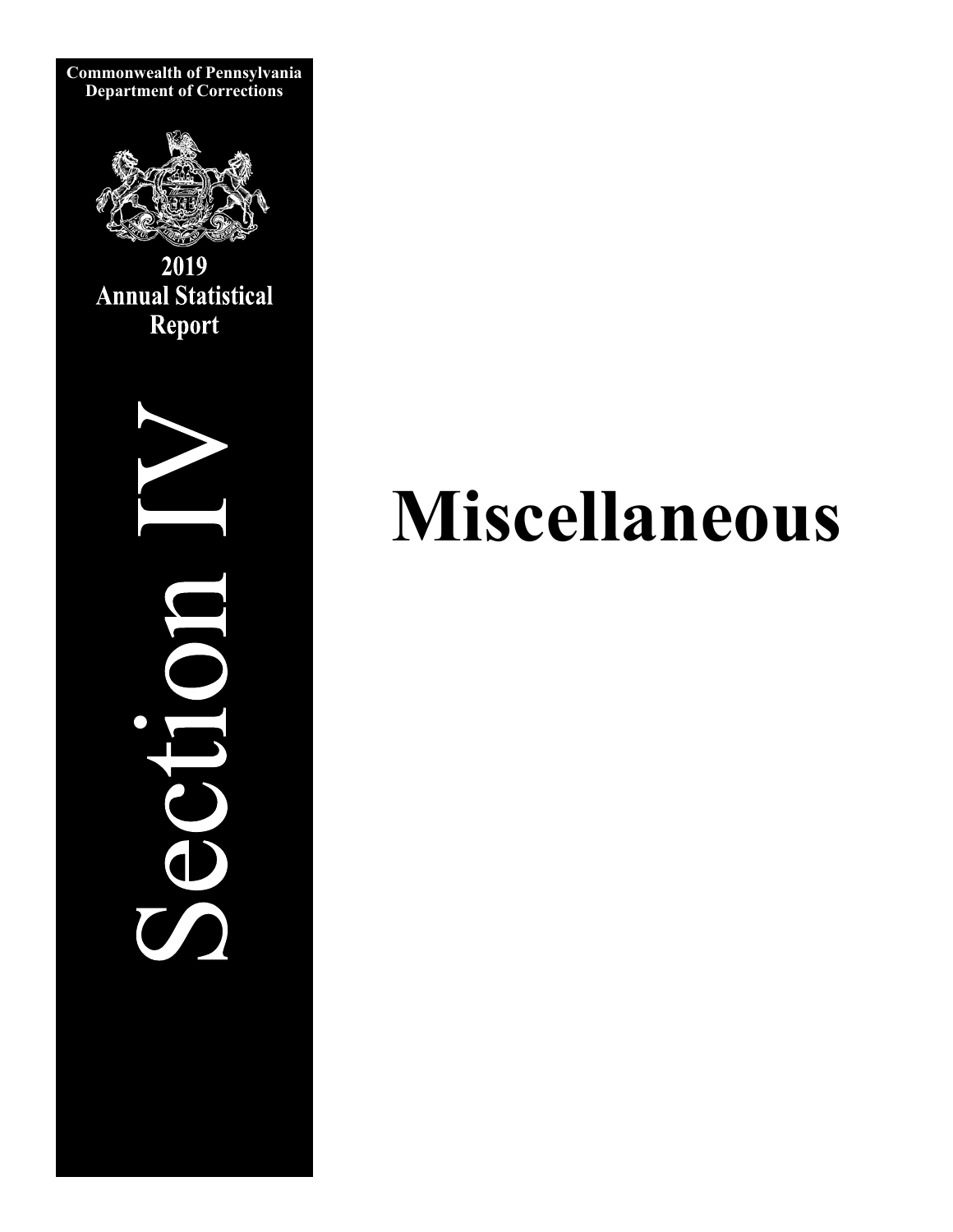**Commonwealth of Pennsylvania**
**Department of Corrections**

**2019**
**Annual Statistical Report**

Section IV

# Miscellaneous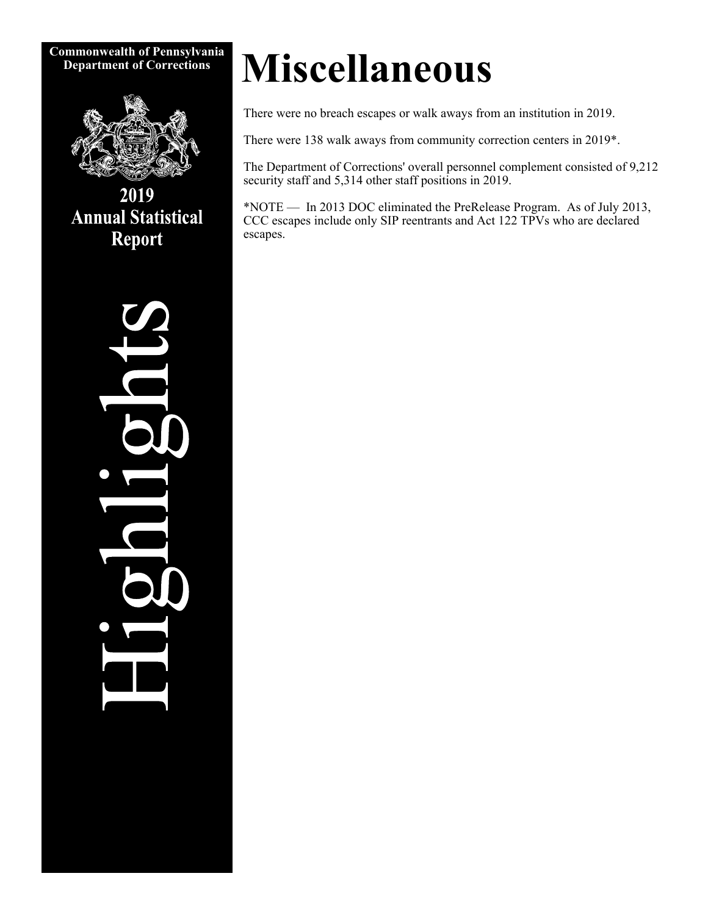Commonwealth of Pennsylvania
Department of Corrections

2019
Annual Statistical
Report

Highlights

# Miscellaneous

There were no breach escapes or walk aways from an institution in 2019.

There were 138 walk aways from community correction centers in 2019*.

The Department of Corrections' overall personnel complement consisted of 9,212 security staff and 5,314 other staff positions in 2019.

*NOTE — In 2013 DOC eliminated the PreRelease Program. As of July 2013, CCC escapes include only SIP reentrants and Act 122 TPVs who are declared escapes.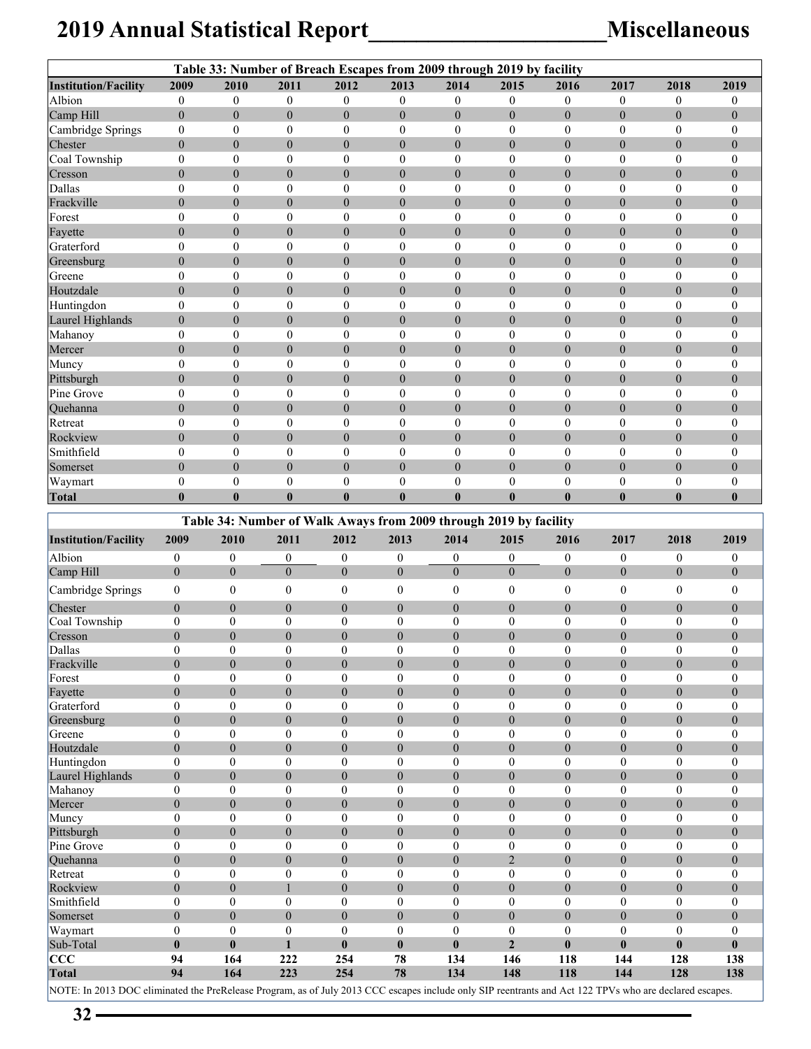# 2019 Annual Statistical Report ____________________ Miscellaneous

**Table 33: Number of Breach Escapes from 2009 through 2019 by facility**

| Institution/Facility | 2009 | 2010 | 2011 | 2012 | 2013 | 2014 | 2015 | 2016 | 2017 | 2018 | 2019 |
|---|---|---|---|---|---|---|---|---|---|---|---|
| Albion | 0 | 0 | 0 | 0 | 0 | 0 | 0 | 0 | 0 | 0 | 0 |
| Camp Hill | 0 | 0 | 0 | 0 | 0 | 0 | 0 | 0 | 0 | 0 | 0 |
| Cambridge Springs | 0 | 0 | 0 | 0 | 0 | 0 | 0 | 0 | 0 | 0 | 0 |
| Chester | 0 | 0 | 0 | 0 | 0 | 0 | 0 | 0 | 0 | 0 | 0 |
| Coal Township | 0 | 0 | 0 | 0 | 0 | 0 | 0 | 0 | 0 | 0 | 0 |
| Cresson | 0 | 0 | 0 | 0 | 0 | 0 | 0 | 0 | 0 | 0 | 0 |
| Dallas | 0 | 0 | 0 | 0 | 0 | 0 | 0 | 0 | 0 | 0 | 0 |
| Frackville | 0 | 0 | 0 | 0 | 0 | 0 | 0 | 0 | 0 | 0 | 0 |
| Forest | 0 | 0 | 0 | 0 | 0 | 0 | 0 | 0 | 0 | 0 | 0 |
| Fayette | 0 | 0 | 0 | 0 | 0 | 0 | 0 | 0 | 0 | 0 | 0 |
| Graterford | 0 | 0 | 0 | 0 | 0 | 0 | 0 | 0 | 0 | 0 | 0 |
| Greensburg | 0 | 0 | 0 | 0 | 0 | 0 | 0 | 0 | 0 | 0 | 0 |
| Greene | 0 | 0 | 0 | 0 | 0 | 0 | 0 | 0 | 0 | 0 | 0 |
| Houtzdale | 0 | 0 | 0 | 0 | 0 | 0 | 0 | 0 | 0 | 0 | 0 |
| Huntingdon | 0 | 0 | 0 | 0 | 0 | 0 | 0 | 0 | 0 | 0 | 0 |
| Laurel Highlands | 0 | 0 | 0 | 0 | 0 | 0 | 0 | 0 | 0 | 0 | 0 |
| Mahanoy | 0 | 0 | 0 | 0 | 0 | 0 | 0 | 0 | 0 | 0 | 0 |
| Mercer | 0 | 0 | 0 | 0 | 0 | 0 | 0 | 0 | 0 | 0 | 0 |
| Muncy | 0 | 0 | 0 | 0 | 0 | 0 | 0 | 0 | 0 | 0 | 0 |
| Pittsburgh | 0 | 0 | 0 | 0 | 0 | 0 | 0 | 0 | 0 | 0 | 0 |
| Pine Grove | 0 | 0 | 0 | 0 | 0 | 0 | 0 | 0 | 0 | 0 | 0 |
| Quehanna | 0 | 0 | 0 | 0 | 0 | 0 | 0 | 0 | 0 | 0 | 0 |
| Retreat | 0 | 0 | 0 | 0 | 0 | 0 | 0 | 0 | 0 | 0 | 0 |
| Rockview | 0 | 0 | 0 | 0 | 0 | 0 | 0 | 0 | 0 | 0 | 0 |
| Smithfield | 0 | 0 | 0 | 0 | 0 | 0 | 0 | 0 | 0 | 0 | 0 |
| Somerset | 0 | 0 | 0 | 0 | 0 | 0 | 0 | 0 | 0 | 0 | 0 |
| Waymart | 0 | 0 | 0 | 0 | 0 | 0 | 0 | 0 | 0 | 0 | 0 |
| **Total** | **0** | **0** | **0** | **0** | **0** | **0** | **0** | **0** | **0** | **0** | **0** |

**Table 34: Number of Walk Aways from 2009 through 2019 by facility**

| Institution/Facility | 2009 | 2010 | 2011 | 2012 | 2013 | 2014 | 2015 | 2016 | 2017 | 2018 | 2019 |
|---|---|---|---|---|---|---|---|---|---|---|---|
| Albion | 0 | 0 | 0 | 0 | 0 | 0 | 0 | 0 | 0 | 0 | 0 |
| Camp Hill | 0 | 0 | 0 | 0 | 0 | 0 | 0 | 0 | 0 | 0 | 0 |
| Cambridge Springs | 0 | 0 | 0 | 0 | 0 | 0 | 0 | 0 | 0 | 0 | 0 |
| Chester | 0 | 0 | 0 | 0 | 0 | 0 | 0 | 0 | 0 | 0 | 0 |
| Coal Township | 0 | 0 | 0 | 0 | 0 | 0 | 0 | 0 | 0 | 0 | 0 |
| Cresson | 0 | 0 | 0 | 0 | 0 | 0 | 0 | 0 | 0 | 0 | 0 |
| Dallas | 0 | 0 | 0 | 0 | 0 | 0 | 0 | 0 | 0 | 0 | 0 |
| Frackville | 0 | 0 | 0 | 0 | 0 | 0 | 0 | 0 | 0 | 0 | 0 |
| Forest | 0 | 0 | 0 | 0 | 0 | 0 | 0 | 0 | 0 | 0 | 0 |
| Fayette | 0 | 0 | 0 | 0 | 0 | 0 | 0 | 0 | 0 | 0 | 0 |
| Graterford | 0 | 0 | 0 | 0 | 0 | 0 | 0 | 0 | 0 | 0 | 0 |
| Greensburg | 0 | 0 | 0 | 0 | 0 | 0 | 0 | 0 | 0 | 0 | 0 |
| Greene | 0 | 0 | 0 | 0 | 0 | 0 | 0 | 0 | 0 | 0 | 0 |
| Houtzdale | 0 | 0 | 0 | 0 | 0 | 0 | 0 | 0 | 0 | 0 | 0 |
| Huntingdon | 0 | 0 | 0 | 0 | 0 | 0 | 0 | 0 | 0 | 0 | 0 |
| Laurel Highlands | 0 | 0 | 0 | 0 | 0 | 0 | 0 | 0 | 0 | 0 | 0 |
| Mahanoy | 0 | 0 | 0 | 0 | 0 | 0 | 0 | 0 | 0 | 0 | 0 |
| Mercer | 0 | 0 | 0 | 0 | 0 | 0 | 0 | 0 | 0 | 0 | 0 |
| Muncy | 0 | 0 | 0 | 0 | 0 | 0 | 0 | 0 | 0 | 0 | 0 |
| Pittsburgh | 0 | 0 | 0 | 0 | 0 | 0 | 0 | 0 | 0 | 0 | 0 |
| Pine Grove | 0 | 0 | 0 | 0 | 0 | 0 | 0 | 0 | 0 | 0 | 0 |
| Quehanna | 0 | 0 | 0 | 0 | 0 | 0 | 2 | 0 | 0 | 0 | 0 |
| Retreat | 0 | 0 | 0 | 0 | 0 | 0 | 0 | 0 | 0 | 0 | 0 |
| Rockview | 0 | 0 | 1 | 0 | 0 | 0 | 0 | 0 | 0 | 0 | 0 |
| Smithfield | 0 | 0 | 0 | 0 | 0 | 0 | 0 | 0 | 0 | 0 | 0 |
| Somerset | 0 | 0 | 0 | 0 | 0 | 0 | 0 | 0 | 0 | 0 | 0 |
| Waymart | 0 | 0 | 0 | 0 | 0 | 0 | 0 | 0 | 0 | 0 | 0 |
| **Sub-Total** | **0** | **0** | **1** | **0** | **0** | **0** | **2** | **0** | **0** | **0** | **0** |
| **CCC** | **94** | **164** | **222** | **254** | **78** | **134** | **146** | **118** | **144** | **128** | **138** |
| **Total** | **94** | **164** | **223** | **254** | **78** | **134** | **148** | **118** | **144** | **128** | **138** |

NOTE: In 2013 DOC eliminated the PreRelease Program, as of July 2013 CCC escapes include only SIP reentrants and Act 122 TPVs who are declared escapes.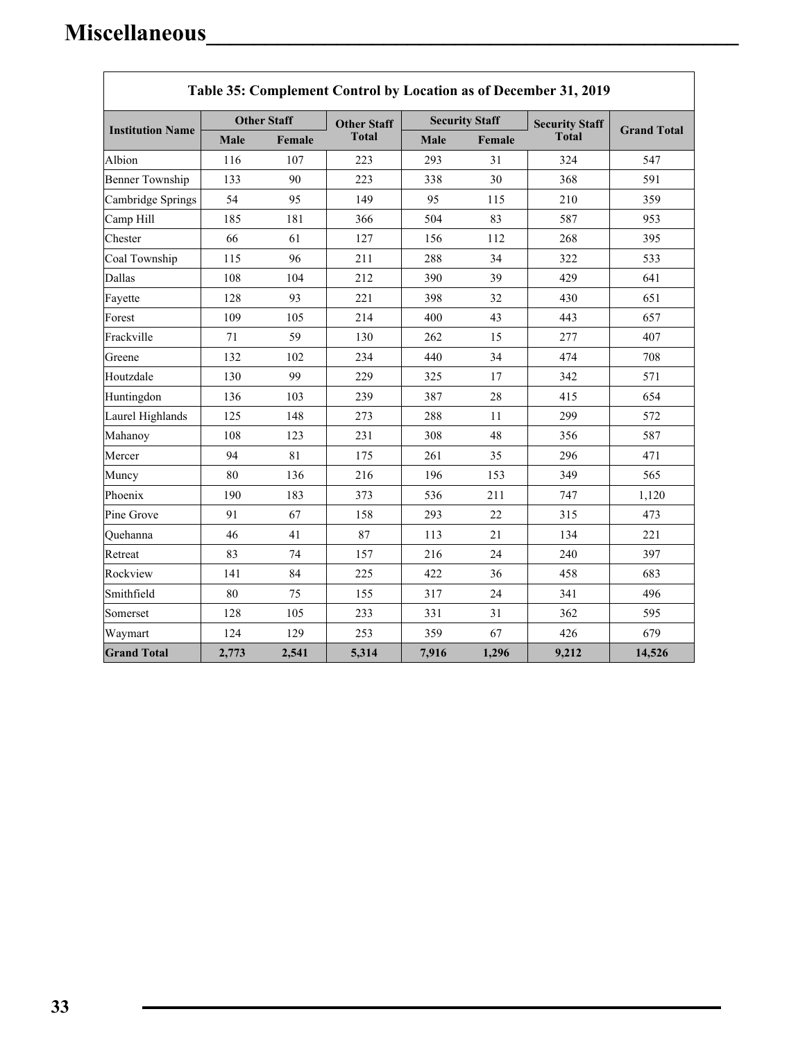# Miscellaneous

**Table 35: Complement Control by Location as of December 31, 2019**

| Institution Name | Other Staff | | Other Staff Total | Security Staff | | Security Staff Total | Grand Total |
|---|---|---|---|---|---|---|---|
| | Male | Female | | Male | Female | | |
| Albion | 116 | 107 | 223 | 293 | 31 | 324 | 547 |
| Benner Township | 133 | 90 | 223 | 338 | 30 | 368 | 591 |
| Cambridge Springs | 54 | 95 | 149 | 95 | 115 | 210 | 359 |
| Camp Hill | 185 | 181 | 366 | 504 | 83 | 587 | 953 |
| Chester | 66 | 61 | 127 | 156 | 112 | 268 | 395 |
| Coal Township | 115 | 96 | 211 | 288 | 34 | 322 | 533 |
| Dallas | 108 | 104 | 212 | 390 | 39 | 429 | 641 |
| Fayette | 128 | 93 | 221 | 398 | 32 | 430 | 651 |
| Forest | 109 | 105 | 214 | 400 | 43 | 443 | 657 |
| Frackville | 71 | 59 | 130 | 262 | 15 | 277 | 407 |
| Greene | 132 | 102 | 234 | 440 | 34 | 474 | 708 |
| Houtzdale | 130 | 99 | 229 | 325 | 17 | 342 | 571 |
| Huntingdon | 136 | 103 | 239 | 387 | 28 | 415 | 654 |
| Laurel Highlands | 125 | 148 | 273 | 288 | 11 | 299 | 572 |
| Mahanoy | 108 | 123 | 231 | 308 | 48 | 356 | 587 |
| Mercer | 94 | 81 | 175 | 261 | 35 | 296 | 471 |
| Muncy | 80 | 136 | 216 | 196 | 153 | 349 | 565 |
| Phoenix | 190 | 183 | 373 | 536 | 211 | 747 | 1,120 |
| Pine Grove | 91 | 67 | 158 | 293 | 22 | 315 | 473 |
| Quehanna | 46 | 41 | 87 | 113 | 21 | 134 | 221 |
| Retreat | 83 | 74 | 157 | 216 | 24 | 240 | 397 |
| Rockview | 141 | 84 | 225 | 422 | 36 | 458 | 683 |
| Smithfield | 80 | 75 | 155 | 317 | 24 | 341 | 496 |
| Somerset | 128 | 105 | 233 | 331 | 31 | 362 | 595 |
| Waymart | 124 | 129 | 253 | 359 | 67 | 426 | 679 |
| **Grand Total** | **2,773** | **2,541** | **5,314** | **7,916** | **1,296** | **9,212** | **14,526** |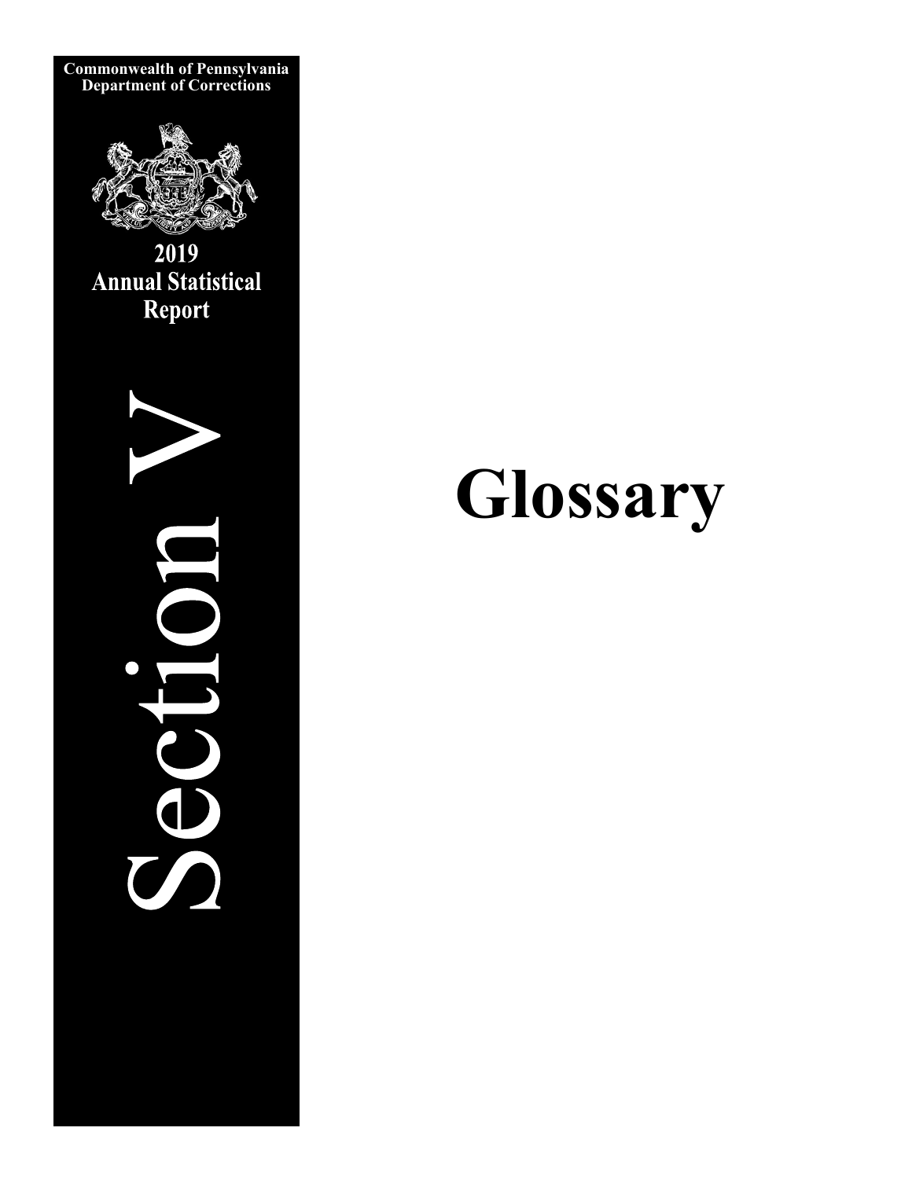**Commonwealth of Pennsylvania**
**Department of Corrections**

**2019**
**Annual Statistical Report**

# Section V

# Glossary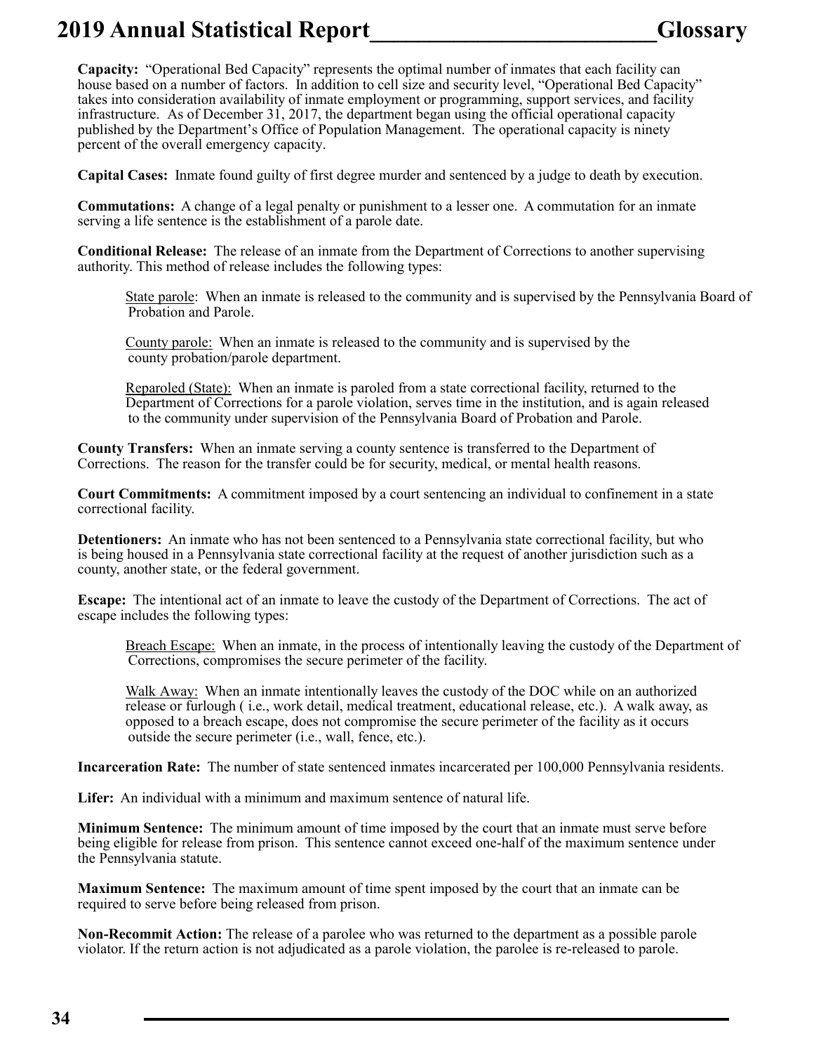**Capacity:** "Operational Bed Capacity" represents the optimal number of inmates that each facility can house based on a number of factors. In addition to cell size and security level, "Operational Bed Capacity" takes into consideration availability of inmate employment or programming, support services, and facility infrastructure. As of December 31, 2017, the department began using the official operational capacity published by the Department's Office of Population Management. The operational capacity is ninety percent of the overall emergency capacity.

**Capital Cases:** Inmate found guilty of first degree murder and sentenced by a judge to death by execution.

**Commutations:** A change of a legal penalty or punishment to a lesser one. A commutation for an inmate serving a life sentence is the establishment of a parole date.

**Conditional Release:** The release of an inmate from the Department of Corrections to another supervising authority. This method of release includes the following types:

> State parole: When an inmate is released to the community and is supervised by the Pennsylvania Board of Probation and Parole.
>
> County parole: When an inmate is released to the community and is supervised by the county probation/parole department.
>
> Reparoled (State): When an inmate is paroled from a state correctional facility, returned to the Department of Corrections for a parole violation, serves time in the institution, and is again released to the community under supervision of the Pennsylvania Board of Probation and Parole.

**County Transfers:** When an inmate serving a county sentence is transferred to the Department of Corrections. The reason for the transfer could be for security, medical, or mental health reasons.

**Court Commitments:** A commitment imposed by a court sentencing an individual to confinement in a state correctional facility.

**Detentioners:** An inmate who has not been sentenced to a Pennsylvania state correctional facility, but who is being housed in a Pennsylvania state correctional facility at the request of another jurisdiction such as a county, another state, or the federal government.

**Escape:** The intentional act of an inmate to leave the custody of the Department of Corrections. The act of escape includes the following types:

> Breach Escape: When an inmate, in the process of intentionally leaving the custody of the Department of Corrections, compromises the secure perimeter of the facility.
>
> Walk Away: When an inmate intentionally leaves the custody of the DOC while on an authorized release or furlough ( i.e., work detail, medical treatment, educational release, etc.). A walk away, as opposed to a breach escape, does not compromise the secure perimeter of the facility as it occurs outside the secure perimeter (i.e., wall, fence, etc.).

**Incarceration Rate:** The number of state sentenced inmates incarcerated per 100,000 Pennsylvania residents.

**Lifer:** An individual with a minimum and maximum sentence of natural life.

**Minimum Sentence:** The minimum amount of time imposed by the court that an inmate must serve before being eligible for release from prison. This sentence cannot exceed one-half of the maximum sentence under the Pennsylvania statute.

**Maximum Sentence:** The maximum amount of time spent imposed by the court that an inmate can be required to serve before being released from prison.

**Non-Recommit Action:** The release of a parolee who was returned to the department as a possible parole violator. If the return action is not adjudicated as a parole violation, the parolee is re-released to parole.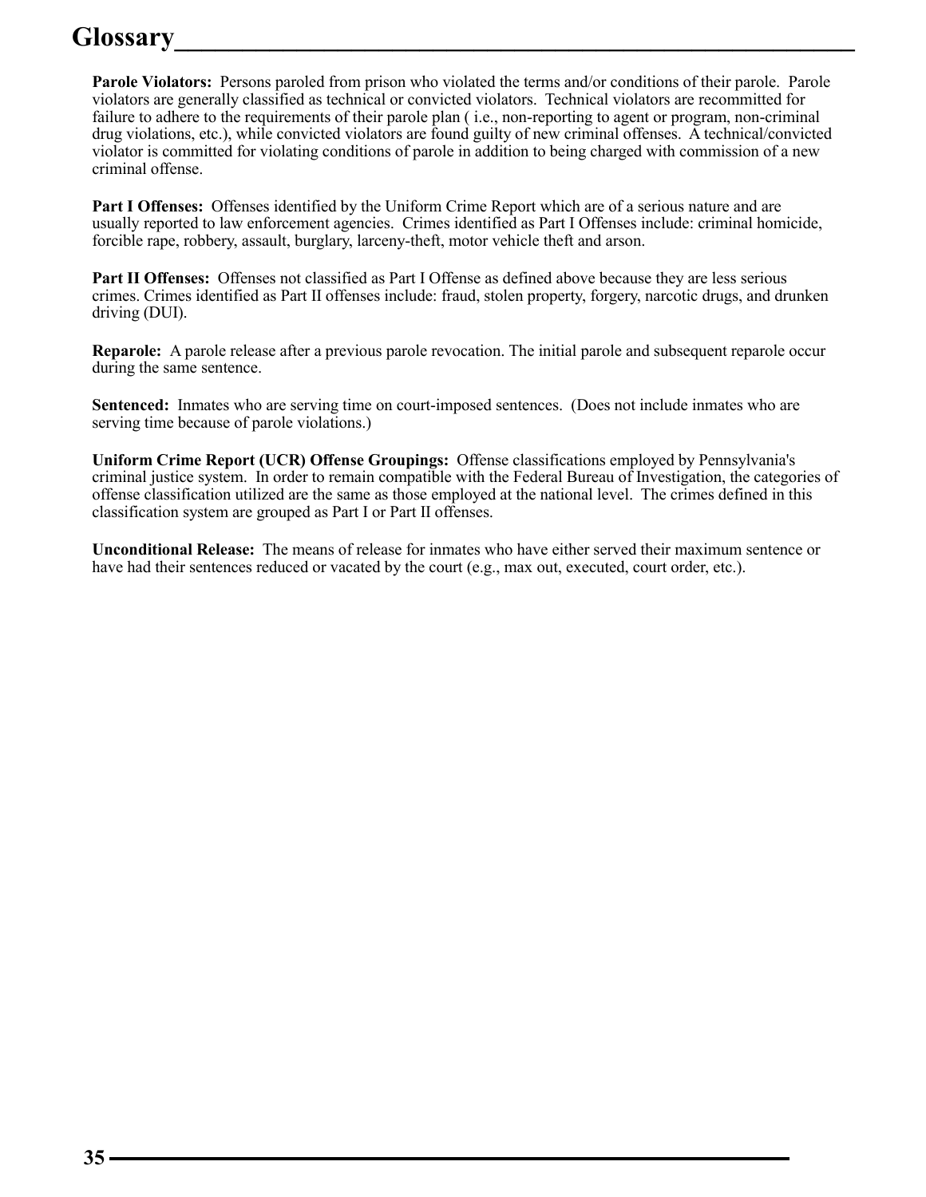# Glossary

**Parole Violators:** Persons paroled from prison who violated the terms and/or conditions of their parole. Parole violators are generally classified as technical or convicted violators. Technical violators are recommitted for failure to adhere to the requirements of their parole plan ( i.e., non-reporting to agent or program, non-criminal drug violations, etc.), while convicted violators are found guilty of new criminal offenses. A technical/convicted violator is committed for violating conditions of parole in addition to being charged with commission of a new criminal offense.

**Part I Offenses:** Offenses identified by the Uniform Crime Report which are of a serious nature and are usually reported to law enforcement agencies. Crimes identified as Part I Offenses include: criminal homicide, forcible rape, robbery, assault, burglary, larceny-theft, motor vehicle theft and arson.

**Part II Offenses:** Offenses not classified as Part I Offense as defined above because they are less serious crimes. Crimes identified as Part II offenses include: fraud, stolen property, forgery, narcotic drugs, and drunken driving (DUI).

**Reparole:** A parole release after a previous parole revocation. The initial parole and subsequent reparole occur during the same sentence.

**Sentenced:** Inmates who are serving time on court-imposed sentences. (Does not include inmates who are serving time because of parole violations.)

**Uniform Crime Report (UCR) Offense Groupings:** Offense classifications employed by Pennsylvania's criminal justice system. In order to remain compatible with the Federal Bureau of Investigation, the categories of offense classification utilized are the same as those employed at the national level. The crimes defined in this classification system are grouped as Part I or Part II offenses.

**Unconditional Release:** The means of release for inmates who have either served their maximum sentence or have had their sentences reduced or vacated by the court (e.g., max out, executed, court order, etc.).